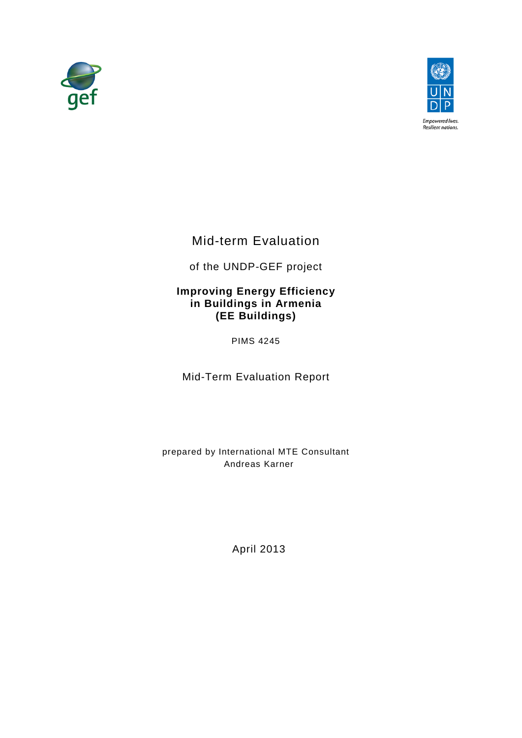# Mid-term Evaluation

of the UNDP-GEF project

**Improving Energy Efficiency in Buildings in Armenia (EE Buildings)**

PIMS 4245

Mid-Term Evaluation Report

prepared by International MTE Consultant
Andreas Karner

April 2013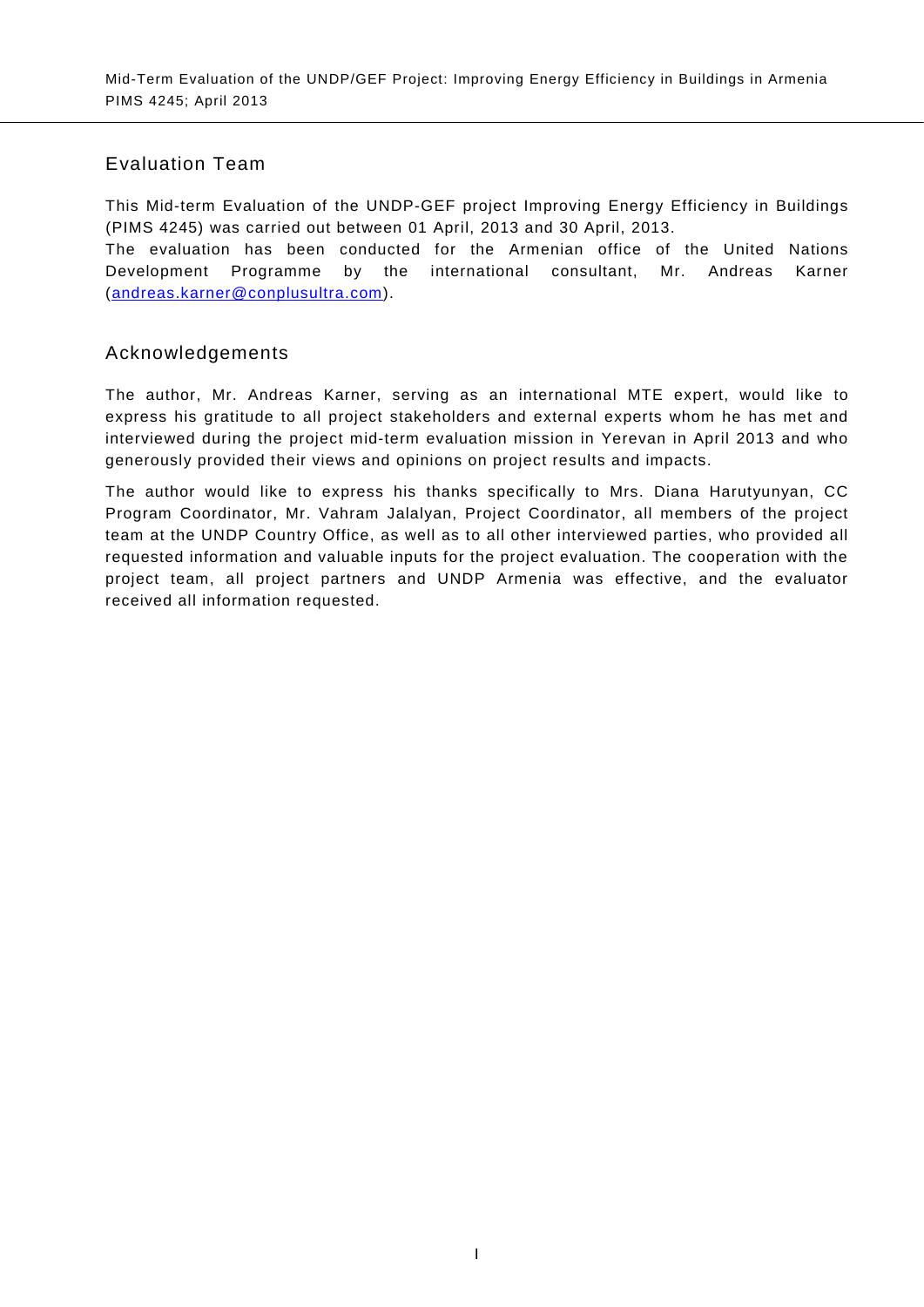## Evaluation Team

This Mid-term Evaluation of the UNDP-GEF project Improving Energy Efficiency in Buildings (PIMS 4245) was carried out between 01 April, 2013 and 30 April, 2013.
The evaluation has been conducted for the Armenian office of the United Nations Development Programme by the international consultant, Mr. Andreas Karner (andreas.karner@conplusultra.com).

## Acknowledgements

The author, Mr. Andreas Karner, serving as an international MTE expert, would like to express his gratitude to all project stakeholders and external experts whom he has met and interviewed during the project mid-term evaluation mission in Yerevan in April 2013 and who generously provided their views and opinions on project results and impacts.

The author would like to express his thanks specifically to Mrs. Diana Harutyunyan, CC Program Coordinator, Mr. Vahram Jalalyan, Project Coordinator, all members of the project team at the UNDP Country Office, as well as to all other interviewed parties, who provided all requested information and valuable inputs for the project evaluation. The cooperation with the project team, all project partners and UNDP Armenia was effective, and the evaluator received all information requested.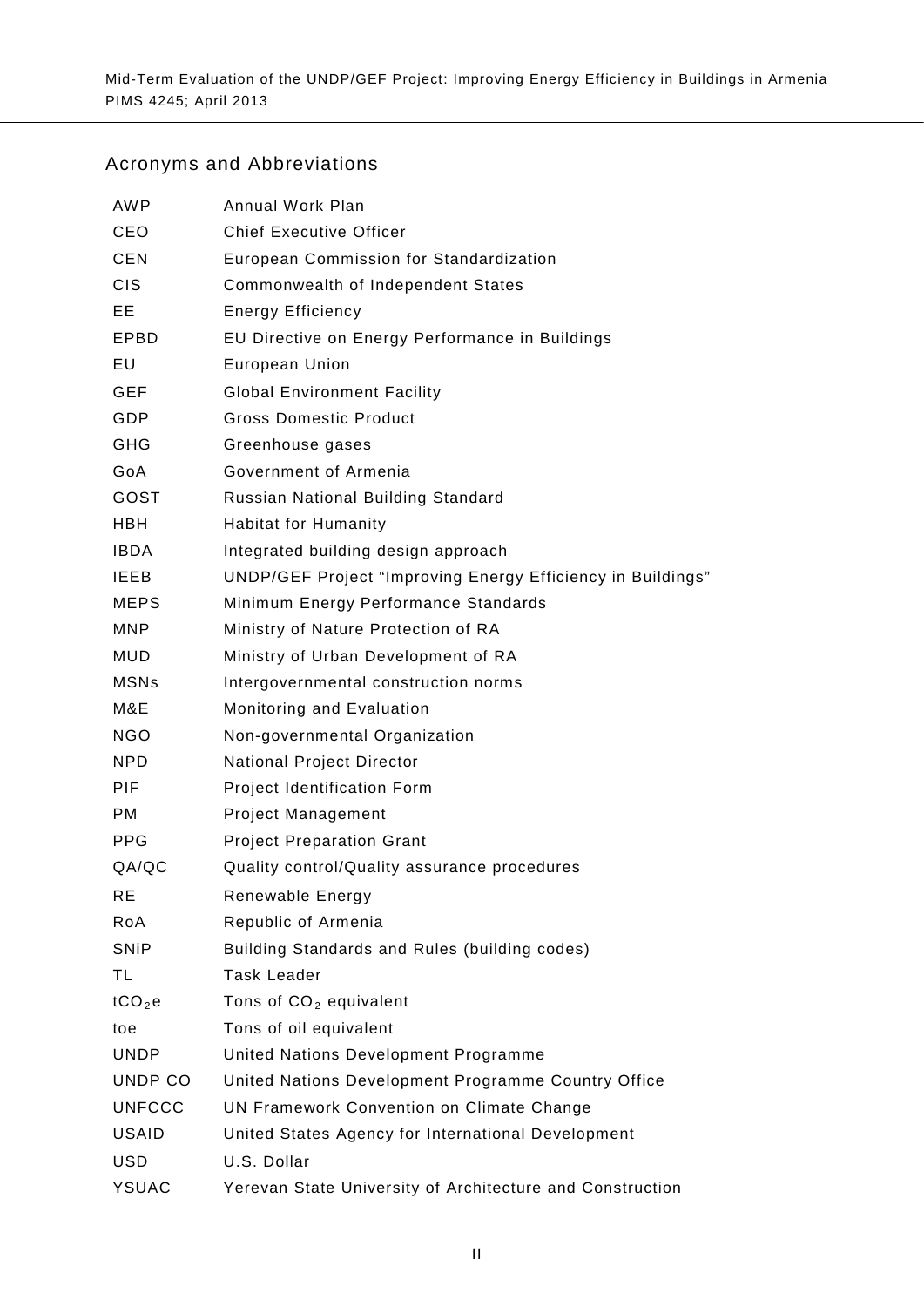## Acronyms and Abbreviations

| | |
|---|---|
| AWP | Annual Work Plan |
| CEO | Chief Executive Officer |
| CEN | European Commission for Standardization |
| CIS | Commonwealth of Independent States |
| EE | Energy Efficiency |
| EPBD | EU Directive on Energy Performance in Buildings |
| EU | European Union |
| GEF | Global Environment Facility |
| GDP | Gross Domestic Product |
| GHG | Greenhouse gases |
| GoA | Government of Armenia |
| GOST | Russian National Building Standard |
| HBH | Habitat for Humanity |
| IBDA | Integrated building design approach |
| IEEB | UNDP/GEF Project "Improving Energy Efficiency in Buildings" |
| MEPS | Minimum Energy Performance Standards |
| MNP | Ministry of Nature Protection of RA |
| MUD | Ministry of Urban Development of RA |
| MSNs | Intergovernmental construction norms |
| M&E | Monitoring and Evaluation |
| NGO | Non-governmental Organization |
| NPD | National Project Director |
| PIF | Project Identification Form |
| PM | Project Management |
| PPG | Project Preparation Grant |
| QA/QC | Quality control/Quality assurance procedures |
| RE | Renewable Energy |
| RoA | Republic of Armenia |
| SNiP | Building Standards and Rules (building codes) |
| TL | Task Leader |
| $tCO_2e$ | Tons of $CO_2$ equivalent |
| toe | Tons of oil equivalent |
| UNDP | United Nations Development Programme |
| UNDP CO | United Nations Development Programme Country Office |
| UNFCCC | UN Framework Convention on Climate Change |
| USAID | United States Agency for International Development |
| USD | U.S. Dollar |
| YSUAC | Yerevan State University of Architecture and Construction |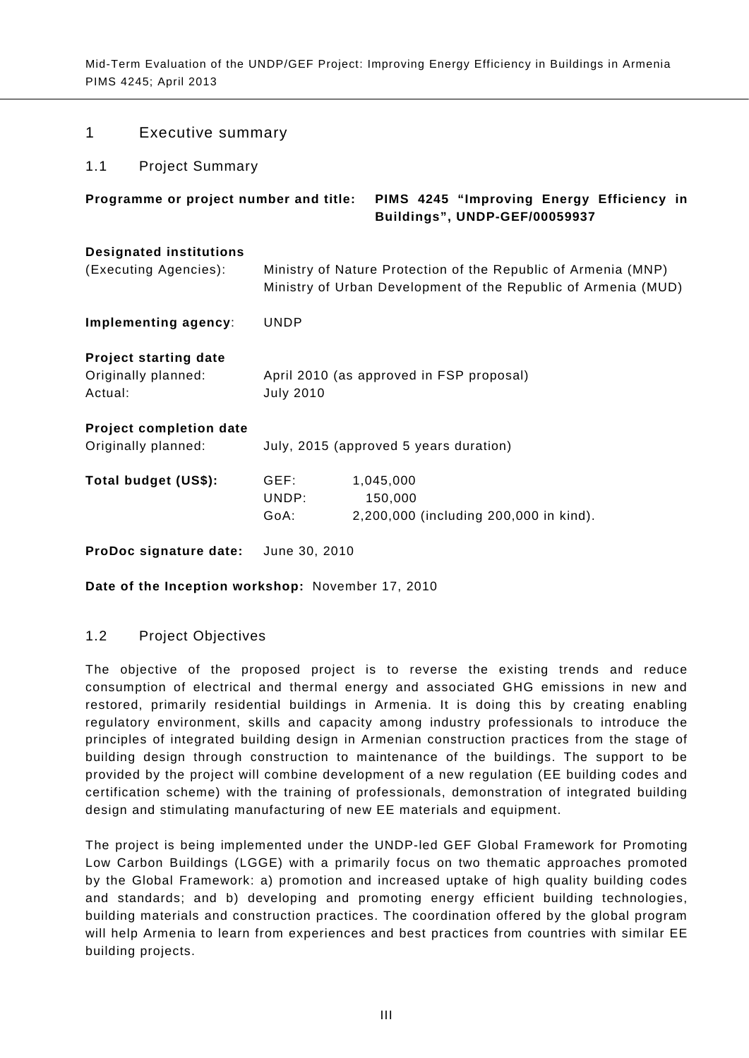# 1 Executive summary

## 1.1 Project Summary

**Programme or project number and title:** **PIMS 4245 "Improving Energy Efficiency in Buildings", UNDP-GEF/00059937**

**Designated institutions**
(Executing Agencies): Ministry of Nature Protection of the Republic of Armenia (MNP)
Ministry of Urban Development of the Republic of Armenia (MUD)

**Implementing agency**: UNDP

**Project starting date**
Originally planned: April 2010 (as approved in FSP proposal)
Actual: July 2010

**Project completion date**
Originally planned: July, 2015 (approved 5 years duration)

**Total budget (US$):**

| | |
|---|---|
| GEF: | 1,045,000 |
| UNDP: | 150,000 |
| GoA: | 2,200,000 (including 200,000 in kind). |

**ProDoc signature date:** June 30, 2010

**Date of the Inception workshop:** November 17, 2010

## 1.2 Project Objectives

The objective of the proposed project is to reverse the existing trends and reduce consumption of electrical and thermal energy and associated GHG emissions in new and restored, primarily residential buildings in Armenia. It is doing this by creating enabling regulatory environment, skills and capacity among industry professionals to introduce the principles of integrated building design in Armenian construction practices from the stage of building design through construction to maintenance of the buildings. The support to be provided by the project will combine development of a new regulation (EE building codes and certification scheme) with the training of professionals, demonstration of integrated building design and stimulating manufacturing of new EE materials and equipment.

The project is being implemented under the UNDP-led GEF Global Framework for Promoting Low Carbon Buildings (LGGE) with a primarily focus on two thematic approaches promoted by the Global Framework: a) promotion and increased uptake of high quality building codes and standards; and b) developing and promoting energy efficient building technologies, building materials and construction practices. The coordination offered by the global program will help Armenia to learn from experiences and best practices from countries with similar EE building projects.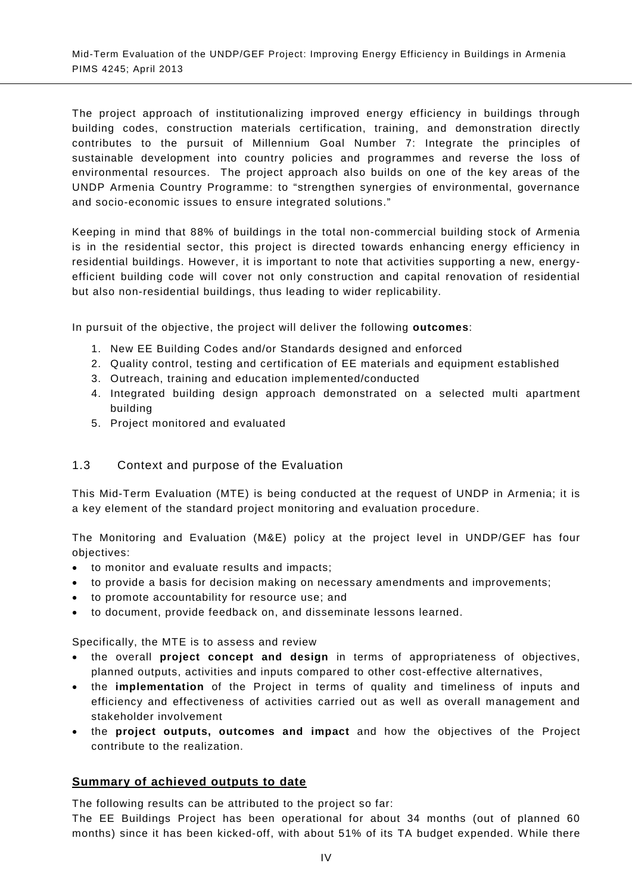The project approach of institutionalizing improved energy efficiency in buildings through building codes, construction materials certification, training, and demonstration directly contributes to the pursuit of Millennium Goal Number 7: Integrate the principles of sustainable development into country policies and programmes and reverse the loss of environmental resources. The project approach also builds on one of the key areas of the UNDP Armenia Country Programme: to "strengthen synergies of environmental, governance and socio-economic issues to ensure integrated solutions."

Keeping in mind that 88% of buildings in the total non-commercial building stock of Armenia is in the residential sector, this project is directed towards enhancing energy efficiency in residential buildings. However, it is important to note that activities supporting a new, energy-efficient building code will cover not only construction and capital renovation of residential but also non-residential buildings, thus leading to wider replicability.

In pursuit of the objective, the project will deliver the following **outcomes**:

1. New EE Building Codes and/or Standards designed and enforced
2. Quality control, testing and certification of EE materials and equipment established
3. Outreach, training and education implemented/conducted
4. Integrated building design approach demonstrated on a selected multi apartment building
5. Project monitored and evaluated

## 1.3 Context and purpose of the Evaluation

This Mid-Term Evaluation (MTE) is being conducted at the request of UNDP in Armenia; it is a key element of the standard project monitoring and evaluation procedure.

The Monitoring and Evaluation (M&E) policy at the project level in UNDP/GEF has four objectives:

- to monitor and evaluate results and impacts;
- to provide a basis for decision making on necessary amendments and improvements;
- to promote accountability for resource use; and
- to document, provide feedback on, and disseminate lessons learned.

Specifically, the MTE is to assess and review

- the overall **project concept and design** in terms of appropriateness of objectives, planned outputs, activities and inputs compared to other cost-effective alternatives,
- the **implementation** of the Project in terms of quality and timeliness of inputs and efficiency and effectiveness of activities carried out as well as overall management and stakeholder involvement
- the **project outputs, outcomes and impact** and how the objectives of the Project contribute to the realization.

**Summary of achieved outputs to date**

The following results can be attributed to the project so far:

The EE Buildings Project has been operational for about 34 months (out of planned 60 months) since it has been kicked-off, with about 51% of its TA budget expended. While there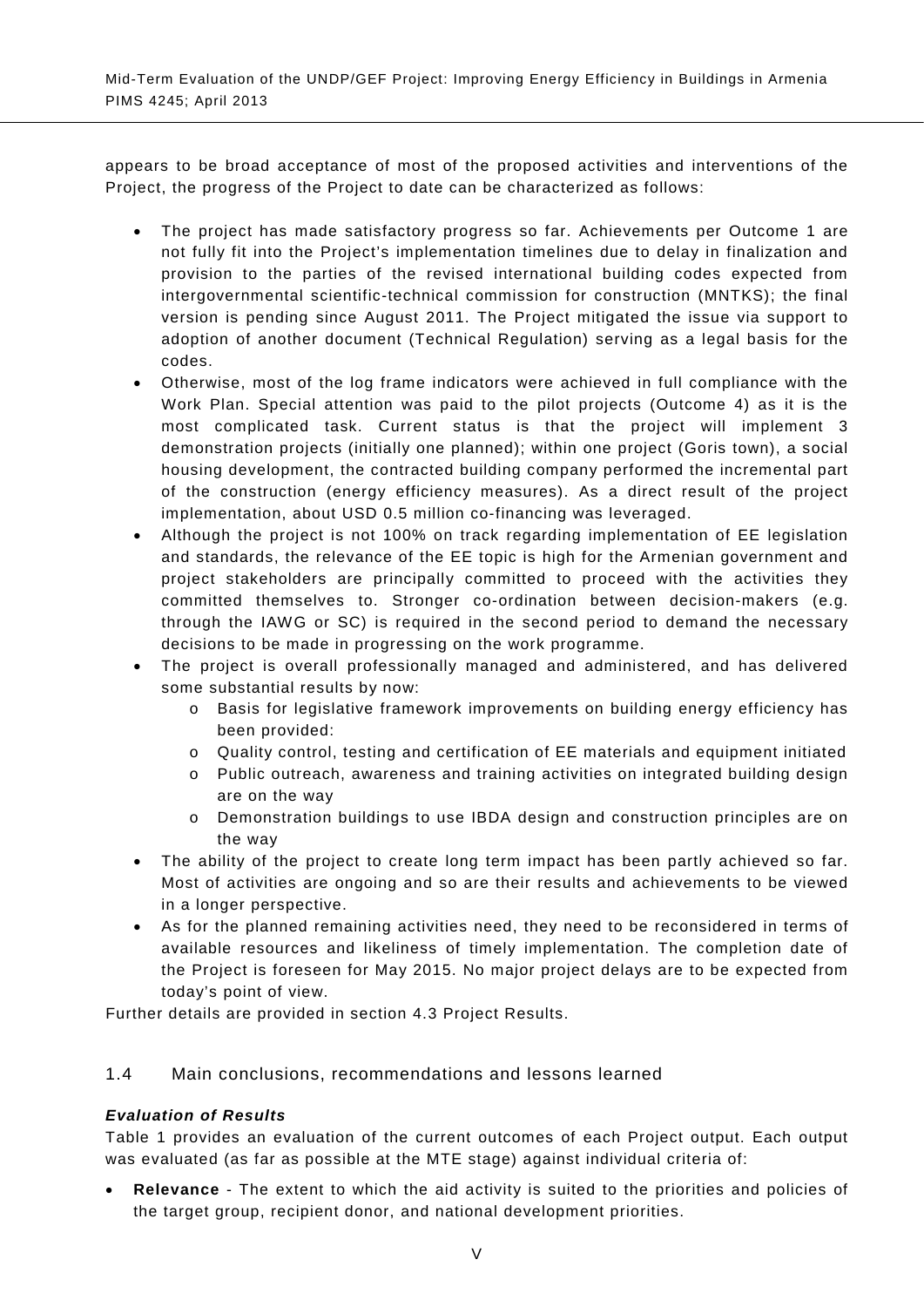appears to be broad acceptance of most of the proposed activities and interventions of the Project, the progress of the Project to date can be characterized as follows:

- The project has made satisfactory progress so far. Achievements per Outcome 1 are not fully fit into the Project's implementation timelines due to delay in finalization and provision to the parties of the revised international building codes expected from intergovernmental scientific-technical commission for construction (MNTKS); the final version is pending since August 2011. The Project mitigated the issue via support to adoption of another document (Technical Regulation) serving as a legal basis for the codes.
- Otherwise, most of the log frame indicators were achieved in full compliance with the Work Plan. Special attention was paid to the pilot projects (Outcome 4) as it is the most complicated task. Current status is that the project will implement 3 demonstration projects (initially one planned); within one project (Goris town), a social housing development, the contracted building company performed the incremental part of the construction (energy efficiency measures). As a direct result of the project implementation, about USD 0.5 million co-financing was leveraged.
- Although the project is not 100% on track regarding implementation of EE legislation and standards, the relevance of the EE topic is high for the Armenian government and project stakeholders are principally committed to proceed with the activities they committed themselves to. Stronger co-ordination between decision-makers (e.g. through the IAWG or SC) is required in the second period to demand the necessary decisions to be made in progressing on the work programme.
- The project is overall professionally managed and administered, and has delivered some substantial results by now:
    - Basis for legislative framework improvements on building energy efficiency has been provided:
    - Quality control, testing and certification of EE materials and equipment initiated
    - Public outreach, awareness and training activities on integrated building design are on the way
    - Demonstration buildings to use IBDA design and construction principles are on the way
- The ability of the project to create long term impact has been partly achieved so far. Most of activities are ongoing and so are their results and achievements to be viewed in a longer perspective.
- As for the planned remaining activities need, they need to be reconsidered in terms of available resources and likeliness of timely implementation. The completion date of the Project is foreseen for May 2015. No major project delays are to be expected from today's point of view.

Further details are provided in section 4.3 Project Results.

## 1.4 Main conclusions, recommendations and lessons learned

***Evaluation of Results***

Table 1 provides an evaluation of the current outcomes of each Project output. Each output was evaluated (as far as possible at the MTE stage) against individual criteria of:

- **Relevance** - The extent to which the aid activity is suited to the priorities and policies of the target group, recipient donor, and national development priorities.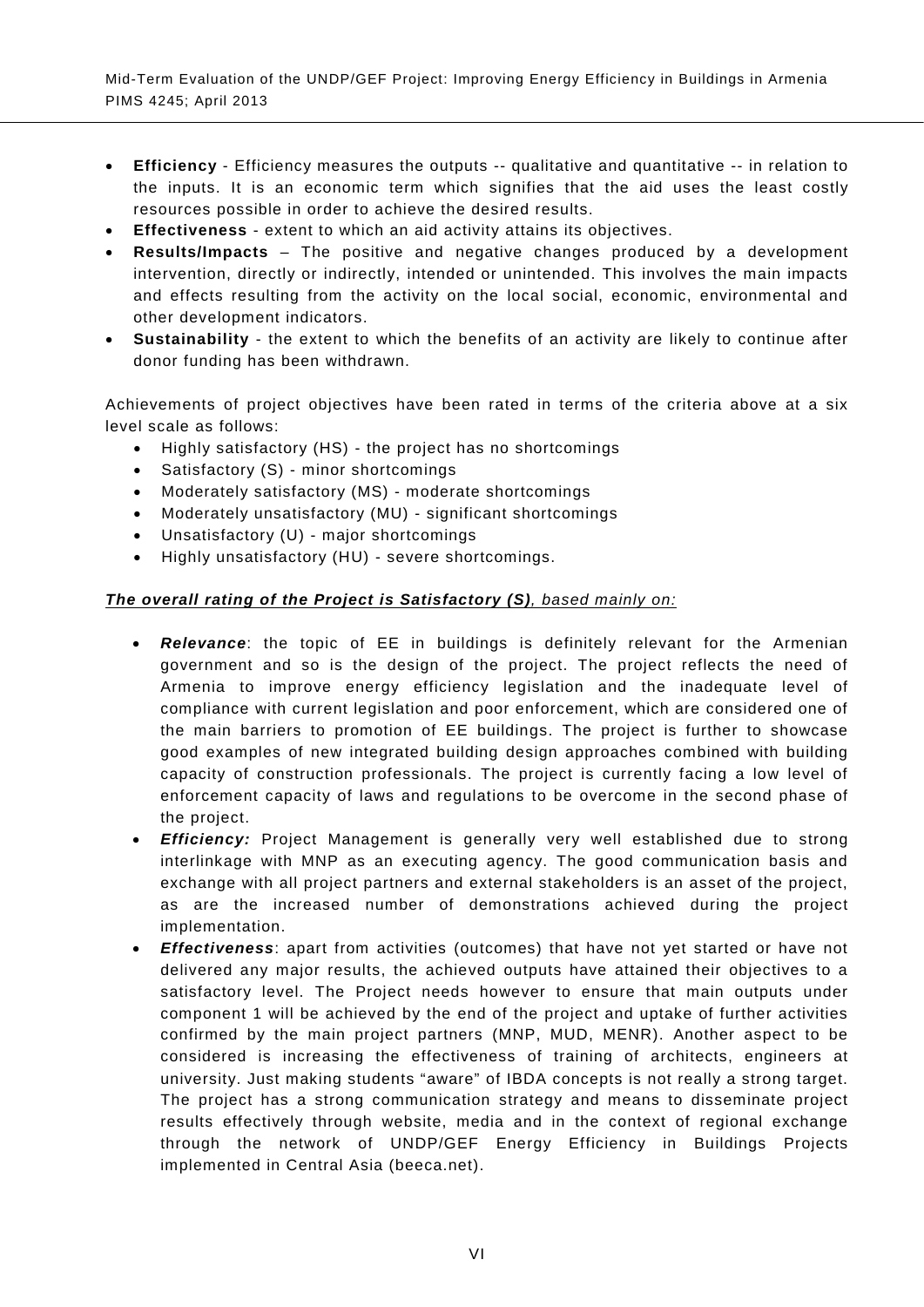- **Efficiency** - Efficiency measures the outputs -- qualitative and quantitative -- in relation to the inputs. It is an economic term which signifies that the aid uses the least costly resources possible in order to achieve the desired results.
- **Effectiveness** - extent to which an aid activity attains its objectives.
- **Results/Impacts** – The positive and negative changes produced by a development intervention, directly or indirectly, intended or unintended. This involves the main impacts and effects resulting from the activity on the local social, economic, environmental and other development indicators.
- **Sustainability** - the extent to which the benefits of an activity are likely to continue after donor funding has been withdrawn.

Achievements of project objectives have been rated in terms of the criteria above at a six level scale as follows:

- Highly satisfactory (HS) - the project has no shortcomings
- Satisfactory (S) - minor shortcomings
- Moderately satisfactory (MS) - moderate shortcomings
- Moderately unsatisfactory (MU) - significant shortcomings
- Unsatisfactory (U) - major shortcomings
- Highly unsatisfactory (HU) - severe shortcomings.

***The overall rating of the Project is Satisfactory (S)****, based mainly on:*

- ***Relevance***: the topic of EE in buildings is definitely relevant for the Armenian government and so is the design of the project. The project reflects the need of Armenia to improve energy efficiency legislation and the inadequate level of compliance with current legislation and poor enforcement, which are considered one of the main barriers to promotion of EE buildings. The project is further to showcase good examples of new integrated building design approaches combined with building capacity of construction professionals. The project is currently facing a low level of enforcement capacity of laws and regulations to be overcome in the second phase of the project.
- ***Efficiency:*** Project Management is generally very well established due to strong interlinkage with MNP as an executing agency. The good communication basis and exchange with all project partners and external stakeholders is an asset of the project, as are the increased number of demonstrations achieved during the project implementation.
- ***Effectiveness***: apart from activities (outcomes) that have not yet started or have not delivered any major results, the achieved outputs have attained their objectives to a satisfactory level. The Project needs however to ensure that main outputs under component 1 will be achieved by the end of the project and uptake of further activities confirmed by the main project partners (MNP, MUD, MENR). Another aspect to be considered is increasing the effectiveness of training of architects, engineers at university. Just making students "aware" of IBDA concepts is not really a strong target. The project has a strong communication strategy and means to disseminate project results effectively through website, media and in the context of regional exchange through the network of UNDP/GEF Energy Efficiency in Buildings Projects implemented in Central Asia (beeca.net).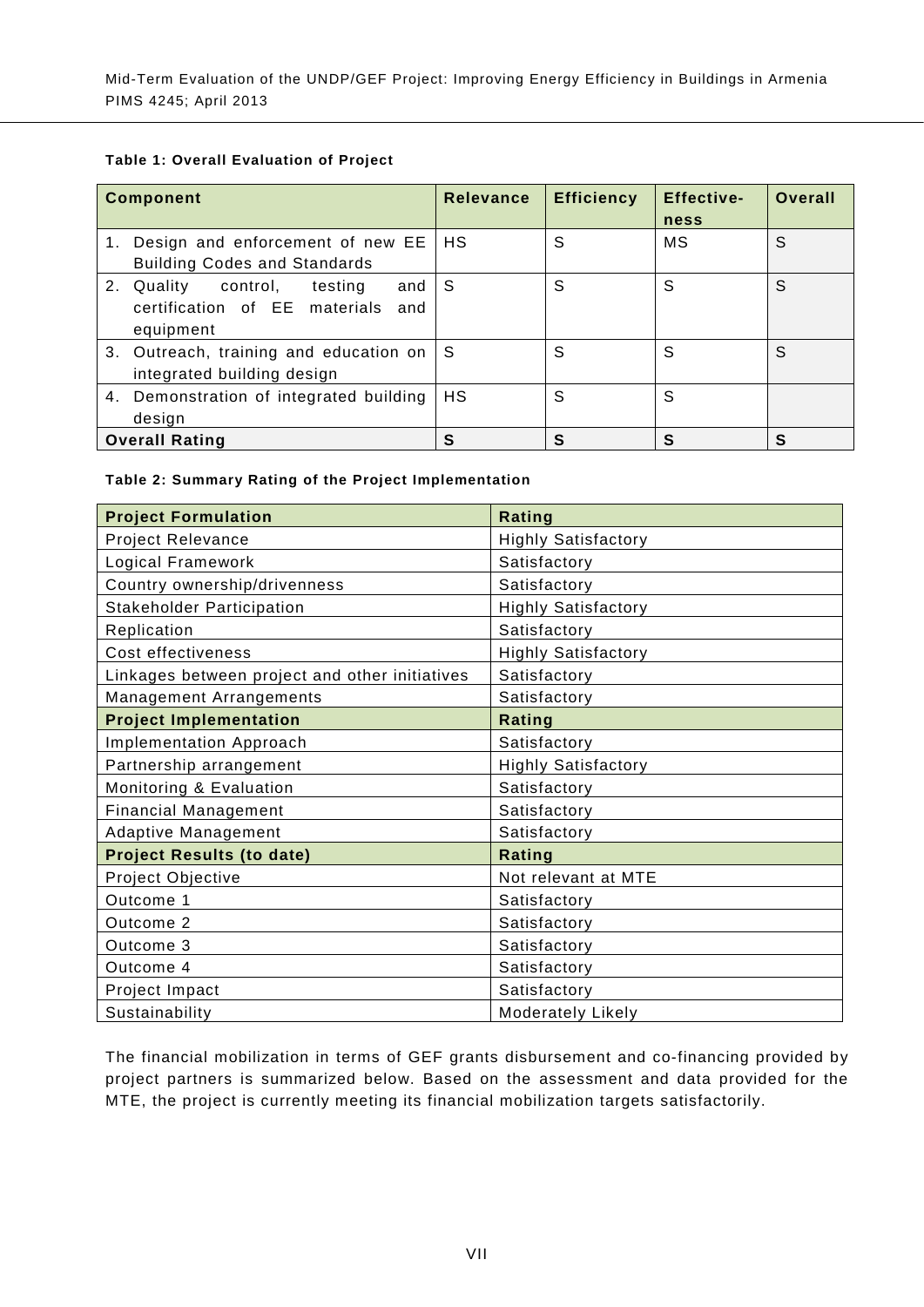**Table 1: Overall Evaluation of Project**

| Component | Relevance | Efficiency | Effective-ness | Overall |
|---|---|---|---|---|
| 1. Design and enforcement of new EE Building Codes and Standards | HS | S | MS | S |
| 2. Quality control, testing and certification of EE materials and equipment | S | S | S | S |
| 3. Outreach, training and education on integrated building design | S | S | S | S |
| 4. Demonstration of integrated building design | HS | S | S | |
| **Overall Rating** | **S** | **S** | **S** | **S** |

**Table 2: Summary Rating of the Project Implementation**

| **Project Formulation** | **Rating** |
|---|---|
| Project Relevance | Highly Satisfactory |
| Logical Framework | Satisfactory |
| Country ownership/drivenness | Satisfactory |
| Stakeholder Participation | Highly Satisfactory |
| Replication | Satisfactory |
| Cost effectiveness | Highly Satisfactory |
| Linkages between project and other initiatives | Satisfactory |
| Management Arrangements | Satisfactory |
| **Project Implementation** | **Rating** |
| Implementation Approach | Satisfactory |
| Partnership arrangement | Highly Satisfactory |
| Monitoring & Evaluation | Satisfactory |
| Financial Management | Satisfactory |
| Adaptive Management | Satisfactory |
| **Project Results (to date)** | **Rating** |
| Project Objective | Not relevant at MTE |
| Outcome 1 | Satisfactory |
| Outcome 2 | Satisfactory |
| Outcome 3 | Satisfactory |
| Outcome 4 | Satisfactory |
| Project Impact | Satisfactory |
| Sustainability | Moderately Likely |

The financial mobilization in terms of GEF grants disbursement and co-financing provided by project partners is summarized below. Based on the assessment and data provided for the MTE, the project is currently meeting its financial mobilization targets satisfactorily.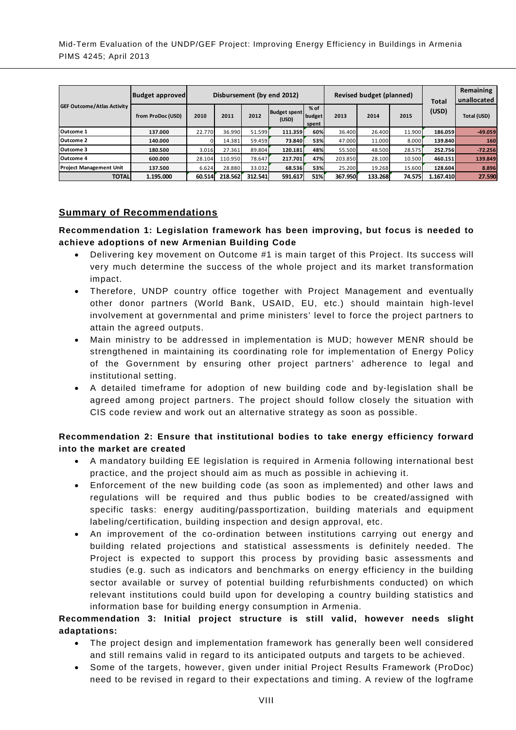| GEF Outcome/Atlas Activity | Budget approved | Disbursement (by end 2012) | | | | | Revised budget (planned) | | | Total (USD) | Remaining unallocated |
|---|---|---|---|---|---|---|---|---|---|---|---|
| | from ProDoc (USD) | 2010 | 2011 | 2012 | Budget spent (USD) | % of budget spent | 2013 | 2014 | 2015 | | Total (USD) |
| Outcome 1 | 137.000 | 22.770 | 36.990 | 51.599 | 111.359 | 60% | 36.400 | 26.400 | 11.900 | 186.059 | -49.059 |
| Outcome 2 | 140.000 | 0 | 14.381 | 59.459 | 73.840 | 53% | 47.000 | 11.000 | 8.000 | 139.840 | 160 |
| Outcome 3 | 180.500 | 3.016 | 27.361 | 89.804 | 120.181 | 48% | 55.500 | 48.500 | 28.575 | 252.756 | -72.256 |
| Outcome 4 | 600.000 | 28.104 | 110.950 | 78.647 | 217.701 | 47% | 203.850 | 28.100 | 10.500 | 460.151 | 139.849 |
| Project Management Unit | 137.500 | 6.624 | 28.880 | 33.032 | 68.536 | 53% | 25.200 | 19.268 | 15.600 | 128.604 | 8.896 |
| TOTAL | 1.195.000 | 60.514 | 218.562 | 312.541 | 591.617 | 51% | 367.950 | 133.268 | 74.575 | 1.167.410 | 27.590 |

## Summary of Recommendations

**Recommendation 1: Legislation framework has been improving, but focus is needed to achieve adoptions of new Armenian Building Code**

- Delivering key movement on Outcome #1 is main target of this Project. Its success will very much determine the success of the whole project and its market transformation impact.
- Therefore, UNDP country office together with Project Management and eventually other donor partners (World Bank, USAID, EU, etc.) should maintain high-level involvement at governmental and prime ministers' level to force the project partners to attain the agreed outputs.
- Main ministry to be addressed in implementation is MUD; however MENR should be strengthened in maintaining its coordinating role for implementation of Energy Policy of the Government by ensuring other project partners' adherence to legal and institutional setting.
- A detailed timeframe for adoption of new building code and by-legislation shall be agreed among project partners. The project should follow closely the situation with CIS code review and work out an alternative strategy as soon as possible.

**Recommendation 2: Ensure that institutional bodies to take energy efficiency forward into the market are created**

- A mandatory building EE legislation is required in Armenia following international best practice, and the project should aim as much as possible in achieving it.
- Enforcement of the new building code (as soon as implemented) and other laws and regulations will be required and thus public bodies to be created/assigned with specific tasks: energy auditing/passportization, building materials and equipment labeling/certification, building inspection and design approval, etc.
- An improvement of the co-ordination between institutions carrying out energy and building related projections and statistical assessments is definitely needed. The Project is expected to support this process by providing basic assessments and studies (e.g. such as indicators and benchmarks on energy efficiency in the building sector available or survey of potential building refurbishments conducted) on which relevant institutions could build upon for developing a country building statistics and information base for building energy consumption in Armenia.

**Recommendation 3: Initial project structure is still valid, however needs slight adaptations:**

- The project design and implementation framework has generally been well considered and still remains valid in regard to its anticipated outputs and targets to be achieved.
- Some of the targets, however, given under initial Project Results Framework (ProDoc) need to be revised in regard to their expectations and timing. A review of the logframe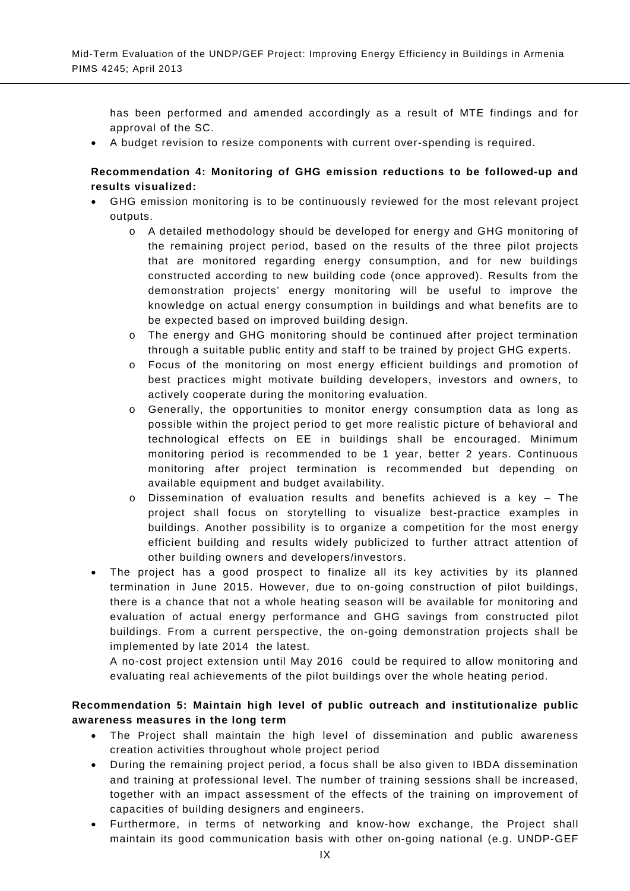has been performed and amended accordingly as a result of MTE findings and for approval of the SC.

- A budget revision to resize components with current over-spending is required.

**Recommendation 4: Monitoring of GHG emission reductions to be followed-up and results visualized:**

- GHG emission monitoring is to be continuously reviewed for the most relevant project outputs.
  - A detailed methodology should be developed for energy and GHG monitoring of the remaining project period, based on the results of the three pilot projects that are monitored regarding energy consumption, and for new buildings constructed according to new building code (once approved). Results from the demonstration projects' energy monitoring will be useful to improve the knowledge on actual energy consumption in buildings and what benefits are to be expected based on improved building design.
  - The energy and GHG monitoring should be continued after project termination through a suitable public entity and staff to be trained by project GHG experts.
  - Focus of the monitoring on most energy efficient buildings and promotion of best practices might motivate building developers, investors and owners, to actively cooperate during the monitoring evaluation.
  - Generally, the opportunities to monitor energy consumption data as long as possible within the project period to get more realistic picture of behavioral and technological effects on EE in buildings shall be encouraged. Minimum monitoring period is recommended to be 1 year, better 2 years. Continuous monitoring after project termination is recommended but depending on available equipment and budget availability.
  - Dissemination of evaluation results and benefits achieved is a key – The project shall focus on storytelling to visualize best-practice examples in buildings. Another possibility is to organize a competition for the most energy efficient building and results widely publicized to further attract attention of other building owners and developers/investors.
- The project has a good prospect to finalize all its key activities by its planned termination in June 2015. However, due to on-going construction of pilot buildings, there is a chance that not a whole heating season will be available for monitoring and evaluation of actual energy performance and GHG savings from constructed pilot buildings. From a current perspective, the on-going demonstration projects shall be implemented by late 2014 the latest.

  A no-cost project extension until May 2016 could be required to allow monitoring and evaluating real achievements of the pilot buildings over the whole heating period.

**Recommendation 5: Maintain high level of public outreach and institutionalize public awareness measures in the long term**

- The Project shall maintain the high level of dissemination and public awareness creation activities throughout whole project period
- During the remaining project period, a focus shall be also given to IBDA dissemination and training at professional level. The number of training sessions shall be increased, together with an impact assessment of the effects of the training on improvement of capacities of building designers and engineers.
- Furthermore, in terms of networking and know-how exchange, the Project shall maintain its good communication basis with other on-going national (e.g. UNDP-GEF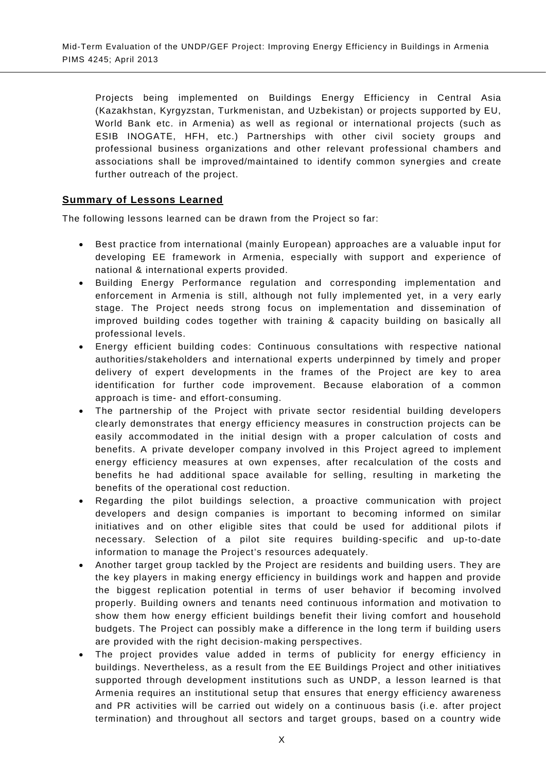Projects being implemented on Buildings Energy Efficiency in Central Asia (Kazakhstan, Kyrgyzstan, Turkmenistan, and Uzbekistan) or projects supported by EU, World Bank etc. in Armenia) as well as regional or international projects (such as ESIB INOGATE, HFH, etc.) Partnerships with other civil society groups and professional business organizations and other relevant professional chambers and associations shall be improved/maintained to identify common synergies and create further outreach of the project.

## Summary of Lessons Learned

The following lessons learned can be drawn from the Project so far:

- Best practice from international (mainly European) approaches are a valuable input for developing EE framework in Armenia, especially with support and experience of national & international experts provided.
- Building Energy Performance regulation and corresponding implementation and enforcement in Armenia is still, although not fully implemented yet, in a very early stage. The Project needs strong focus on implementation and dissemination of improved building codes together with training & capacity building on basically all professional levels.
- Energy efficient building codes: Continuous consultations with respective national authorities/stakeholders and international experts underpinned by timely and proper delivery of expert developments in the frames of the Project are key to area identification for further code improvement. Because elaboration of a common approach is time- and effort-consuming.
- The partnership of the Project with private sector residential building developers clearly demonstrates that energy efficiency measures in construction projects can be easily accommodated in the initial design with a proper calculation of costs and benefits. A private developer company involved in this Project agreed to implement energy efficiency measures at own expenses, after recalculation of the costs and benefits he had additional space available for selling, resulting in marketing the benefits of the operational cost reduction.
- Regarding the pilot buildings selection, a proactive communication with project developers and design companies is important to becoming informed on similar initiatives and on other eligible sites that could be used for additional pilots if necessary. Selection of a pilot site requires building-specific and up-to-date information to manage the Project's resources adequately.
- Another target group tackled by the Project are residents and building users. They are the key players in making energy efficiency in buildings work and happen and provide the biggest replication potential in terms of user behavior if becoming involved properly. Building owners and tenants need continuous information and motivation to show them how energy efficient buildings benefit their living comfort and household budgets. The Project can possibly make a difference in the long term if building users are provided with the right decision-making perspectives.
- The project provides value added in terms of publicity for energy efficiency in buildings. Nevertheless, as a result from the EE Buildings Project and other initiatives supported through development institutions such as UNDP, a lesson learned is that Armenia requires an institutional setup that ensures that energy efficiency awareness and PR activities will be carried out widely on a continuous basis (i.e. after project termination) and throughout all sectors and target groups, based on a country wide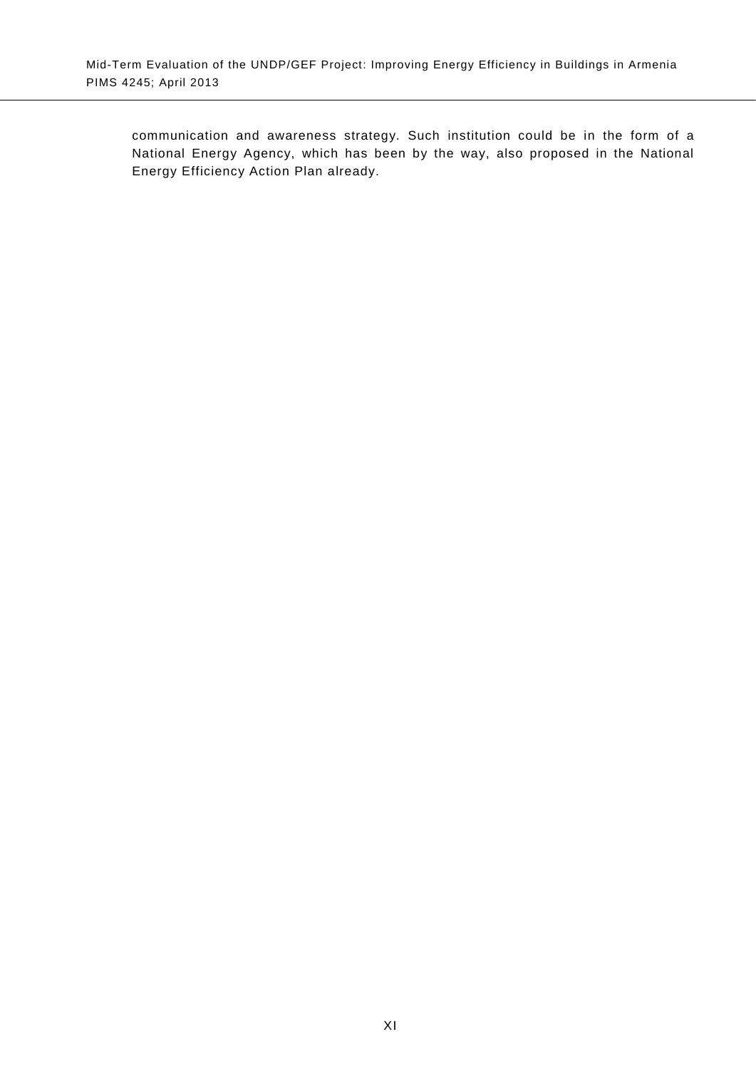communication and awareness strategy. Such institution could be in the form of a National Energy Agency, which has been by the way, also proposed in the National Energy Efficiency Action Plan already.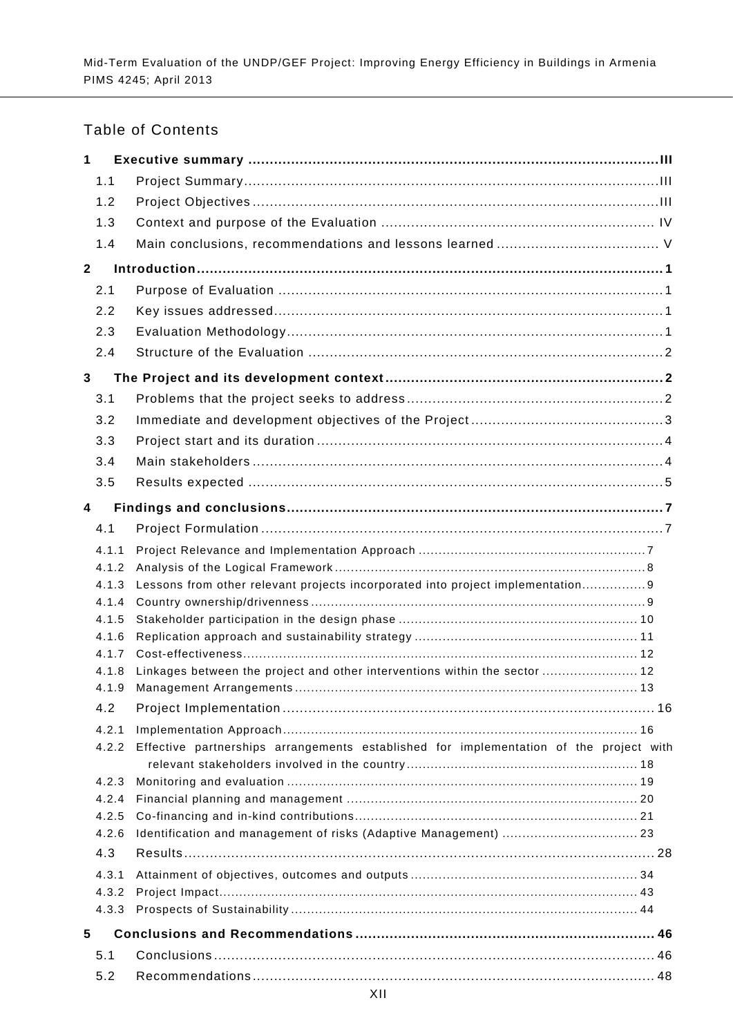## Table of Contents

**1 Executive summary ........................................................................................... III**

1.1 Project Summary ........................................................................................... III

1.2 Project Objectives ........................................................................................... III

1.3 Context and purpose of the Evaluation ........................................................... IV

1.4 Main conclusions, recommendations and lessons learned ................................... V

**2 Introduction ........................................................................................... 1**

2.1 Purpose of Evaluation ........................................................................................... 1

2.2 Key issues addressed ........................................................................................... 1

2.3 Evaluation Methodology ........................................................................................... 1

2.4 Structure of the Evaluation ........................................................................................... 2

**3 The Project and its development context ........................................................... 2**

3.1 Problems that the project seeks to address ........................................................... 2

3.2 Immediate and development objectives of the Project ........................................... 3

3.3 Project start and its duration ........................................................................................... 4

3.4 Main stakeholders ........................................................................................... 4

3.5 Results expected ........................................................................................... 5

**4 Findings and conclusions ........................................................................................... 7**

4.1 Project Formulation ........................................................................................... 7

4.1.1 Project Relevance and Implementation Approach ........................................... 7

4.1.2 Analysis of the Logical Framework ........................................................................... 8

4.1.3 Lessons from other relevant projects incorporated into project implementation ........... 9

4.1.4 Country ownership/drivenness ........................................................................... 9

4.1.5 Stakeholder participation in the design phase ........................................................... 10

4.1.6 Replication approach and sustainability strategy ........................................................... 11

4.1.7 Cost-effectiveness ........................................................................................... 12

4.1.8 Linkages between the project and other interventions within the sector ..................... 12

4.1.9 Management Arrangements ........................................................................... 13

4.2 Project Implementation ........................................................................................... 16

4.2.1 Implementation Approach ........................................................................... 16

4.2.2 Effective partnerships arrangements established for implementation of the project with relevant stakeholders involved in the country ........................................................... 18

4.2.3 Monitoring and evaluation ........................................................................... 19

4.2.4 Financial planning and management ........................................................................... 20

4.2.5 Co-financing and in-kind contributions ........................................................................... 21

4.2.6 Identification and management of risks (Adaptive Management) ................................ 23

4.3 Results ........................................................................................... 28

4.3.1 Attainment of objectives, outcomes and outputs ........................................................... 34

4.3.2 Project Impact ........................................................................................... 43

4.3.3 Prospects of Sustainability ........................................................................................... 44

**5 Conclusions and Recommendations ........................................................................... 46**

5.1 Conclusions ........................................................................................... 46

5.2 Recommendations ........................................................................................... 48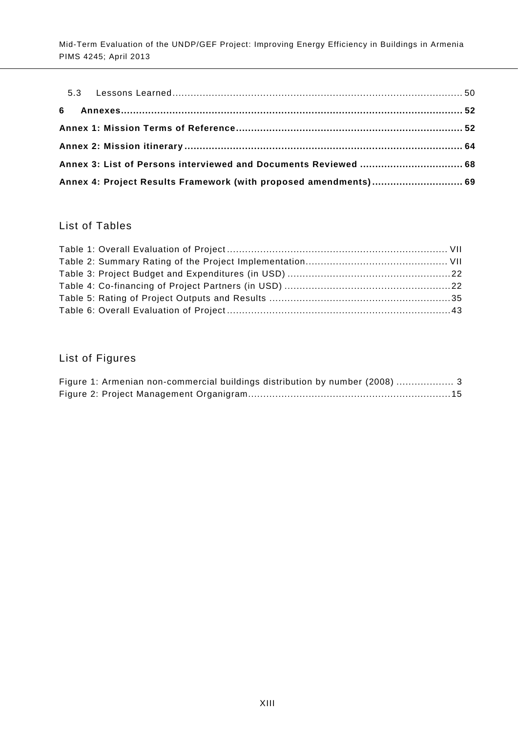5.3 Lessons Learned ............................................................................................ 50

**6 Annexes ......................................................................................................... 52**

**Annex 1: Mission Terms of Reference ................................................................... 52**

**Annex 2: Mission itinerary .................................................................................... 64**

**Annex 3: List of Persons interviewed and Documents Reviewed ................................. 68**

**Annex 4: Project Results Framework (with proposed amendments) ............................. 69**

## List of Tables

Table 1: Overall Evaluation of Project ........................................................................ VII
Table 2: Summary Rating of the Project Implementation ............................................... VII
Table 3: Project Budget and Expenditures (in USD) ...................................................... 22
Table 4: Co-financing of Project Partners (in USD) ....................................................... 22
Table 5: Rating of Project Outputs and Results ............................................................ 35
Table 6: Overall Evaluation of Project ......................................................................... 43

## List of Figures

Figure 1: Armenian non-commercial buildings distribution by number (2008) .................. 3
Figure 2: Project Management Organigram .................................................................. 15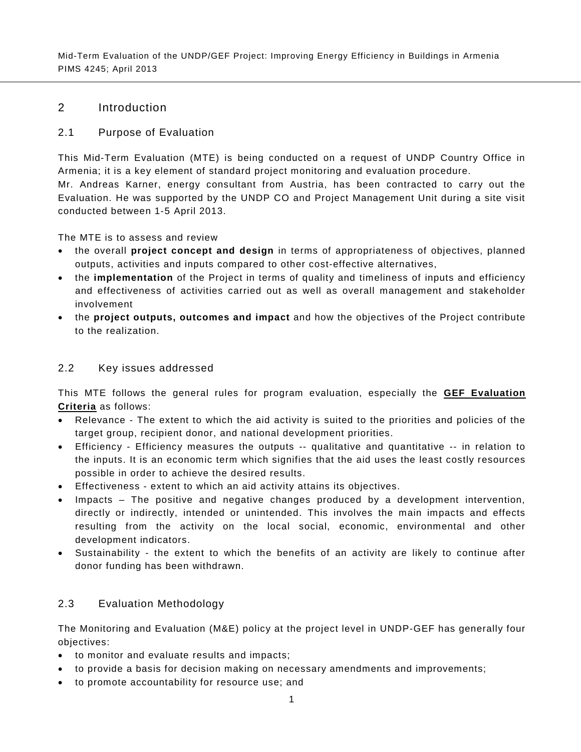# 2 Introduction

## 2.1 Purpose of Evaluation

This Mid-Term Evaluation (MTE) is being conducted on a request of UNDP Country Office in Armenia; it is a key element of standard project monitoring and evaluation procedure.
Mr. Andreas Karner, energy consultant from Austria, has been contracted to carry out the Evaluation. He was supported by the UNDP CO and Project Management Unit during a site visit conducted between 1-5 April 2013.

The MTE is to assess and review

- the overall **project concept and design** in terms of appropriateness of objectives, planned outputs, activities and inputs compared to other cost-effective alternatives,
- the **implementation** of the Project in terms of quality and timeliness of inputs and efficiency and effectiveness of activities carried out as well as overall management and stakeholder involvement
- the **project outputs, outcomes and impact** and how the objectives of the Project contribute to the realization.

## 2.2 Key issues addressed

This MTE follows the general rules for program evaluation, especially the **GEF Evaluation Criteria** as follows:

- Relevance - The extent to which the aid activity is suited to the priorities and policies of the target group, recipient donor, and national development priorities.
- Efficiency - Efficiency measures the outputs -- qualitative and quantitative -- in relation to the inputs. It is an economic term which signifies that the aid uses the least costly resources possible in order to achieve the desired results.
- Effectiveness - extent to which an aid activity attains its objectives.
- Impacts – The positive and negative changes produced by a development intervention, directly or indirectly, intended or unintended. This involves the main impacts and effects resulting from the activity on the local social, economic, environmental and other development indicators.
- Sustainability - the extent to which the benefits of an activity are likely to continue after donor funding has been withdrawn.

## 2.3 Evaluation Methodology

The Monitoring and Evaluation (M&E) policy at the project level in UNDP-GEF has generally four objectives:

- to monitor and evaluate results and impacts;
- to provide a basis for decision making on necessary amendments and improvements;
- to promote accountability for resource use; and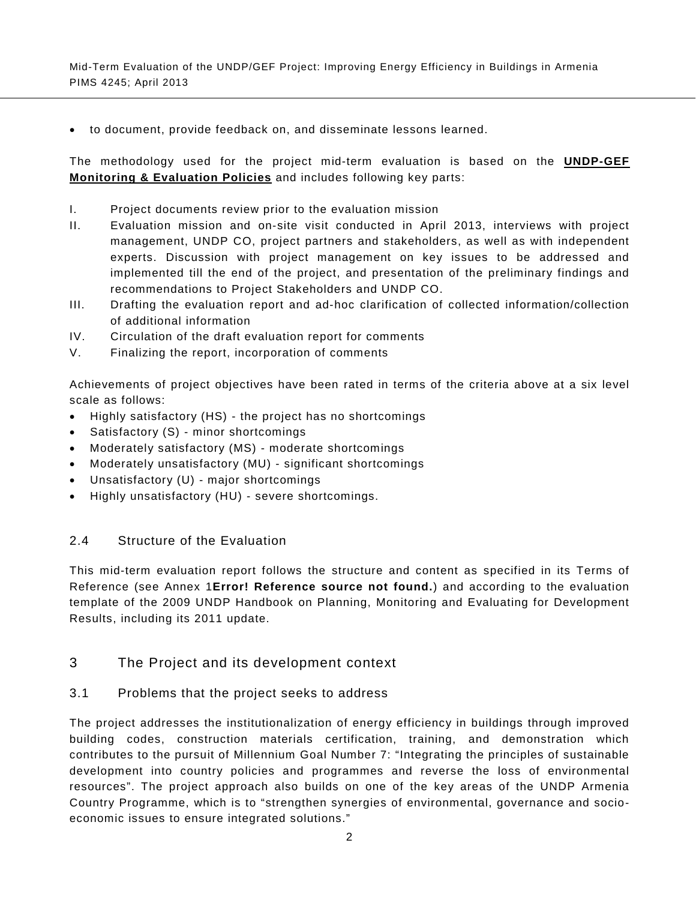- to document, provide feedback on, and disseminate lessons learned.

The methodology used for the project mid-term evaluation is based on the **UNDP-GEF Monitoring & Evaluation Policies** and includes following key parts:

I. Project documents review prior to the evaluation mission

II. Evaluation mission and on-site visit conducted in April 2013, interviews with project management, UNDP CO, project partners and stakeholders, as well as with independent experts. Discussion with project management on key issues to be addressed and implemented till the end of the project, and presentation of the preliminary findings and recommendations to Project Stakeholders and UNDP CO.

III. Drafting the evaluation report and ad-hoc clarification of collected information/collection of additional information

IV. Circulation of the draft evaluation report for comments

V. Finalizing the report, incorporation of comments

Achievements of project objectives have been rated in terms of the criteria above at a six level scale as follows:

- Highly satisfactory (HS) - the project has no shortcomings
- Satisfactory (S) - minor shortcomings
- Moderately satisfactory (MS) - moderate shortcomings
- Moderately unsatisfactory (MU) - significant shortcomings
- Unsatisfactory (U) - major shortcomings
- Highly unsatisfactory (HU) - severe shortcomings.

### 2.4 Structure of the Evaluation

This mid-term evaluation report follows the structure and content as specified in its Terms of Reference (see Annex 1**Error! Reference source not found.**) and according to the evaluation template of the 2009 UNDP Handbook on Planning, Monitoring and Evaluating for Development Results, including its 2011 update.

## 3 The Project and its development context

### 3.1 Problems that the project seeks to address

The project addresses the institutionalization of energy efficiency in buildings through improved building codes, construction materials certification, training, and demonstration which contributes to the pursuit of Millennium Goal Number 7: "Integrating the principles of sustainable development into country policies and programmes and reverse the loss of environmental resources". The project approach also builds on one of the key areas of the UNDP Armenia Country Programme, which is to "strengthen synergies of environmental, governance and socio-economic issues to ensure integrated solutions."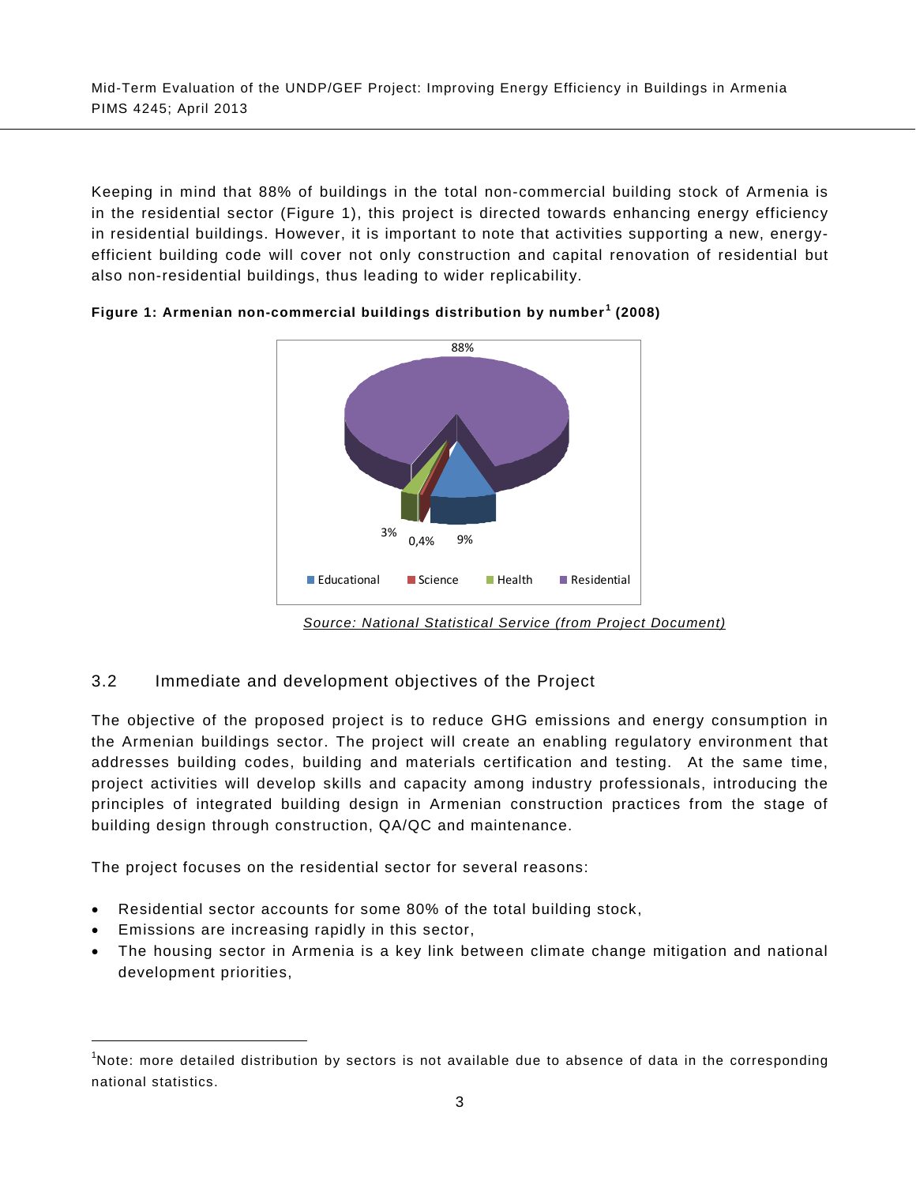Keeping in mind that 88% of buildings in the total non-commercial building stock of Armenia is in the residential sector (Figure 1), this project is directed towards enhancing energy efficiency in residential buildings. However, it is important to note that activities supporting a new, energy-efficient building code will cover not only construction and capital renovation of residential but also non-residential buildings, thus leading to wider replicability.

**Figure 1: Armenian non-commercial buildings distribution by number[1] (2008)**

88%

3% 0,4% 9%

Educational Science Health Residential

*Source: National Statistical Service (from Project Document)*

## 3.2 Immediate and development objectives of the Project

The objective of the proposed project is to reduce GHG emissions and energy consumption in the Armenian buildings sector. The project will create an enabling regulatory environment that addresses building codes, building and materials certification and testing. At the same time, project activities will develop skills and capacity among industry professionals, introducing the principles of integrated building design in Armenian construction practices from the stage of building design through construction, QA/QC and maintenance.

The project focuses on the residential sector for several reasons:

- Residential sector accounts for some 80% of the total building stock,
- Emissions are increasing rapidly in this sector,
- The housing sector in Armenia is a key link between climate change mitigation and national development priorities,

[1] Note: more detailed distribution by sectors is not available due to absence of data in the corresponding national statistics.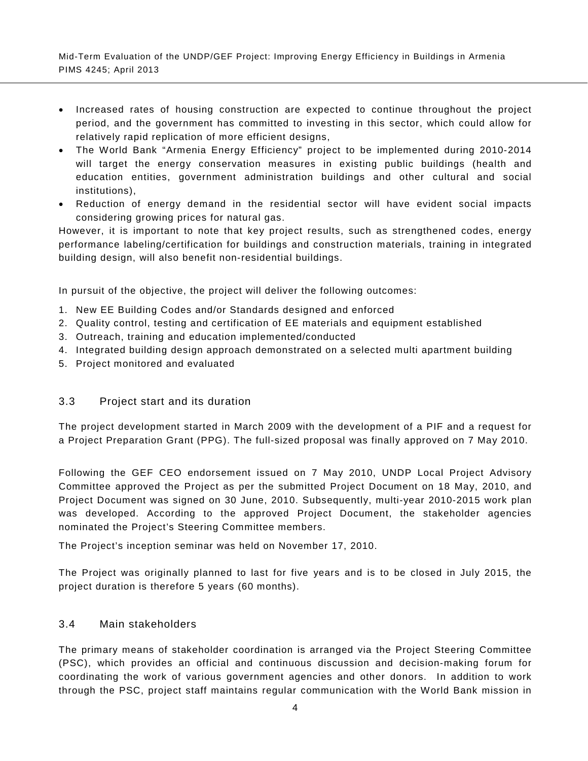- Increased rates of housing construction are expected to continue throughout the project period, and the government has committed to investing in this sector, which could allow for relatively rapid replication of more efficient designs,
- The World Bank "Armenia Energy Efficiency" project to be implemented during 2010-2014 will target the energy conservation measures in existing public buildings (health and education entities, government administration buildings and other cultural and social institutions),
- Reduction of energy demand in the residential sector will have evident social impacts considering growing prices for natural gas.

However, it is important to note that key project results, such as strengthened codes, energy performance labeling/certification for buildings and construction materials, training in integrated building design, will also benefit non-residential buildings.

In pursuit of the objective, the project will deliver the following outcomes:

1. New EE Building Codes and/or Standards designed and enforced
2. Quality control, testing and certification of EE materials and equipment established
3. Outreach, training and education implemented/conducted
4. Integrated building design approach demonstrated on a selected multi apartment building
5. Project monitored and evaluated

### 3.3 Project start and its duration

The project development started in March 2009 with the development of a PIF and a request for a Project Preparation Grant (PPG). The full-sized proposal was finally approved on 7 May 2010.

Following the GEF CEO endorsement issued on 7 May 2010, UNDP Local Project Advisory Committee approved the Project as per the submitted Project Document on 18 May, 2010, and Project Document was signed on 30 June, 2010. Subsequently, multi-year 2010-2015 work plan was developed. According to the approved Project Document, the stakeholder agencies nominated the Project's Steering Committee members.

The Project's inception seminar was held on November 17, 2010.

The Project was originally planned to last for five years and is to be closed in July 2015, the project duration is therefore 5 years (60 months).

### 3.4 Main stakeholders

The primary means of stakeholder coordination is arranged via the Project Steering Committee (PSC), which provides an official and continuous discussion and decision-making forum for coordinating the work of various government agencies and other donors. In addition to work through the PSC, project staff maintains regular communication with the World Bank mission in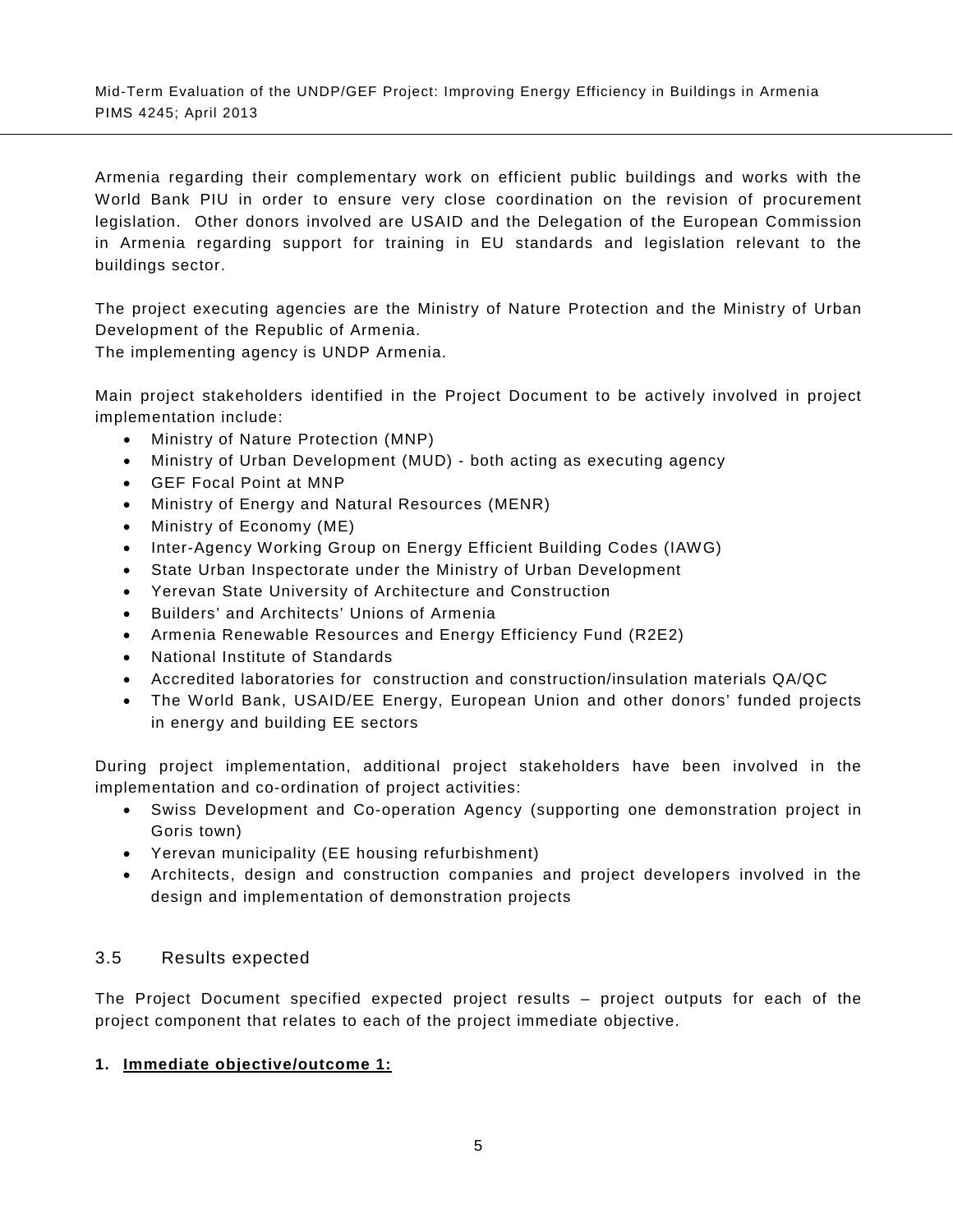Armenia regarding their complementary work on efficient public buildings and works with the World Bank PIU in order to ensure very close coordination on the revision of procurement legislation. Other donors involved are USAID and the Delegation of the European Commission in Armenia regarding support for training in EU standards and legislation relevant to the buildings sector.

The project executing agencies are the Ministry of Nature Protection and the Ministry of Urban Development of the Republic of Armenia.
The implementing agency is UNDP Armenia.

Main project stakeholders identified in the Project Document to be actively involved in project implementation include:

- Ministry of Nature Protection (MNP)
- Ministry of Urban Development (MUD) - both acting as executing agency
- GEF Focal Point at MNP
- Ministry of Energy and Natural Resources (MENR)
- Ministry of Economy (ME)
- Inter-Agency Working Group on Energy Efficient Building Codes (IAWG)
- State Urban Inspectorate under the Ministry of Urban Development
- Yerevan State University of Architecture and Construction
- Builders' and Architects' Unions of Armenia
- Armenia Renewable Resources and Energy Efficiency Fund (R2E2)
- National Institute of Standards
- Accredited laboratories for construction and construction/insulation materials QA/QC
- The World Bank, USAID/EE Energy, European Union and other donors' funded projects in energy and building EE sectors

During project implementation, additional project stakeholders have been involved in the implementation and co-ordination of project activities:

- Swiss Development and Co-operation Agency (supporting one demonstration project in Goris town)
- Yerevan municipality (EE housing refurbishment)
- Architects, design and construction companies and project developers involved in the design and implementation of demonstration projects

## 3.5 Results expected

The Project Document specified expected project results – project outputs for each of the project component that relates to each of the project immediate objective.

**1. <u>Immediate objective/outcome 1:</u>**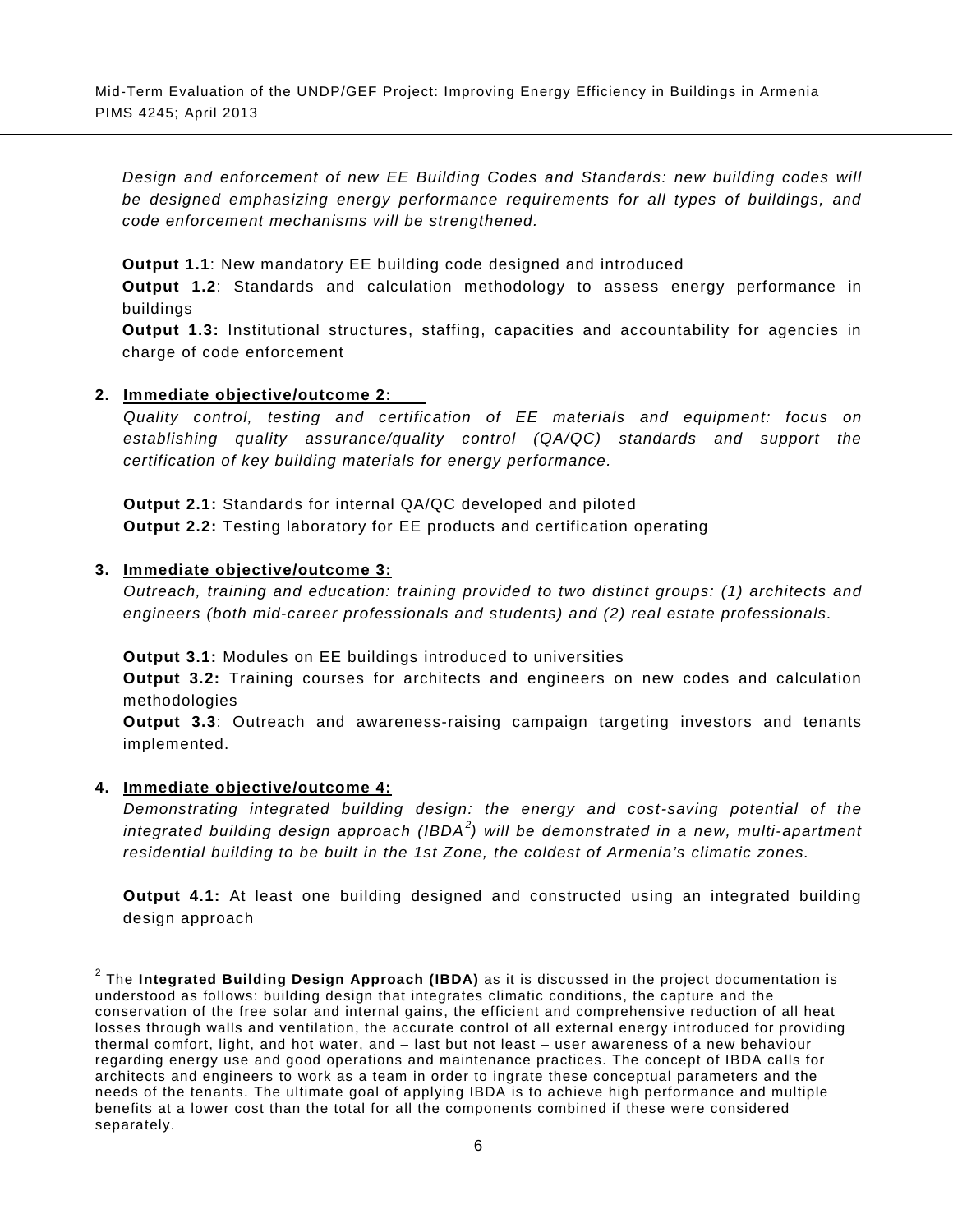*Design and enforcement of new EE Building Codes and Standards: new building codes will be designed emphasizing energy performance requirements for all types of buildings, and code enforcement mechanisms will be strengthened.*

**Output 1.1**: New mandatory EE building code designed and introduced

**Output 1.2**: Standards and calculation methodology to assess energy performance in buildings

**Output 1.3:** Institutional structures, staffing, capacities and accountability for agencies in charge of code enforcement

2. **Immediate objective/outcome 2:**

   *Quality control, testing and certification of EE materials and equipment: focus on establishing quality assurance/quality control (QA/QC) standards and support the certification of key building materials for energy performance.*

   **Output 2.1:** Standards for internal QA/QC developed and piloted

   **Output 2.2:** Testing laboratory for EE products and certification operating

3. **Immediate objective/outcome 3:**

   *Outreach, training and education: training provided to two distinct groups: (1) architects and engineers (both mid-career professionals and students) and (2) real estate professionals.*

   **Output 3.1:** Modules on EE buildings introduced to universities

   **Output 3.2:** Training courses for architects and engineers on new codes and calculation methodologies

   **Output 3.3**: Outreach and awareness-raising campaign targeting investors and tenants implemented.

4. **Immediate objective/outcome 4:**

   *Demonstrating integrated building design: the energy and cost-saving potential of the integrated building design approach (IBDA[2]) will be demonstrated in a new, multi-apartment residential building to be built in the 1st Zone, the coldest of Armenia's climatic zones.*

   **Output 4.1:** At least one building designed and constructed using an integrated building design approach

---

[2] The **Integrated Building Design Approach (IBDA)** as it is discussed in the project documentation is understood as follows: building design that integrates climatic conditions, the capture and the conservation of the free solar and internal gains, the efficient and comprehensive reduction of all heat losses through walls and ventilation, the accurate control of all external energy introduced for providing thermal comfort, light, and hot water, and – last but not least – user awareness of a new behaviour regarding energy use and good operations and maintenance practices. The concept of IBDA calls for architects and engineers to work as a team in order to ingrate these conceptual parameters and the needs of the tenants. The ultimate goal of applying IBDA is to achieve high performance and multiple benefits at a lower cost than the total for all the components combined if these were considered separately.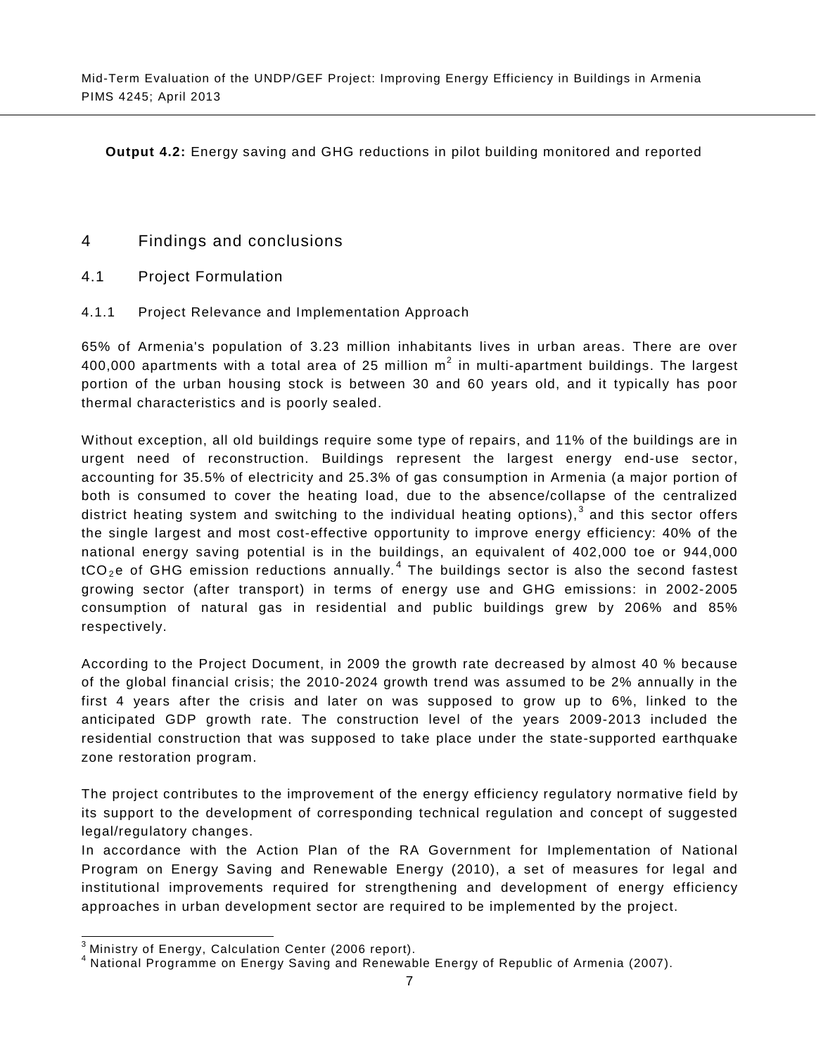**Output 4.2:** Energy saving and GHG reductions in pilot building monitored and reported

# 4 Findings and conclusions

## 4.1 Project Formulation

### 4.1.1 Project Relevance and Implementation Approach

65% of Armenia's population of 3.23 million inhabitants lives in urban areas. There are over 400,000 apartments with a total area of 25 million $m^2$ in multi-apartment buildings. The largest portion of the urban housing stock is between 30 and 60 years old, and it typically has poor thermal characteristics and is poorly sealed.

Without exception, all old buildings require some type of repairs, and 11% of the buildings are in urgent need of reconstruction. Buildings represent the largest energy end-use sector, accounting for 35.5% of electricity and 25.3% of gas consumption in Armenia (a major portion of both is consumed to cover the heating load, due to the absence/collapse of the centralized district heating system and switching to the individual heating options),[3] and this sector offers the single largest and most cost-effective opportunity to improve energy efficiency: 40% of the national energy saving potential is in the buildings, an equivalent of 402,000 toe or 944,000 $tCO_2e$ of GHG emission reductions annually.[4] The buildings sector is also the second fastest growing sector (after transport) in terms of energy use and GHG emissions: in 2002-2005 consumption of natural gas in residential and public buildings grew by 206% and 85% respectively.

According to the Project Document, in 2009 the growth rate decreased by almost 40 % because of the global financial crisis; the 2010-2024 growth trend was assumed to be 2% annually in the first 4 years after the crisis and later on was supposed to grow up to 6%, linked to the anticipated GDP growth rate. The construction level of the years 2009-2013 included the residential construction that was supposed to take place under the state-supported earthquake zone restoration program.

The project contributes to the improvement of the energy efficiency regulatory normative field by its support to the development of corresponding technical regulation and concept of suggested legal/regulatory changes.

In accordance with the Action Plan of the RA Government for Implementation of National Program on Energy Saving and Renewable Energy (2010), a set of measures for legal and institutional improvements required for strengthening and development of energy efficiency approaches in urban development sector are required to be implemented by the project.

---

[3] Ministry of Energy, Calculation Center (2006 report).

[4] National Programme on Energy Saving and Renewable Energy of Republic of Armenia (2007).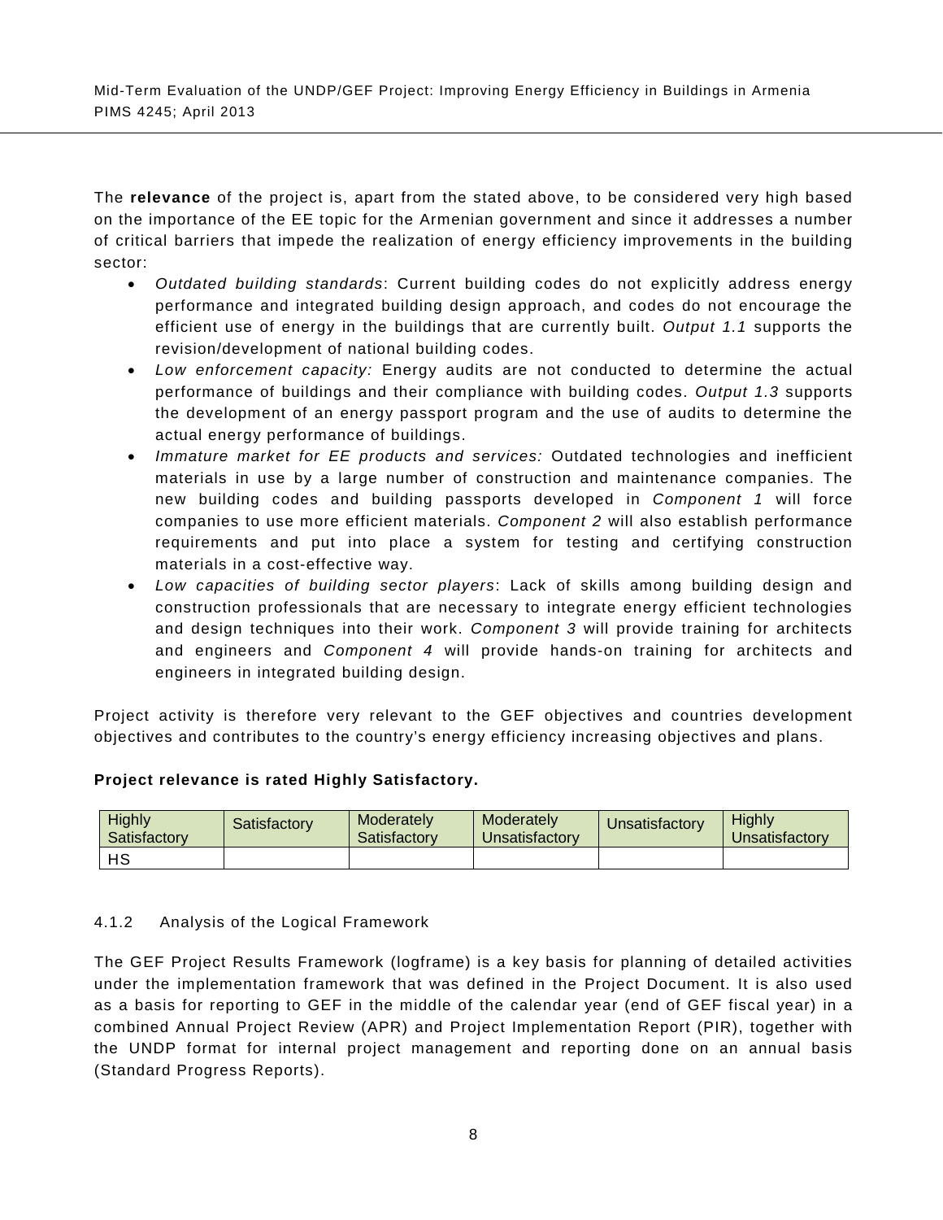The **relevance** of the project is, apart from the stated above, to be considered very high based on the importance of the EE topic for the Armenian government and since it addresses a number of critical barriers that impede the realization of energy efficiency improvements in the building sector:

- *Outdated building standards*: Current building codes do not explicitly address energy performance and integrated building design approach, and codes do not encourage the efficient use of energy in the buildings that are currently built. *Output 1.1* supports the revision/development of national building codes.
- *Low enforcement capacity:* Energy audits are not conducted to determine the actual performance of buildings and their compliance with building codes. *Output 1.3* supports the development of an energy passport program and the use of audits to determine the actual energy performance of buildings.
- *Immature market for EE products and services:* Outdated technologies and inefficient materials in use by a large number of construction and maintenance companies. The new building codes and building passports developed in *Component 1* will force companies to use more efficient materials. *Component 2* will also establish performance requirements and put into place a system for testing and certifying construction materials in a cost-effective way.
- *Low capacities of building sector players*: Lack of skills among building design and construction professionals that are necessary to integrate energy efficient technologies and design techniques into their work. *Component 3* will provide training for architects and engineers and *Component 4* will provide hands-on training for architects and engineers in integrated building design.

Project activity is therefore very relevant to the GEF objectives and countries development objectives and contributes to the country's energy efficiency increasing objectives and plans.

**Project relevance is rated Highly Satisfactory.**

| Highly Satisfactory | Satisfactory | Moderately Satisfactory | Moderately Unsatisfactory | Unsatisfactory | Highly Unsatisfactory |
|---|---|---|---|---|---|
| HS | | | | | |

#### 4.1.2 Analysis of the Logical Framework

The GEF Project Results Framework (logframe) is a key basis for planning of detailed activities under the implementation framework that was defined in the Project Document. It is also used as a basis for reporting to GEF in the middle of the calendar year (end of GEF fiscal year) in a combined Annual Project Review (APR) and Project Implementation Report (PIR), together with the UNDP format for internal project management and reporting done on an annual basis (Standard Progress Reports).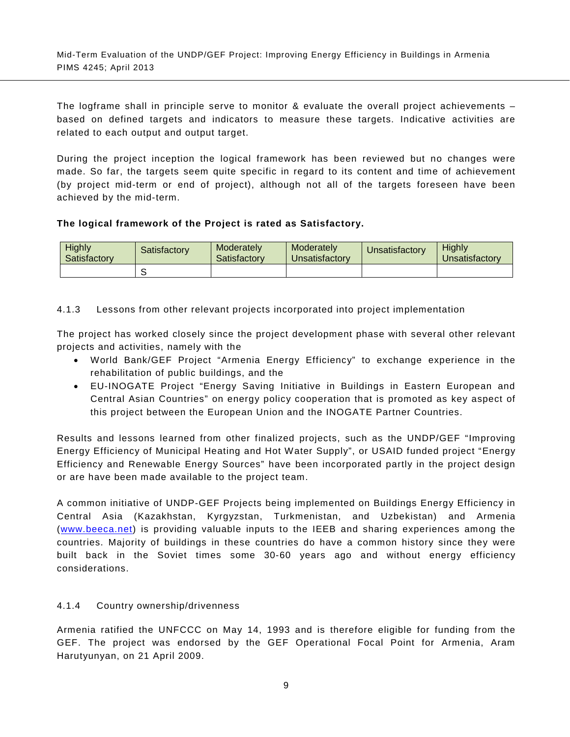The logframe shall in principle serve to monitor & evaluate the overall project achievements – based on defined targets and indicators to measure these targets. Indicative activities are related to each output and output target.

During the project inception the logical framework has been reviewed but no changes were made. So far, the targets seem quite specific in regard to its content and time of achievement (by project mid-term or end of project), although not all of the targets foreseen have been achieved by the mid-term.

**The logical framework of the Project is rated as Satisfactory.**

| Highly Satisfactory | Satisfactory | Moderately Satisfactory | Moderately Unsatisfactory | Unsatisfactory | Highly Unsatisfactory |
|---|---|---|---|---|---|
| | S | | | | |

### 4.1.3 Lessons from other relevant projects incorporated into project implementation

The project has worked closely since the project development phase with several other relevant projects and activities, namely with the

- World Bank/GEF Project "Armenia Energy Efficiency" to exchange experience in the rehabilitation of public buildings, and the
- EU-INOGATE Project "Energy Saving Initiative in Buildings in Eastern European and Central Asian Countries" on energy policy cooperation that is promoted as key aspect of this project between the European Union and the INOGATE Partner Countries.

Results and lessons learned from other finalized projects, such as the UNDP/GEF "Improving Energy Efficiency of Municipal Heating and Hot Water Supply", or USAID funded project "Energy Efficiency and Renewable Energy Sources" have been incorporated partly in the project design or are have been made available to the project team.

A common initiative of UNDP-GEF Projects being implemented on Buildings Energy Efficiency in Central Asia (Kazakhstan, Kyrgyzstan, Turkmenistan, and Uzbekistan) and Armenia ([www.beeca.net](http://www.beeca.net)) is providing valuable inputs to the IEEB and sharing experiences among the countries. Majority of buildings in these countries do have a common history since they were built back in the Soviet times some 30-60 years ago and without energy efficiency considerations.

### 4.1.4 Country ownership/drivenness

Armenia ratified the UNFCCC on May 14, 1993 and is therefore eligible for funding from the GEF. The project was endorsed by the GEF Operational Focal Point for Armenia, Aram Harutyunyan, on 21 April 2009.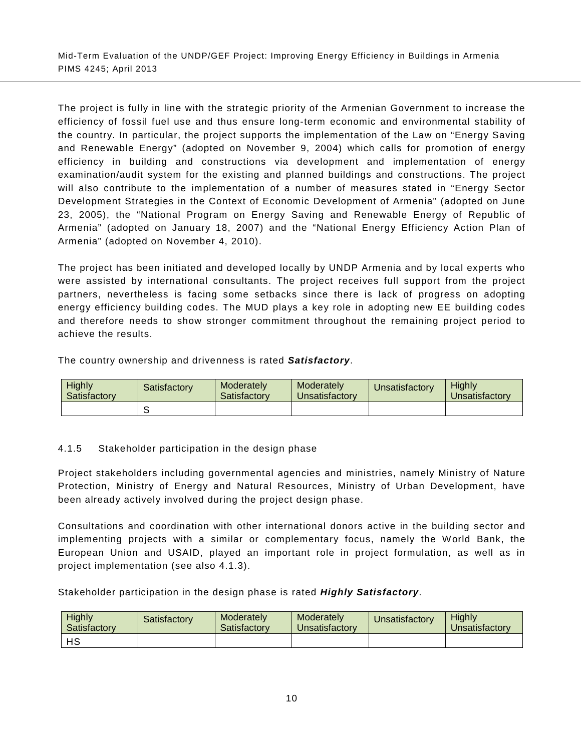The project is fully in line with the strategic priority of the Armenian Government to increase the efficiency of fossil fuel use and thus ensure long-term economic and environmental stability of the country. In particular, the project supports the implementation of the Law on "Energy Saving and Renewable Energy" (adopted on November 9, 2004) which calls for promotion of energy efficiency in building and constructions via development and implementation of energy examination/audit system for the existing and planned buildings and constructions. The project will also contribute to the implementation of a number of measures stated in "Energy Sector Development Strategies in the Context of Economic Development of Armenia" (adopted on June 23, 2005), the "National Program on Energy Saving and Renewable Energy of Republic of Armenia" (adopted on January 18, 2007) and the "National Energy Efficiency Action Plan of Armenia" (adopted on November 4, 2010).

The project has been initiated and developed locally by UNDP Armenia and by local experts who were assisted by international consultants. The project receives full support from the project partners, nevertheless is facing some setbacks since there is lack of progress on adopting energy efficiency building codes. The MUD plays a key role in adopting new EE building codes and therefore needs to show stronger commitment throughout the remaining project period to achieve the results.

The country ownership and drivenness is rated ***Satisfactory***.

| Highly Satisfactory | Satisfactory | Moderately Satisfactory | Moderately Unsatisfactory | Unsatisfactory | Highly Unsatisfactory |
|---|---|---|---|---|---|
| | S | | | | |

#### 4.1.5 Stakeholder participation in the design phase

Project stakeholders including governmental agencies and ministries, namely Ministry of Nature Protection, Ministry of Energy and Natural Resources, Ministry of Urban Development, have been already actively involved during the project design phase.

Consultations and coordination with other international donors active in the building sector and implementing projects with a similar or complementary focus, namely the World Bank, the European Union and USAID, played an important role in project formulation, as well as in project implementation (see also 4.1.3).

Stakeholder participation in the design phase is rated ***Highly Satisfactory***.

| Highly Satisfactory | Satisfactory | Moderately Satisfactory | Moderately Unsatisfactory | Unsatisfactory | Highly Unsatisfactory |
|---|---|---|---|---|---|
| HS | | | | | |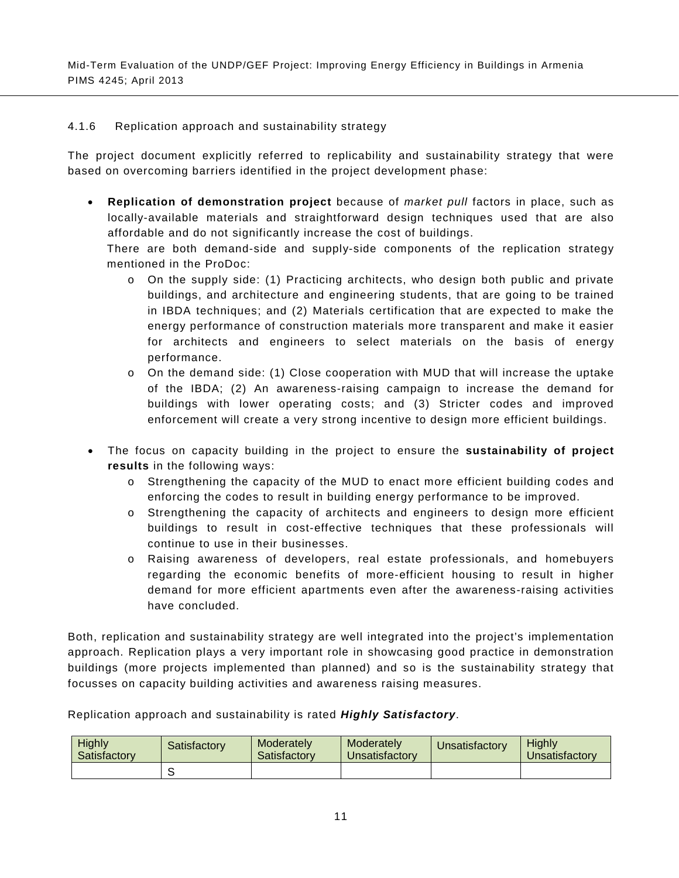#### 4.1.6 Replication approach and sustainability strategy

The project document explicitly referred to replicability and sustainability strategy that were based on overcoming barriers identified in the project development phase:

- **Replication of demonstration project** because of *market pull* factors in place, such as locally-available materials and straightforward design techniques used that are also affordable and do not significantly increase the cost of buildings.
  There are both demand-side and supply-side components of the replication strategy mentioned in the ProDoc:
  - On the supply side: (1) Practicing architects, who design both public and private buildings, and architecture and engineering students, that are going to be trained in IBDA techniques; and (2) Materials certification that are expected to make the energy performance of construction materials more transparent and make it easier for architects and engineers to select materials on the basis of energy performance.
  - On the demand side: (1) Close cooperation with MUD that will increase the uptake of the IBDA; (2) An awareness-raising campaign to increase the demand for buildings with lower operating costs; and (3) Stricter codes and improved enforcement will create a very strong incentive to design more efficient buildings.

- The focus on capacity building in the project to ensure the **sustainability of project results** in the following ways:
  - Strengthening the capacity of the MUD to enact more efficient building codes and enforcing the codes to result in building energy performance to be improved.
  - Strengthening the capacity of architects and engineers to design more efficient buildings to result in cost-effective techniques that these professionals will continue to use in their businesses.
  - Raising awareness of developers, real estate professionals, and homebuyers regarding the economic benefits of more-efficient housing to result in higher demand for more efficient apartments even after the awareness-raising activities have concluded.

Both, replication and sustainability strategy are well integrated into the project's implementation approach. Replication plays a very important role in showcasing good practice in demonstration buildings (more projects implemented than planned) and so is the sustainability strategy that focusses on capacity building activities and awareness raising measures.

Replication approach and sustainability is rated ***Highly Satisfactory***.

| Highly Satisfactory | Satisfactory | Moderately Satisfactory | Moderately Unsatisfactory | Unsatisfactory | Highly Unsatisfactory |
|---|---|---|---|---|---|
| | S | | | | |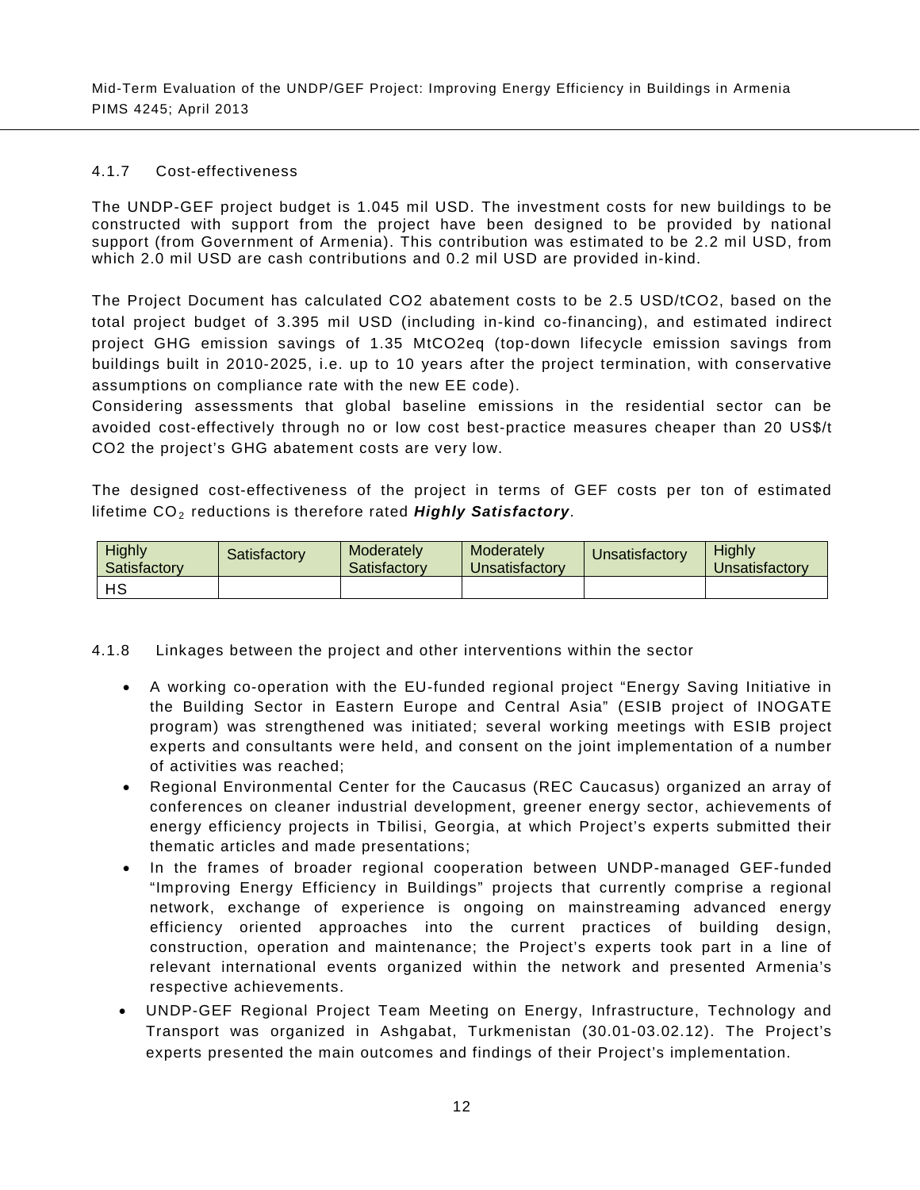#### 4.1.7 Cost-effectiveness

The UNDP-GEF project budget is 1.045 mil USD. The investment costs for new buildings to be constructed with support from the project have been designed to be provided by national support (from Government of Armenia). This contribution was estimated to be 2.2 mil USD, from which 2.0 mil USD are cash contributions and 0.2 mil USD are provided in-kind.

The Project Document has calculated CO2 abatement costs to be 2.5 USD/tCO2, based on the total project budget of 3.395 mil USD (including in-kind co-financing), and estimated indirect project GHG emission savings of 1.35 MtCO2eq (top-down lifecycle emission savings from buildings built in 2010-2025, i.e. up to 10 years after the project termination, with conservative assumptions on compliance rate with the new EE code).
Considering assessments that global baseline emissions in the residential sector can be avoided cost-effectively through no or low cost best-practice measures cheaper than 20 US$/t CO2 the project's GHG abatement costs are very low.

The designed cost-effectiveness of the project in terms of GEF costs per ton of estimated lifetime $CO_2$ reductions is therefore rated ***Highly Satisfactory***.

| Highly Satisfactory | Satisfactory | Moderately Satisfactory | Moderately Unsatisfactory | Unsatisfactory | Highly Unsatisfactory |
|---|---|---|---|---|---|
| HS | | | | | |

#### 4.1.8 Linkages between the project and other interventions within the sector

- A working co-operation with the EU-funded regional project "Energy Saving Initiative in the Building Sector in Eastern Europe and Central Asia" (ESIB project of INOGATE program) was strengthened was initiated; several working meetings with ESIB project experts and consultants were held, and consent on the joint implementation of a number of activities was reached;
- Regional Environmental Center for the Caucasus (REC Caucasus) organized an array of conferences on cleaner industrial development, greener energy sector, achievements of energy efficiency projects in Tbilisi, Georgia, at which Project's experts submitted their thematic articles and made presentations;
- In the frames of broader regional cooperation between UNDP-managed GEF-funded "Improving Energy Efficiency in Buildings" projects that currently comprise a regional network, exchange of experience is ongoing on mainstreaming advanced energy efficiency oriented approaches into the current practices of building design, construction, operation and maintenance; the Project's experts took part in a line of relevant international events organized within the network and presented Armenia's respective achievements.
- UNDP-GEF Regional Project Team Meeting on Energy, Infrastructure, Technology and Transport was organized in Ashgabat, Turkmenistan (30.01-03.02.12). The Project's experts presented the main outcomes and findings of their Project's implementation.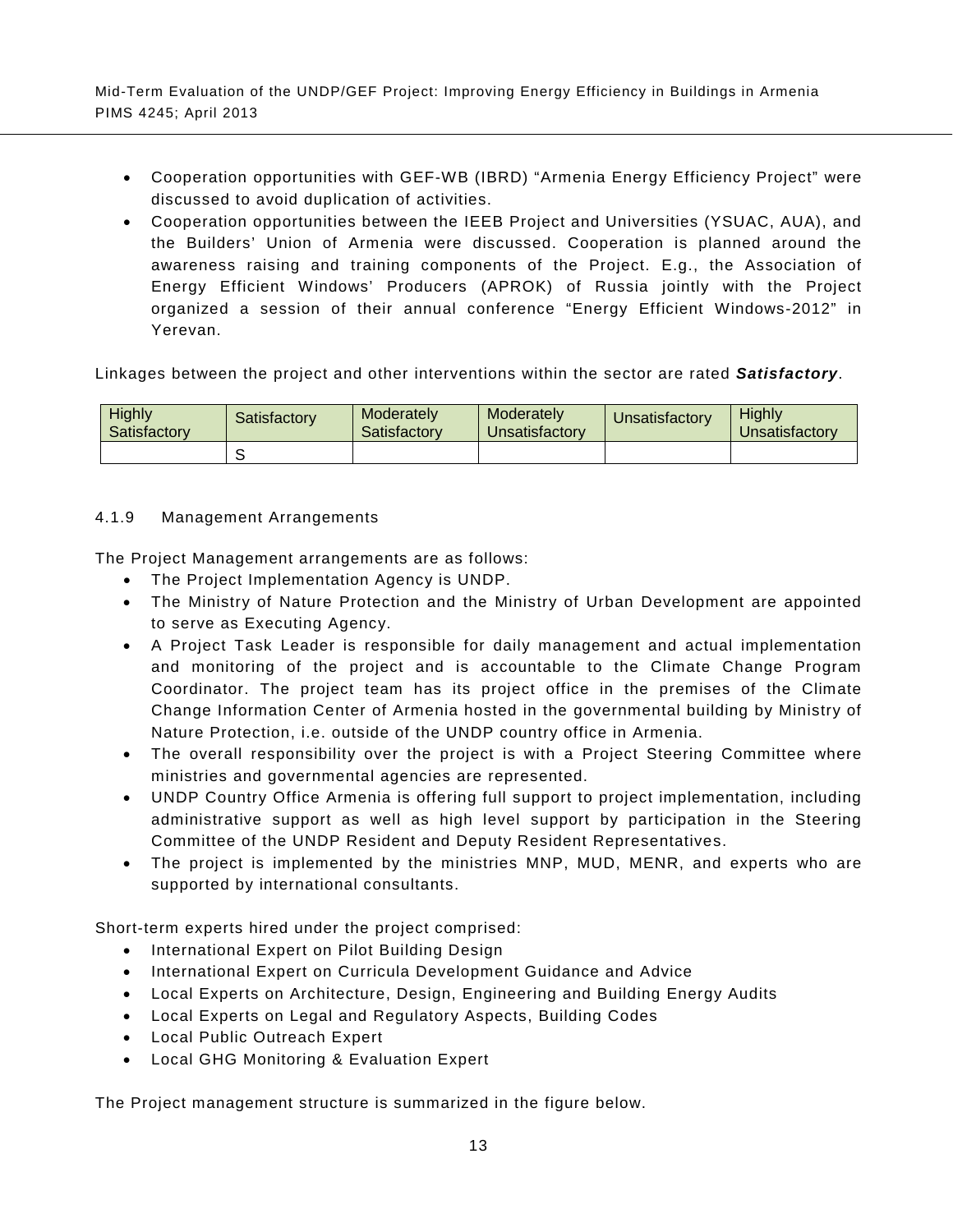- Cooperation opportunities with GEF-WB (IBRD) "Armenia Energy Efficiency Project" were discussed to avoid duplication of activities.
- Cooperation opportunities between the IEEB Project and Universities (YSUAC, AUA), and the Builders' Union of Armenia were discussed. Cooperation is planned around the awareness raising and training components of the Project. E.g., the Association of Energy Efficient Windows' Producers (APROK) of Russia jointly with the Project organized a session of their annual conference "Energy Efficient Windows-2012" in Yerevan.

Linkages between the project and other interventions within the sector are rated ***Satisfactory***.

| Highly Satisfactory | Satisfactory | Moderately Satisfactory | Moderately Unsatisfactory | Unsatisfactory | Highly Unsatisfactory |
|---|---|---|---|---|---|
| | S | | | | |

#### 4.1.9 Management Arrangements

The Project Management arrangements are as follows:

- The Project Implementation Agency is UNDP.
- The Ministry of Nature Protection and the Ministry of Urban Development are appointed to serve as Executing Agency.
- A Project Task Leader is responsible for daily management and actual implementation and monitoring of the project and is accountable to the Climate Change Program Coordinator. The project team has its project office in the premises of the Climate Change Information Center of Armenia hosted in the governmental building by Ministry of Nature Protection, i.e. outside of the UNDP country office in Armenia.
- The overall responsibility over the project is with a Project Steering Committee where ministries and governmental agencies are represented.
- UNDP Country Office Armenia is offering full support to project implementation, including administrative support as well as high level support by participation in the Steering Committee of the UNDP Resident and Deputy Resident Representatives.
- The project is implemented by the ministries MNP, MUD, MENR, and experts who are supported by international consultants.

Short-term experts hired under the project comprised:

- International Expert on Pilot Building Design
- International Expert on Curricula Development Guidance and Advice
- Local Experts on Architecture, Design, Engineering and Building Energy Audits
- Local Experts on Legal and Regulatory Aspects, Building Codes
- Local Public Outreach Expert
- Local GHG Monitoring & Evaluation Expert

The Project management structure is summarized in the figure below.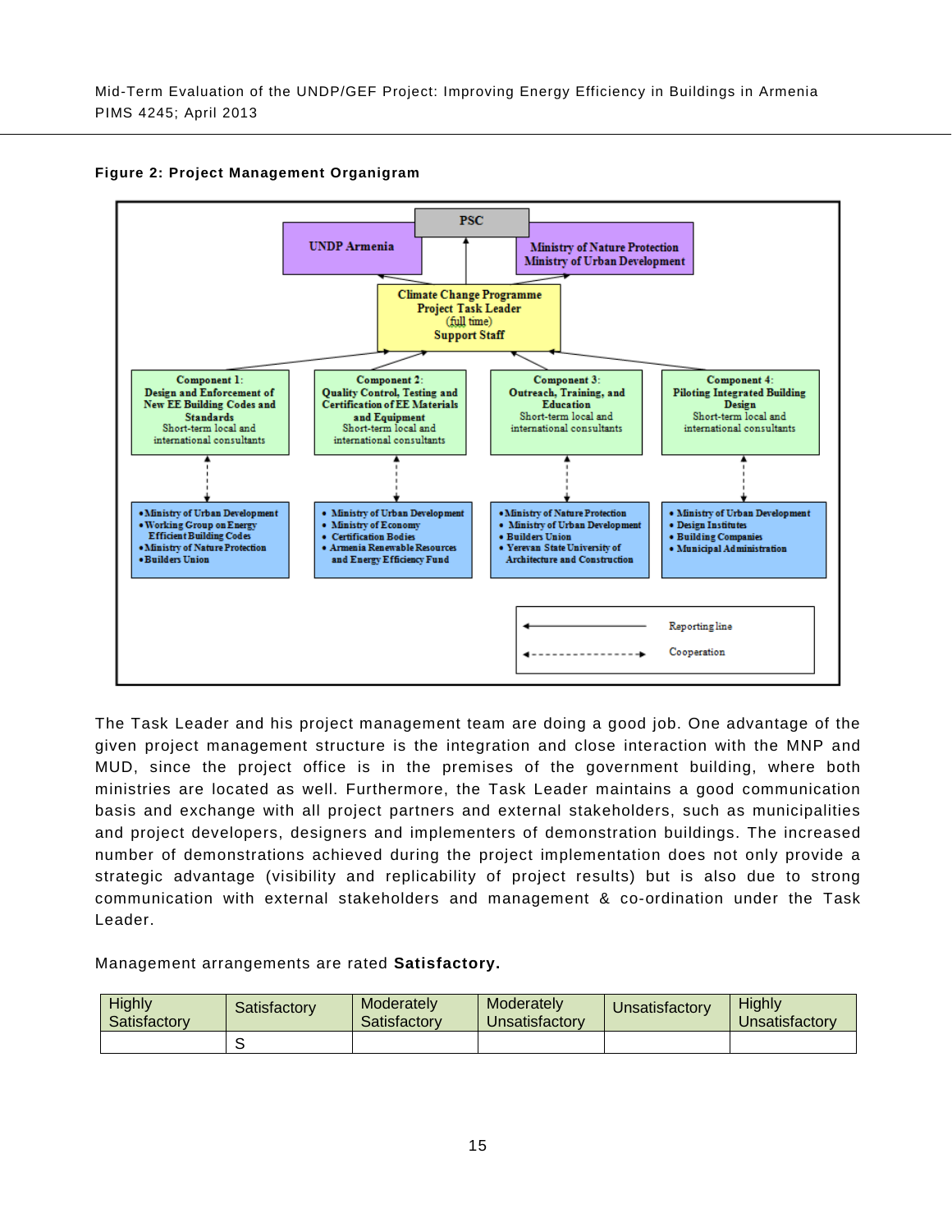**Figure 2: Project Management Organigram**

**PSC**

**UNDP Armenia**

**Ministry of Nature Protection**
**Ministry of Urban Development**

**Climate Change Programme**
**Project Task Leader**
(full time)
**Support Staff**

**Component 1:**
**Design and Enforcement of New EE Building Codes and Standards**
Short-term local and international consultants

- Ministry of Urban Development
- Working Group on Energy Efficient Building Codes
- Ministry of Nature Protection
- Builders Union

**Component 2:**
**Quality Control, Testing and Certification of EE Materials and Equipment**
Short-term local and international consultants

- Ministry of Urban Development
- Ministry of Economy
- Certification Bodies
- Armenia Renewable Resources and Energy Efficiency Fund

**Component 3:**
**Outreach, Training, and Education**
Short-term local and international consultants

- Ministry of Nature Protection
- Ministry of Urban Development
- Builders Union
- Yerevan State University of Architecture and Construction

**Component 4:**
**Piloting Integrated Building Design**
Short-term local and international consultants

- Ministry of Urban Development
- Design Institutes
- Building Companies
- Municipal Administration

Legend: Reporting line (solid arrow); Cooperation (dashed arrow)

The Task Leader and his project management team are doing a good job. One advantage of the given project management structure is the integration and close interaction with the MNP and MUD, since the project office is in the premises of the government building, where both ministries are located as well. Furthermore, the Task Leader maintains a good communication basis and exchange with all project partners and external stakeholders, such as municipalities and project developers, designers and implementers of demonstration buildings. The increased number of demonstrations achieved during the project implementation does not only provide a strategic advantage (visibility and replicability of project results) but is also due to strong communication with external stakeholders and management & co-ordination under the Task Leader.

Management arrangements are rated **Satisfactory.**

| Highly Satisfactory | Satisfactory | Moderately Satisfactory | Moderately Unsatisfactory | Unsatisfactory | Highly Unsatisfactory |
|---|---|---|---|---|---|
| | S | | | | |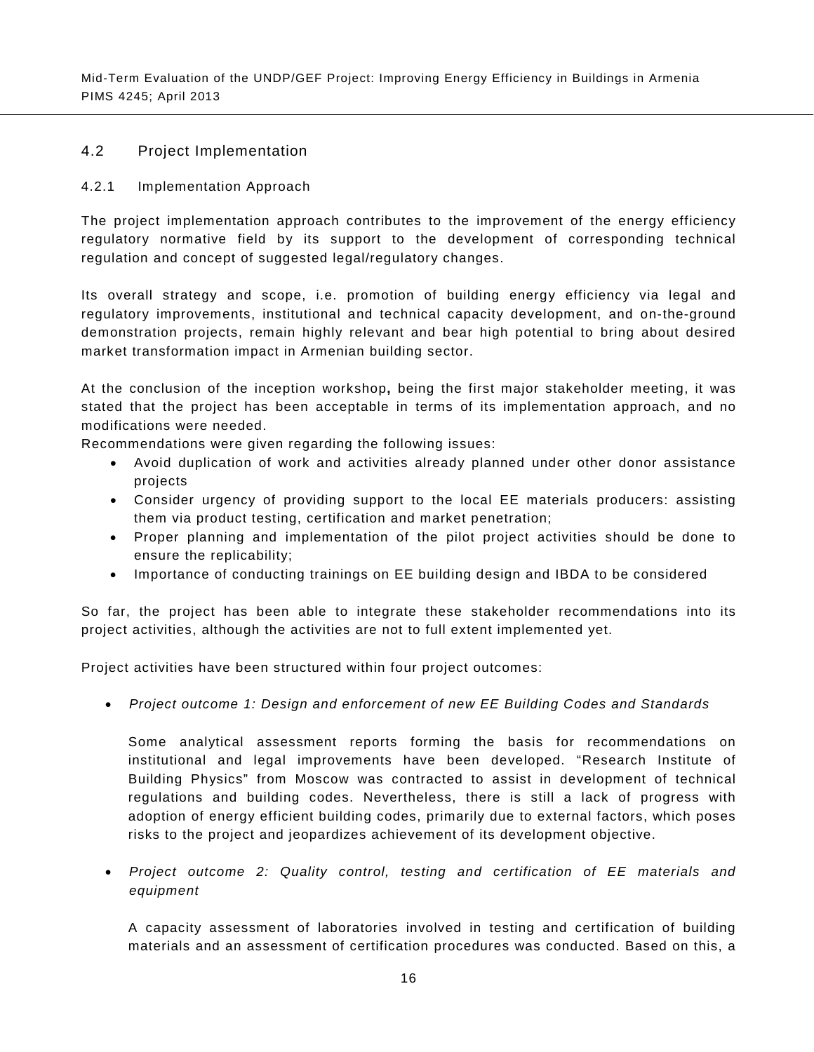## 4.2 Project Implementation

### 4.2.1 Implementation Approach

The project implementation approach contributes to the improvement of the energy efficiency regulatory normative field by its support to the development of corresponding technical regulation and concept of suggested legal/regulatory changes.

Its overall strategy and scope, i.e. promotion of building energy efficiency via legal and regulatory improvements, institutional and technical capacity development, and on-the-ground demonstration projects, remain highly relevant and bear high potential to bring about desired market transformation impact in Armenian building sector.

At the conclusion of the inception workshop**,** being the first major stakeholder meeting, it was stated that the project has been acceptable in terms of its implementation approach, and no modifications were needed.

Recommendations were given regarding the following issues:

- Avoid duplication of work and activities already planned under other donor assistance projects
- Consider urgency of providing support to the local EE materials producers: assisting them via product testing, certification and market penetration;
- Proper planning and implementation of the pilot project activities should be done to ensure the replicability;
- Importance of conducting trainings on EE building design and IBDA to be considered

So far, the project has been able to integrate these stakeholder recommendations into its project activities, although the activities are not to full extent implemented yet.

Project activities have been structured within four project outcomes:

- *Project outcome 1: Design and enforcement of new EE Building Codes and Standards*

  Some analytical assessment reports forming the basis for recommendations on institutional and legal improvements have been developed. "Research Institute of Building Physics" from Moscow was contracted to assist in development of technical regulations and building codes. Nevertheless, there is still a lack of progress with adoption of energy efficient building codes, primarily due to external factors, which poses risks to the project and jeopardizes achievement of its development objective.

- *Project outcome 2: Quality control, testing and certification of EE materials and equipment*

  A capacity assessment of laboratories involved in testing and certification of building materials and an assessment of certification procedures was conducted. Based on this, a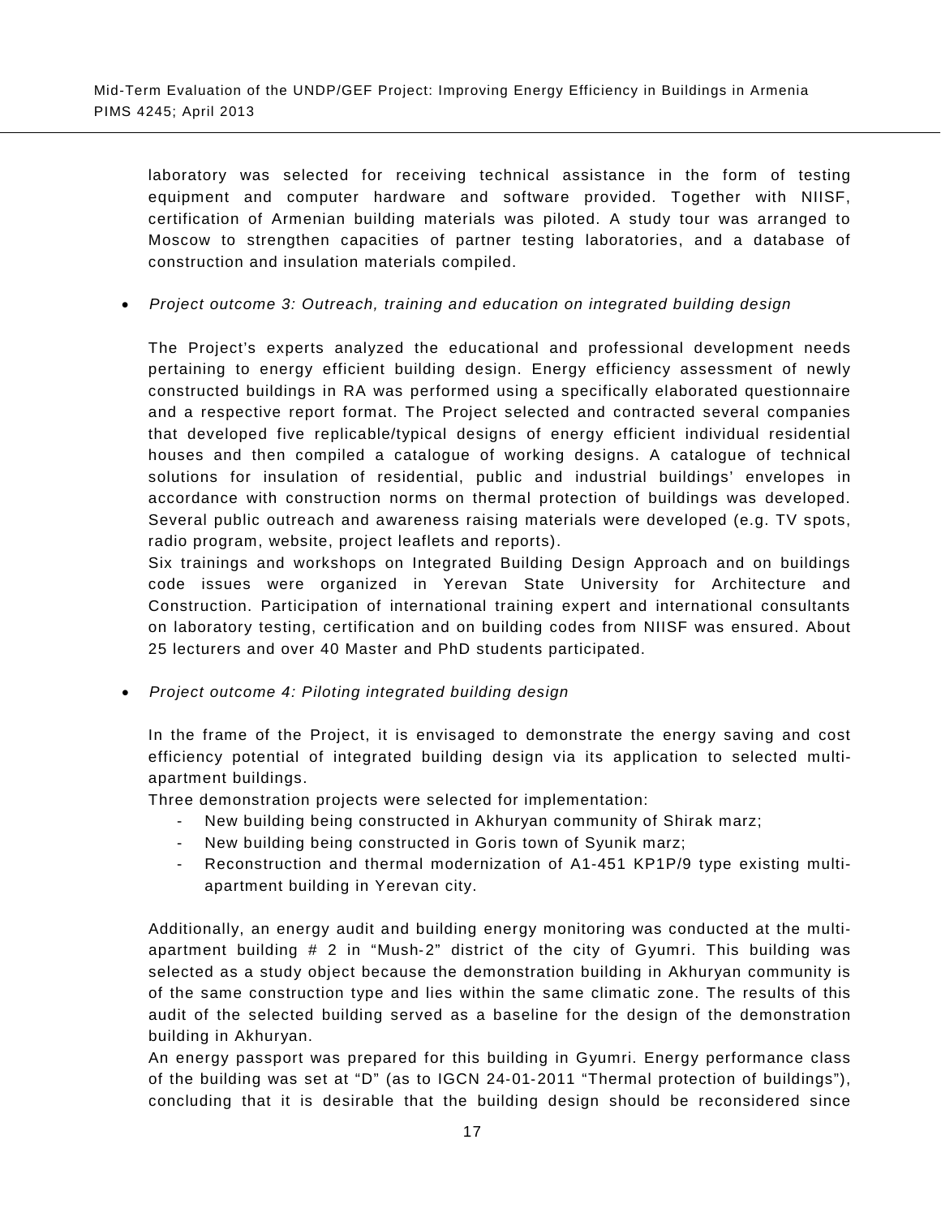laboratory was selected for receiving technical assistance in the form of testing equipment and computer hardware and software provided. Together with NIISF, certification of Armenian building materials was piloted. A study tour was arranged to Moscow to strengthen capacities of partner testing laboratories, and a database of construction and insulation materials compiled.

- *Project outcome 3: Outreach, training and education on integrated building design*

  The Project's experts analyzed the educational and professional development needs pertaining to energy efficient building design. Energy efficiency assessment of newly constructed buildings in RA was performed using a specifically elaborated questionnaire and a respective report format. The Project selected and contracted several companies that developed five replicable/typical designs of energy efficient individual residential houses and then compiled a catalogue of working designs. A catalogue of technical solutions for insulation of residential, public and industrial buildings' envelopes in accordance with construction norms on thermal protection of buildings was developed. Several public outreach and awareness raising materials were developed (e.g. TV spots, radio program, website, project leaflets and reports).

  Six trainings and workshops on Integrated Building Design Approach and on buildings code issues were organized in Yerevan State University for Architecture and Construction. Participation of international training expert and international consultants on laboratory testing, certification and on building codes from NIISF was ensured. About 25 lecturers and over 40 Master and PhD students participated.

- *Project outcome 4: Piloting integrated building design*

  In the frame of the Project, it is envisaged to demonstrate the energy saving and cost efficiency potential of integrated building design via its application to selected multi-apartment buildings.

  Three demonstration projects were selected for implementation:

  - New building being constructed in Akhuryan community of Shirak marz;
  - New building being constructed in Goris town of Syunik marz;
  - Reconstruction and thermal modernization of A1-451 KP1P/9 type existing multi-apartment building in Yerevan city.

  Additionally, an energy audit and building energy monitoring was conducted at the multi-apartment building # 2 in "Mush-2" district of the city of Gyumri. This building was selected as a study object because the demonstration building in Akhuryan community is of the same construction type and lies within the same climatic zone. The results of this audit of the selected building served as a baseline for the design of the demonstration building in Akhuryan.

  An energy passport was prepared for this building in Gyumri. Energy performance class of the building was set at "D" (as to IGCN 24-01-2011 "Thermal protection of buildings"), concluding that it is desirable that the building design should be reconsidered since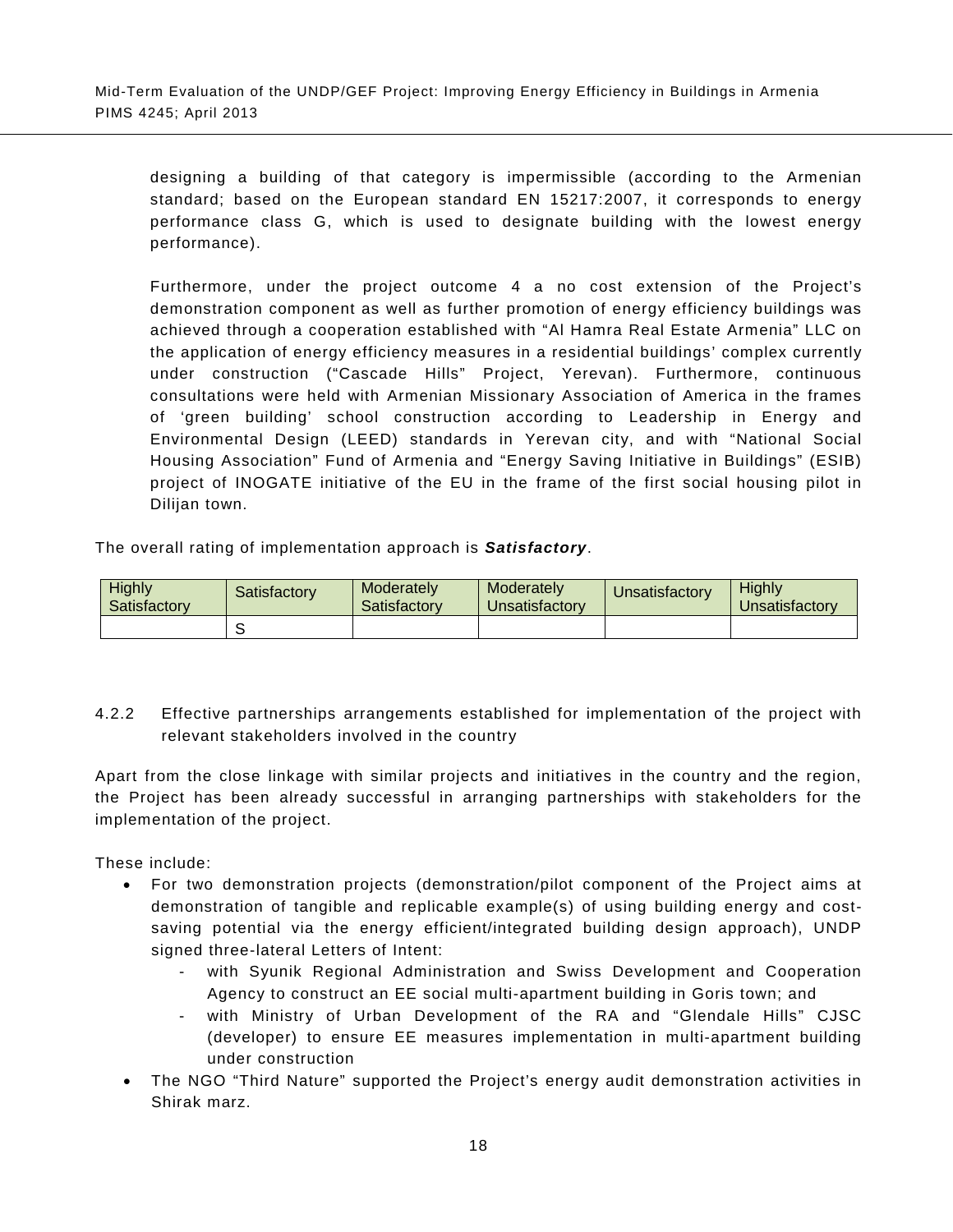designing a building of that category is impermissible (according to the Armenian standard; based on the European standard EN 15217:2007, it corresponds to energy performance class G, which is used to designate building with the lowest energy performance).

Furthermore, under the project outcome 4 a no cost extension of the Project's demonstration component as well as further promotion of energy efficiency buildings was achieved through a cooperation established with "Al Hamra Real Estate Armenia" LLC on the application of energy efficiency measures in a residential buildings' complex currently under construction ("Cascade Hills" Project, Yerevan). Furthermore, continuous consultations were held with Armenian Missionary Association of America in the frames of 'green building' school construction according to Leadership in Energy and Environmental Design (LEED) standards in Yerevan city, and with "National Social Housing Association" Fund of Armenia and "Energy Saving Initiative in Buildings" (ESIB) project of INOGATE initiative of the EU in the frame of the first social housing pilot in Dilijan town.

The overall rating of implementation approach is ***Satisfactory***.

| Highly Satisfactory | Satisfactory | Moderately Satisfactory | Moderately Unsatisfactory | Unsatisfactory | Highly Unsatisfactory |
|---|---|---|---|---|---|
| | S | | | | |

### 4.2.2 Effective partnerships arrangements established for implementation of the project with relevant stakeholders involved in the country

Apart from the close linkage with similar projects and initiatives in the country and the region, the Project has been already successful in arranging partnerships with stakeholders for the implementation of the project.

These include:

- For two demonstration projects (demonstration/pilot component of the Project aims at demonstration of tangible and replicable example(s) of using building energy and cost-saving potential via the energy efficient/integrated building design approach), UNDP signed three-lateral Letters of Intent:
  - with Syunik Regional Administration and Swiss Development and Cooperation Agency to construct an EE social multi-apartment building in Goris town; and
  - with Ministry of Urban Development of the RA and "Glendale Hills" CJSC (developer) to ensure EE measures implementation in multi-apartment building under construction
- The NGO "Third Nature" supported the Project's energy audit demonstration activities in Shirak marz.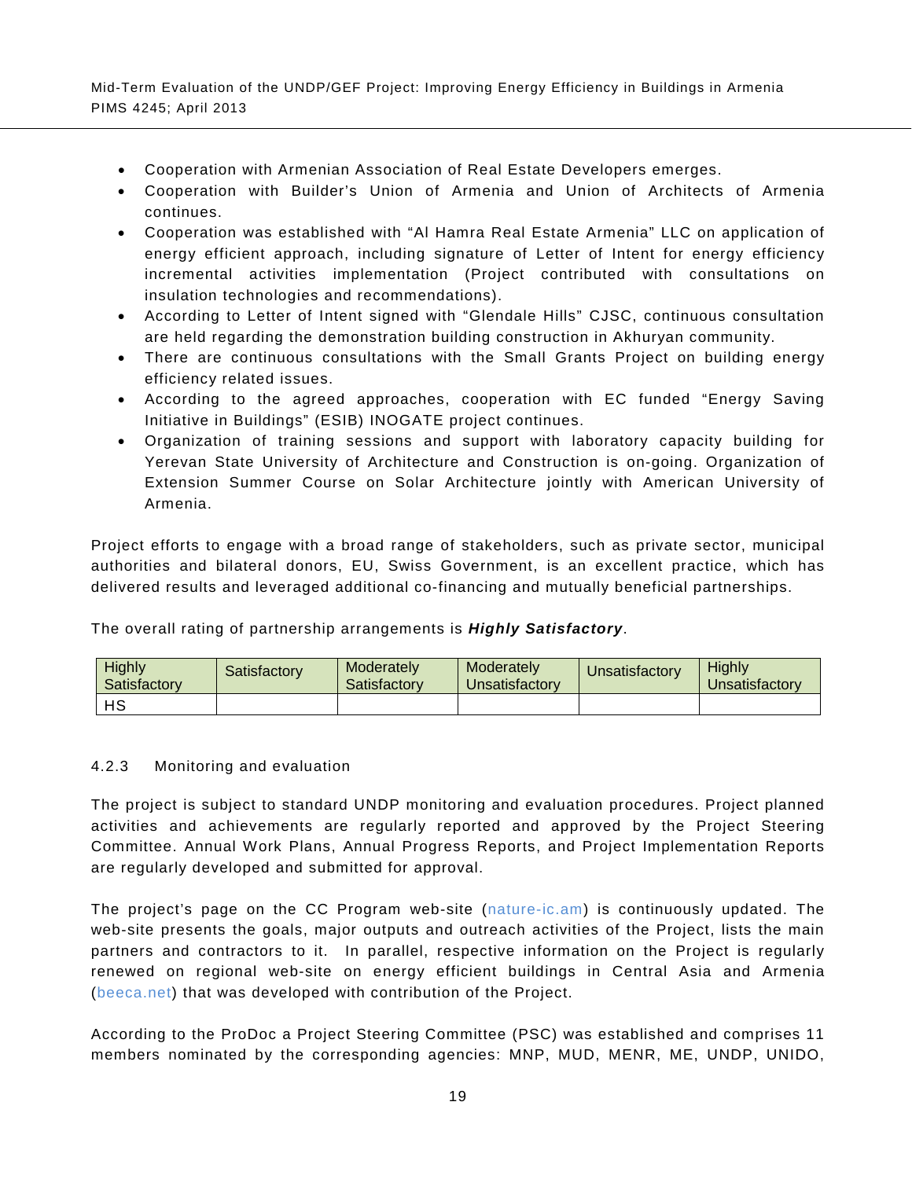- Cooperation with Armenian Association of Real Estate Developers emerges.
- Cooperation with Builder's Union of Armenia and Union of Architects of Armenia continues.
- Cooperation was established with "Al Hamra Real Estate Armenia" LLC on application of energy efficient approach, including signature of Letter of Intent for energy efficiency incremental activities implementation (Project contributed with consultations on insulation technologies and recommendations).
- According to Letter of Intent signed with "Glendale Hills" CJSC, continuous consultation are held regarding the demonstration building construction in Akhuryan community.
- There are continuous consultations with the Small Grants Project on building energy efficiency related issues.
- According to the agreed approaches, cooperation with EC funded "Energy Saving Initiative in Buildings" (ESIB) INOGATE project continues.
- Organization of training sessions and support with laboratory capacity building for Yerevan State University of Architecture and Construction is on-going. Organization of Extension Summer Course on Solar Architecture jointly with American University of Armenia.

Project efforts to engage with a broad range of stakeholders, such as private sector, municipal authorities and bilateral donors, EU, Swiss Government, is an excellent practice, which has delivered results and leveraged additional co-financing and mutually beneficial partnerships.

The overall rating of partnership arrangements is ***Highly Satisfactory***.

| Highly Satisfactory | Satisfactory | Moderately Satisfactory | Moderately Unsatisfactory | Unsatisfactory | Highly Unsatisfactory |
|---|---|---|---|---|---|
| HS | | | | | |

#### 4.2.3 Monitoring and evaluation

The project is subject to standard UNDP monitoring and evaluation procedures. Project planned activities and achievements are regularly reported and approved by the Project Steering Committee. Annual Work Plans, Annual Progress Reports, and Project Implementation Reports are regularly developed and submitted for approval.

The project's page on the CC Program web-site (nature-ic.am) is continuously updated. The web-site presents the goals, major outputs and outreach activities of the Project, lists the main partners and contractors to it. In parallel, respective information on the Project is regularly renewed on regional web-site on energy efficient buildings in Central Asia and Armenia (beeca.net) that was developed with contribution of the Project.

According to the ProDoc a Project Steering Committee (PSC) was established and comprises 11 members nominated by the corresponding agencies: MNP, MUD, MENR, ME, UNDP, UNIDO,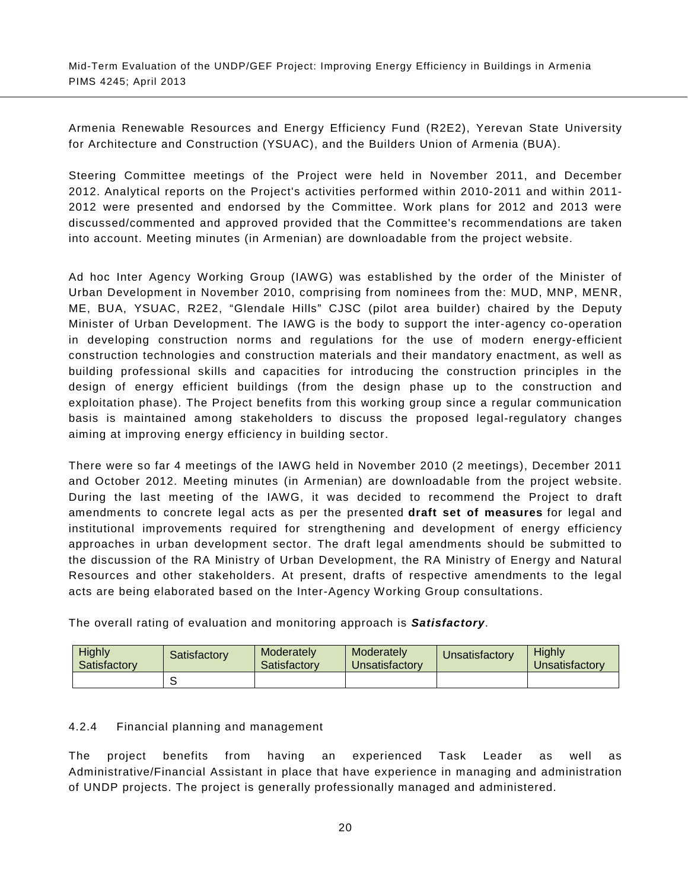Armenia Renewable Resources and Energy Efficiency Fund (R2E2), Yerevan State University for Architecture and Construction (YSUAC), and the Builders Union of Armenia (BUA).

Steering Committee meetings of the Project were held in November 2011, and December 2012. Analytical reports on the Project's activities performed within 2010-2011 and within 2011-2012 were presented and endorsed by the Committee. Work plans for 2012 and 2013 were discussed/commented and approved provided that the Committee's recommendations are taken into account. Meeting minutes (in Armenian) are downloadable from the project website.

Ad hoc Inter Agency Working Group (IAWG) was established by the order of the Minister of Urban Development in November 2010, comprising from nominees from the: MUD, MNP, MENR, ME, BUA, YSUAC, R2E2, "Glendale Hills" CJSC (pilot area builder) chaired by the Deputy Minister of Urban Development. The IAWG is the body to support the inter-agency co-operation in developing construction norms and regulations for the use of modern energy-efficient construction technologies and construction materials and their mandatory enactment, as well as building professional skills and capacities for introducing the construction principles in the design of energy efficient buildings (from the design phase up to the construction and exploitation phase). The Project benefits from this working group since a regular communication basis is maintained among stakeholders to discuss the proposed legal-regulatory changes aiming at improving energy efficiency in building sector.

There were so far 4 meetings of the IAWG held in November 2010 (2 meetings), December 2011 and October 2012. Meeting minutes (in Armenian) are downloadable from the project website. During the last meeting of the IAWG, it was decided to recommend the Project to draft amendments to concrete legal acts as per the presented **draft set of measures** for legal and institutional improvements required for strengthening and development of energy efficiency approaches in urban development sector. The draft legal amendments should be submitted to the discussion of the RA Ministry of Urban Development, the RA Ministry of Energy and Natural Resources and other stakeholders. At present, drafts of respective amendments to the legal acts are being elaborated based on the Inter-Agency Working Group consultations.

The overall rating of evaluation and monitoring approach is ***Satisfactory***.

| Highly Satisfactory | Satisfactory | Moderately Satisfactory | Moderately Unsatisfactory | Unsatisfactory | Highly Unsatisfactory |
|---|---|---|---|---|---|
| | S | | | | |

#### 4.2.4 Financial planning and management

The project benefits from having an experienced Task Leader as well as Administrative/Financial Assistant in place that have experience in managing and administration of UNDP projects. The project is generally professionally managed and administered.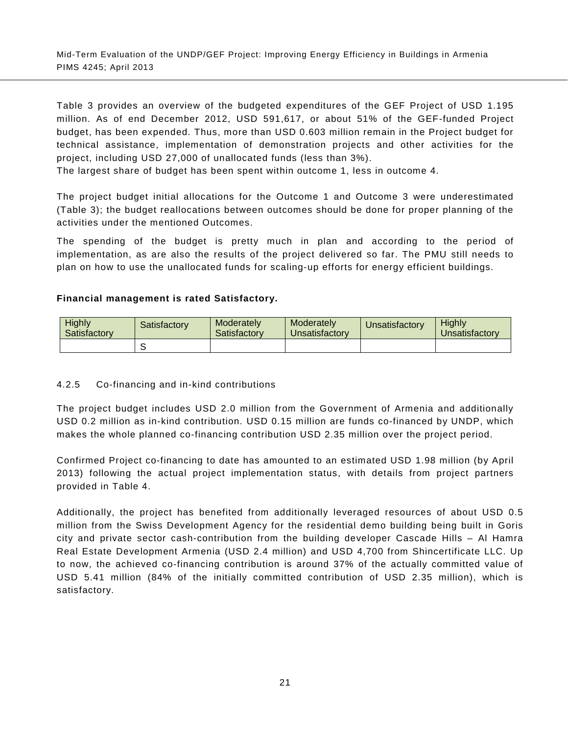Table 3 provides an overview of the budgeted expenditures of the GEF Project of USD 1.195 million. As of end December 2012, USD 591,617, or about 51% of the GEF-funded Project budget, has been expended. Thus, more than USD 0.603 million remain in the Project budget for technical assistance, implementation of demonstration projects and other activities for the project, including USD 27,000 of unallocated funds (less than 3%).
The largest share of budget has been spent within outcome 1, less in outcome 4.

The project budget initial allocations for the Outcome 1 and Outcome 3 were underestimated (Table 3); the budget reallocations between outcomes should be done for proper planning of the activities under the mentioned Outcomes.

The spending of the budget is pretty much in plan and according to the period of implementation, as are also the results of the project delivered so far. The PMU still needs to plan on how to use the unallocated funds for scaling-up efforts for energy efficient buildings.

**Financial management is rated Satisfactory.**

| Highly Satisfactory | Satisfactory | Moderately Satisfactory | Moderately Unsatisfactory | Unsatisfactory | Highly Unsatisfactory |
|---|---|---|---|---|---|
| | S | | | | |

#### 4.2.5 Co-financing and in-kind contributions

The project budget includes USD 2.0 million from the Government of Armenia and additionally USD 0.2 million as in-kind contribution. USD 0.15 million are funds co-financed by UNDP, which makes the whole planned co-financing contribution USD 2.35 million over the project period.

Confirmed Project co-financing to date has amounted to an estimated USD 1.98 million (by April 2013) following the actual project implementation status, with details from project partners provided in Table 4.

Additionally, the project has benefited from additionally leveraged resources of about USD 0.5 million from the Swiss Development Agency for the residential demo building being built in Goris city and private sector cash-contribution from the building developer Cascade Hills – Al Hamra Real Estate Development Armenia (USD 2.4 million) and USD 4,700 from Shincertificate LLC. Up to now, the achieved co-financing contribution is around 37% of the actually committed value of USD 5.41 million (84% of the initially committed contribution of USD 2.35 million), which is satisfactory.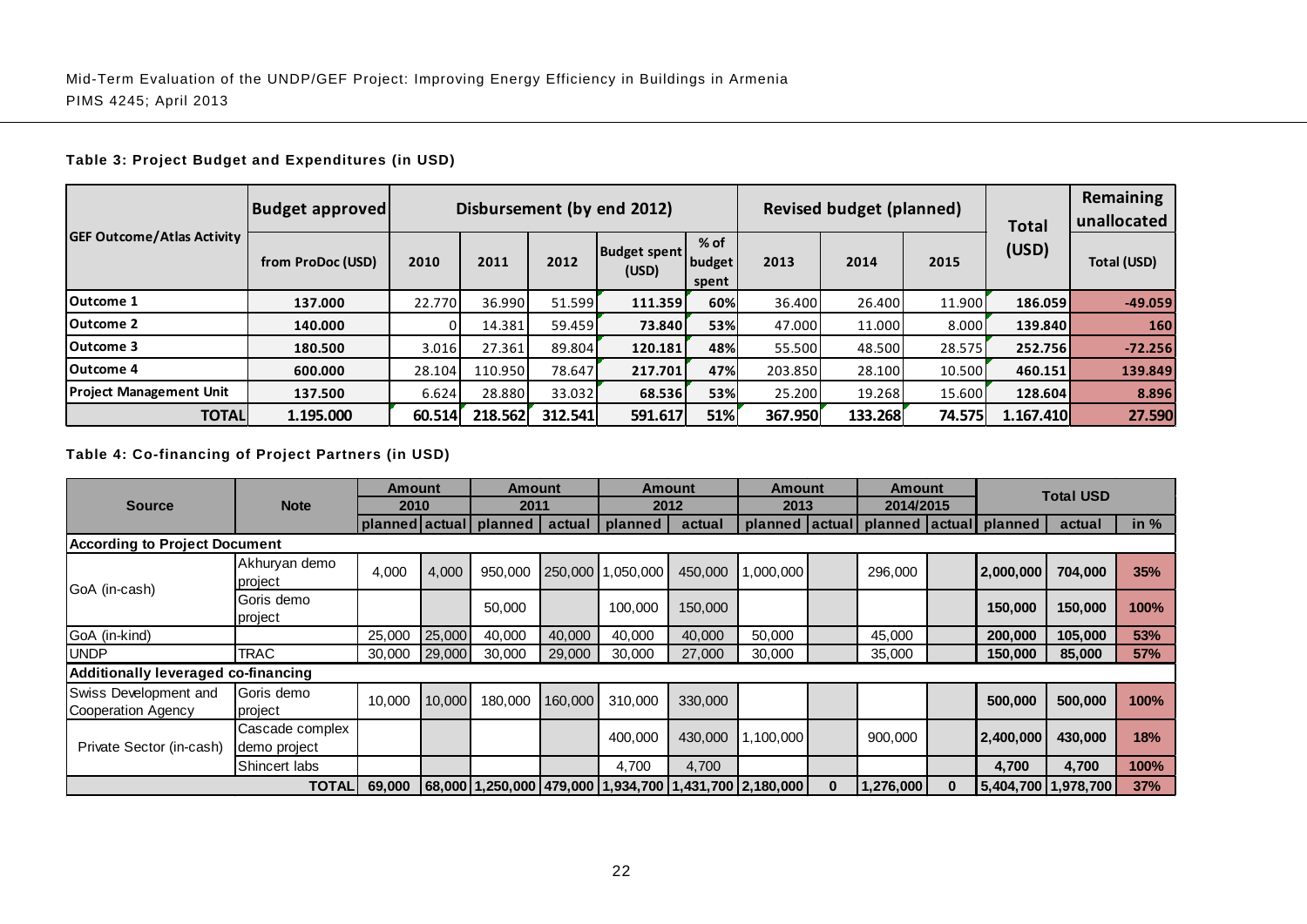**Table 3: Project Budget and Expenditures (in USD)**

| GEF Outcome/Atlas Activity | Budget approved | Disbursement (by end 2012) | | | | | Revised budget (planned) | | | Total (USD) | Remaining unallocated |
|---|---|---|---|---|---|---|---|---|---|---|---|
| | from ProDoc (USD) | 2010 | 2011 | 2012 | Budget spent (USD) | % of budget spent | 2013 | 2014 | 2015 | | Total (USD) |
| Outcome 1 | 137.000 | 22.770 | 36.990 | 51.599 | 111.359 | 60% | 36.400 | 26.400 | 11.900 | 186.059 | -49.059 |
| Outcome 2 | 140.000 | 0 | 14.381 | 59.459 | 73.840 | 53% | 47.000 | 11.000 | 8.000 | 139.840 | 160 |
| Outcome 3 | 180.500 | 3.016 | 27.361 | 89.804 | 120.181 | 48% | 55.500 | 48.500 | 28.575 | 252.756 | -72.256 |
| Outcome 4 | 600.000 | 28.104 | 110.950 | 78.647 | 217.701 | 47% | 203.850 | 28.100 | 10.500 | 460.151 | 139.849 |
| Project Management Unit | 137.500 | 6.624 | 28.880 | 33.032 | 68.536 | 53% | 25.200 | 19.268 | 15.600 | 128.604 | 8.896 |
| **TOTAL** | **1.195.000** | **60.514** | **218.562** | **312.541** | **591.617** | **51%** | **367.950** | **133.268** | **74.575** | **1.167.410** | **27.590** |

**Table 4: Co-financing of Project Partners (in USD)**

| Source | Note | Amount 2010 | | Amount 2011 | | Amount 2012 | | Amount 2013 | | Amount 2014/2015 | | Total USD | | |
|---|---|---|---|---|---|---|---|---|---|---|---|---|---|---|
| | | planned | actual | planned | actual | planned | actual | planned | actual | planned | actual | planned | actual | in % |
| **According to Project Document** | | | | | | | | | | | | | | |
| GoA (in-cash) | Akhuryan demo project | 4,000 | 4,000 | 950,000 | 250,000 | 1,050,000 | 450,000 | 1,000,000 | | 296,000 | | **2,000,000** | **704,000** | **35%** |
| | Goris demo project | | | 50,000 | | 100,000 | 150,000 | | | | | **150,000** | **150,000** | **100%** |
| GoA (in-kind) | | 25,000 | 25,000 | 40,000 | 40,000 | 40,000 | 40,000 | 50,000 | | 45,000 | | **200,000** | **105,000** | **53%** |
| UNDP | TRAC | 30,000 | 29,000 | 30,000 | 29,000 | 30,000 | 27,000 | 30,000 | | 35,000 | | **150,000** | **85,000** | **57%** |
| **Additionally leveraged co-financing** | | | | | | | | | | | | | | |
| Swiss Development and Cooperation Agency | Goris demo project | 10,000 | 10,000 | 180,000 | 160,000 | 310,000 | 330,000 | | | | | **500,000** | **500,000** | **100%** |
| Private Sector (in-cash) | Cascade complex demo project | | | | | 400,000 | 430,000 | 1,100,000 | | 900,000 | | **2,400,000** | **430,000** | **18%** |
| | Shincert labs | | | | | 4,700 | 4,700 | | | | | **4,700** | **4,700** | **100%** |
| **TOTAL** | | **69,000** | **68,000** | **1,250,000** | **479,000** | **1,934,700** | **1,431,700** | **2,180,000** | **0** | **1,276,000** | **0** | **5,404,700** | **1,978,700** | **37%** |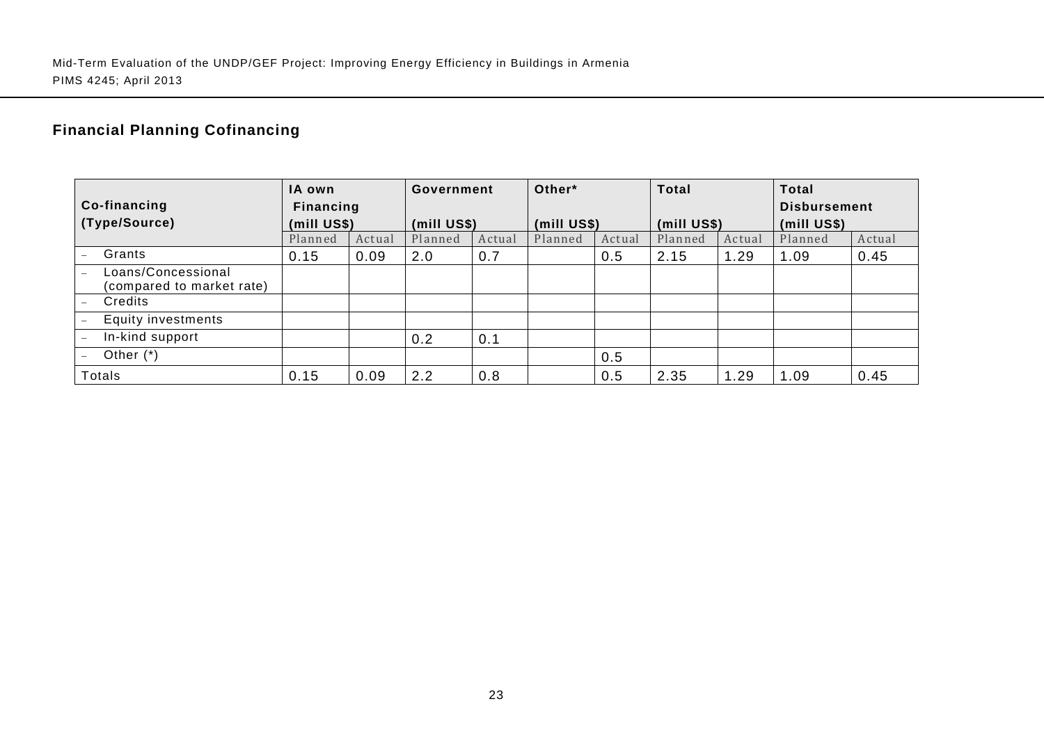### Financial Planning Cofinancing

| Co-financing (Type/Source) | IA own Financing (mill US$) | | Government (mill US$) | | Other* (mill US$) | | Total (mill US$) | | Total Disbursement (mill US$) | |
|---|---|---|---|---|---|---|---|---|---|---|
| | Planned | Actual | Planned | Actual | Planned | Actual | Planned | Actual | Planned | Actual |
| – Grants | 0.15 | 0.09 | 2.0 | 0.7 | | 0.5 | 2.15 | 1.29 | 1.09 | 0.45 |
| – Loans/Concessional (compared to market rate) | | | | | | | | | | |
| – Credits | | | | | | | | | | |
| – Equity investments | | | | | | | | | | |
| – In-kind support | | | 0.2 | 0.1 | | | | | | |
| – Other (*) | | | | | | 0.5 | | | | |
| Totals | 0.15 | 0.09 | 2.2 | 0.8 | | 0.5 | 2.35 | 1.29 | 1.09 | 0.45 |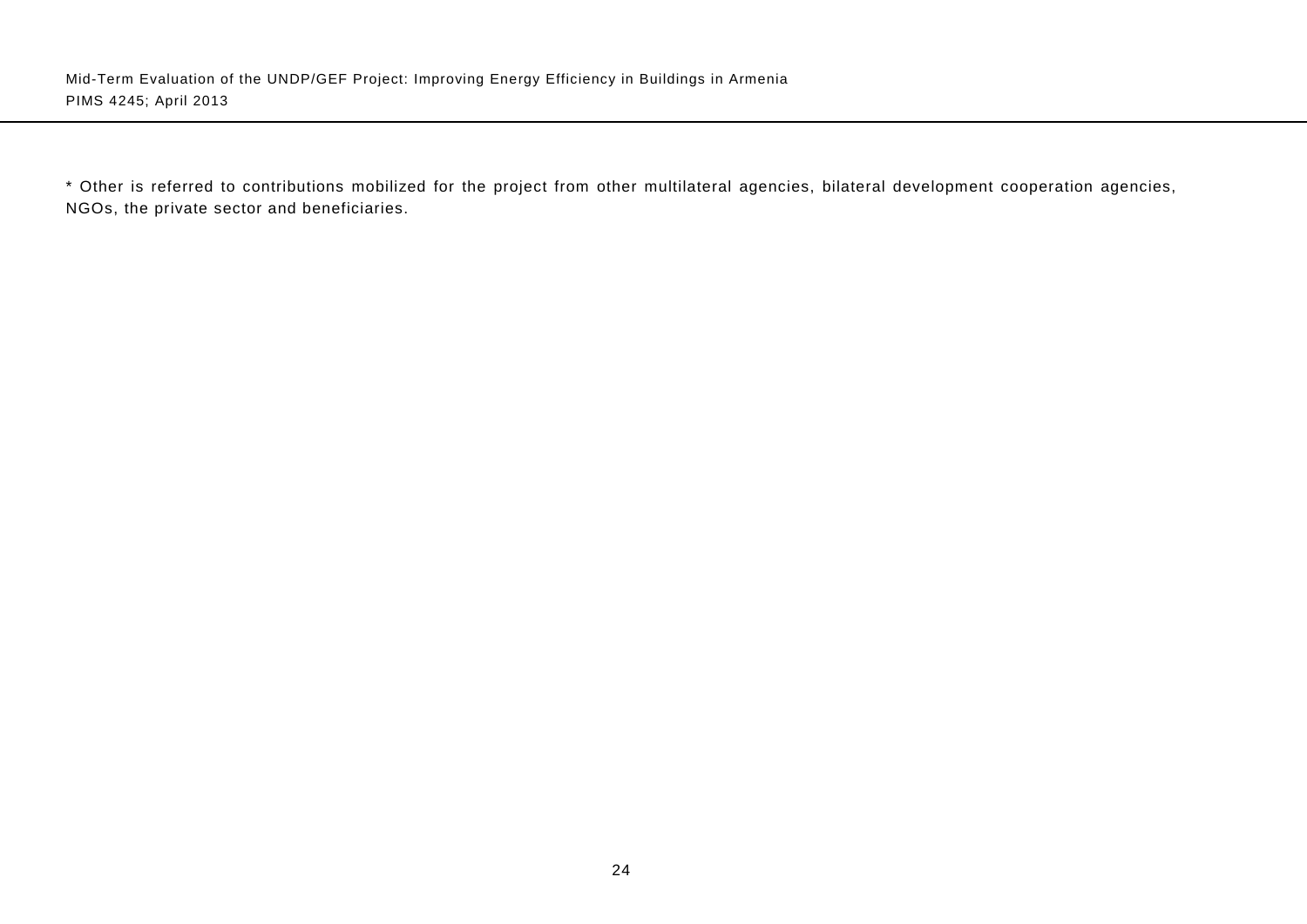* Other is referred to contributions mobilized for the project from other multilateral agencies, bilateral development cooperation agencies, NGOs, the private sector and beneficiaries.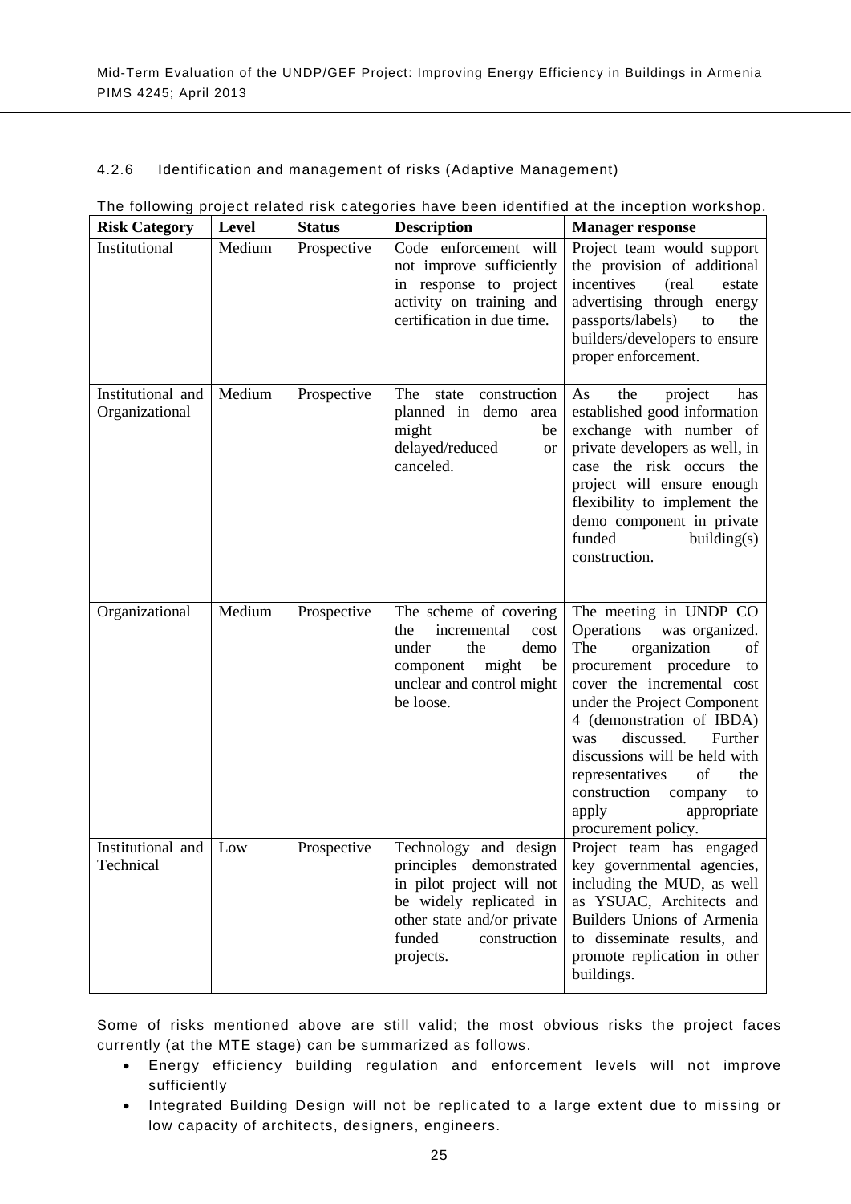#### 4.2.6 Identification and management of risks (Adaptive Management)

The following project related risk categories have been identified at the inception workshop.

| Risk Category | Level | Status | Description | Manager response |
|---|---|---|---|---|
| Institutional | Medium | Prospective | Code enforcement will not improve sufficiently in response to project activity on training and certification in due time. | Project team would support the provision of additional incentives (real estate advertising through energy passports/labels) to the builders/developers to ensure proper enforcement. |
| Institutional and Organizational | Medium | Prospective | The state construction planned in demo area might be delayed/reduced or canceled. | As the project has established good information exchange with number of private developers as well, in case the risk occurs the project will ensure enough flexibility to implement the demo component in private funded building(s) construction. |
| Organizational | Medium | Prospective | The scheme of covering the incremental cost under the demo component might be unclear and control might be loose. | The meeting in UNDP CO Operations was organized. The organization of procurement procedure to cover the incremental cost under the Project Component 4 (demonstration of IBDA) was discussed. Further discussions will be held with representatives of the construction company to apply appropriate procurement policy. |
| Institutional and Technical | Low | Prospective | Technology and design principles demonstrated in pilot project will not be widely replicated in other state and/or private funded construction projects. | Project team has engaged key governmental agencies, including the MUD, as well as YSUAC, Architects and Builders Unions of Armenia to disseminate results, and promote replication in other buildings. |

Some of risks mentioned above are still valid; the most obvious risks the project faces currently (at the MTE stage) can be summarized as follows.

- Energy efficiency building regulation and enforcement levels will not improve sufficiently
- Integrated Building Design will not be replicated to a large extent due to missing or low capacity of architects, designers, engineers.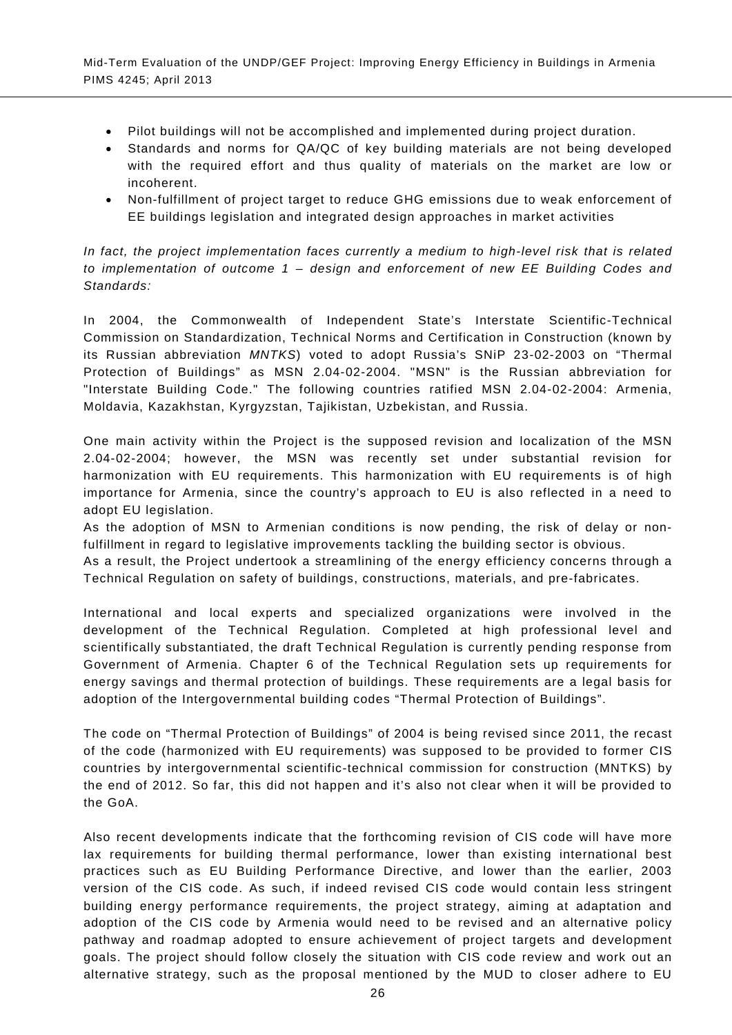- Pilot buildings will not be accomplished and implemented during project duration.
- Standards and norms for QA/QC of key building materials are not being developed with the required effort and thus quality of materials on the market are low or incoherent.
- Non-fulfillment of project target to reduce GHG emissions due to weak enforcement of EE buildings legislation and integrated design approaches in market activities

*In fact, the project implementation faces currently a medium to high-level risk that is related to implementation of outcome 1 – design and enforcement of new EE Building Codes and Standards:*

In 2004, the Commonwealth of Independent State's Interstate Scientific-Technical Commission on Standardization, Technical Norms and Certification in Construction (known by its Russian abbreviation *MNTKS*) voted to adopt Russia's SNiP 23-02-2003 on "Thermal Protection of Buildings" as MSN 2.04-02-2004. "MSN" is the Russian abbreviation for "Interstate Building Code." The following countries ratified MSN 2.04-02-2004: Armenia, Moldavia, Kazakhstan, Kyrgyzstan, Tajikistan, Uzbekistan, and Russia.

One main activity within the Project is the supposed revision and localization of the MSN 2.04-02-2004; however, the MSN was recently set under substantial revision for harmonization with EU requirements. This harmonization with EU requirements is of high importance for Armenia, since the country's approach to EU is also reflected in a need to adopt EU legislation.
As the adoption of MSN to Armenian conditions is now pending, the risk of delay or non-fulfillment in regard to legislative improvements tackling the building sector is obvious.
As a result, the Project undertook a streamlining of the energy efficiency concerns through a Technical Regulation on safety of buildings, constructions, materials, and pre-fabricates.

International and local experts and specialized organizations were involved in the development of the Technical Regulation. Completed at high professional level and scientifically substantiated, the draft Technical Regulation is currently pending response from Government of Armenia. Chapter 6 of the Technical Regulation sets up requirements for energy savings and thermal protection of buildings. These requirements are a legal basis for adoption of the Intergovernmental building codes "Thermal Protection of Buildings".

The code on "Thermal Protection of Buildings" of 2004 is being revised since 2011, the recast of the code (harmonized with EU requirements) was supposed to be provided to former CIS countries by intergovernmental scientific-technical commission for construction (MNTKS) by the end of 2012. So far, this did not happen and it's also not clear when it will be provided to the GoA.

Also recent developments indicate that the forthcoming revision of CIS code will have more lax requirements for building thermal performance, lower than existing international best practices such as EU Building Performance Directive, and lower than the earlier, 2003 version of the CIS code. As such, if indeed revised CIS code would contain less stringent building energy performance requirements, the project strategy, aiming at adaptation and adoption of the CIS code by Armenia would need to be revised and an alternative policy pathway and roadmap adopted to ensure achievement of project targets and development goals. The project should follow closely the situation with CIS code review and work out an alternative strategy, such as the proposal mentioned by the MUD to closer adhere to EU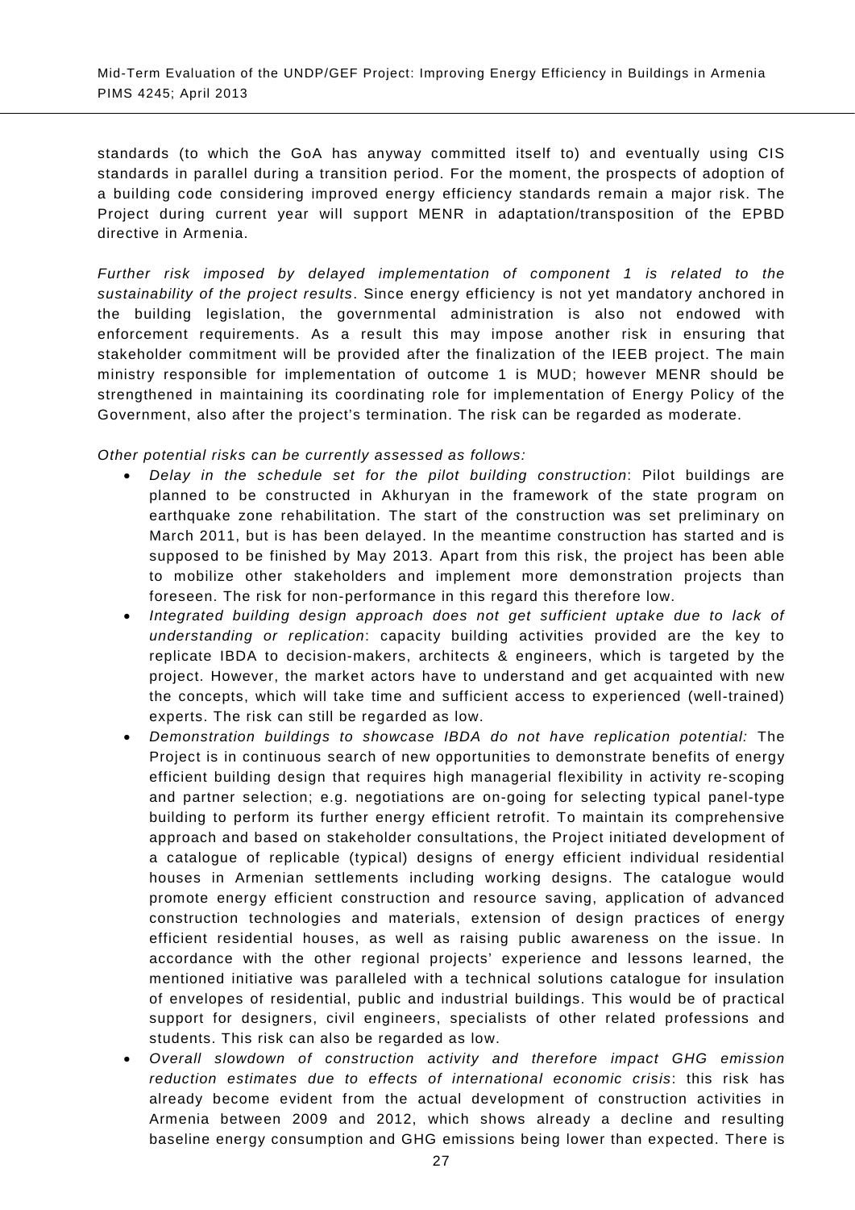standards (to which the GoA has anyway committed itself to) and eventually using CIS standards in parallel during a transition period. For the moment, the prospects of adoption of a building code considering improved energy efficiency standards remain a major risk. The Project during current year will support MENR in adaptation/transposition of the EPBD directive in Armenia.

*Further risk imposed by delayed implementation of component 1 is related to the sustainability of the project results*. Since energy efficiency is not yet mandatory anchored in the building legislation, the governmental administration is also not endowed with enforcement requirements. As a result this may impose another risk in ensuring that stakeholder commitment will be provided after the finalization of the IEEB project. The main ministry responsible for implementation of outcome 1 is MUD; however MENR should be strengthened in maintaining its coordinating role for implementation of Energy Policy of the Government, also after the project's termination. The risk can be regarded as moderate.

*Other potential risks can be currently assessed as follows:*

- *Delay in the schedule set for the pilot building construction*: Pilot buildings are planned to be constructed in Akhuryan in the framework of the state program on earthquake zone rehabilitation. The start of the construction was set preliminary on March 2011, but is has been delayed. In the meantime construction has started and is supposed to be finished by May 2013. Apart from this risk, the project has been able to mobilize other stakeholders and implement more demonstration projects than foreseen. The risk for non-performance in this regard this therefore low.
- *Integrated building design approach does not get sufficient uptake due to lack of understanding or replication*: capacity building activities provided are the key to replicate IBDA to decision-makers, architects & engineers, which is targeted by the project. However, the market actors have to understand and get acquainted with new the concepts, which will take time and sufficient access to experienced (well-trained) experts. The risk can still be regarded as low.
- *Demonstration buildings to showcase IBDA do not have replication potential:* The Project is in continuous search of new opportunities to demonstrate benefits of energy efficient building design that requires high managerial flexibility in activity re-scoping and partner selection; e.g. negotiations are on-going for selecting typical panel-type building to perform its further energy efficient retrofit. To maintain its comprehensive approach and based on stakeholder consultations, the Project initiated development of a catalogue of replicable (typical) designs of energy efficient individual residential houses in Armenian settlements including working designs. The catalogue would promote energy efficient construction and resource saving, application of advanced construction technologies and materials, extension of design practices of energy efficient residential houses, as well as raising public awareness on the issue. In accordance with the other regional projects' experience and lessons learned, the mentioned initiative was paralleled with a technical solutions catalogue for insulation of envelopes of residential, public and industrial buildings. This would be of practical support for designers, civil engineers, specialists of other related professions and students. This risk can also be regarded as low.
- *Overall slowdown of construction activity and therefore impact GHG emission reduction estimates due to effects of international economic crisis*: this risk has already become evident from the actual development of construction activities in Armenia between 2009 and 2012, which shows already a decline and resulting baseline energy consumption and GHG emissions being lower than expected. There is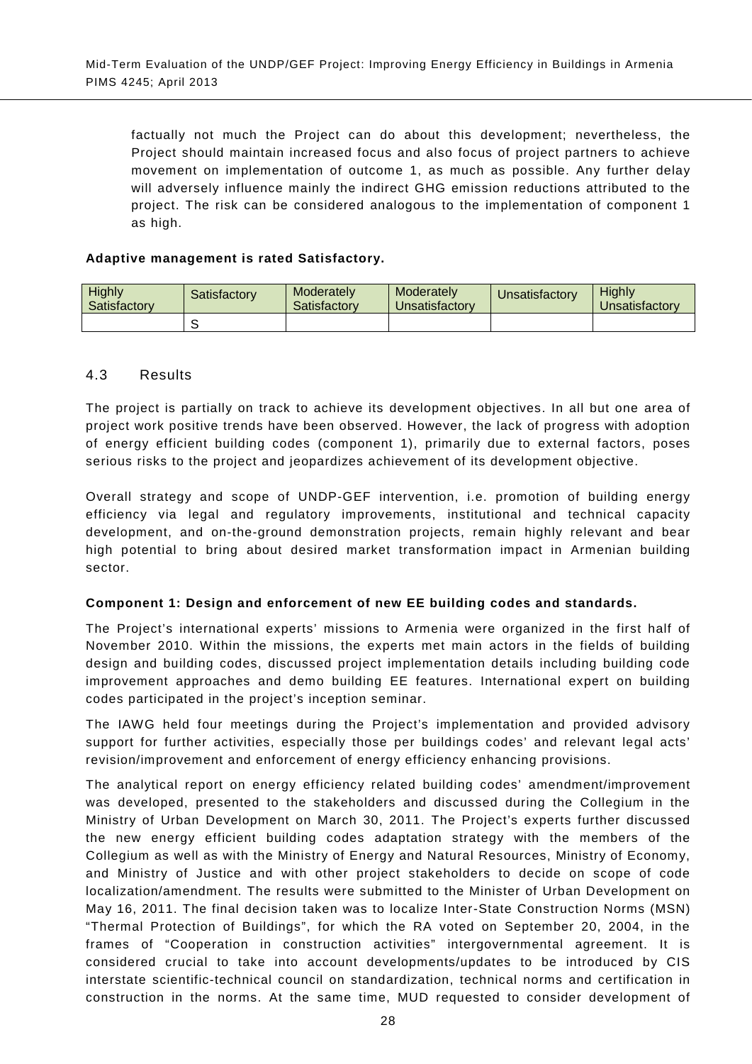factually not much the Project can do about this development; nevertheless, the Project should maintain increased focus and also focus of project partners to achieve movement on implementation of outcome 1, as much as possible. Any further delay will adversely influence mainly the indirect GHG emission reductions attributed to the project. The risk can be considered analogous to the implementation of component 1 as high.

**Adaptive management is rated Satisfactory.**

| Highly Satisfactory | Satisfactory | Moderately Satisfactory | Moderately Unsatisfactory | Unsatisfactory | Highly Unsatisfactory |
|---|---|---|---|---|---|
| | S | | | | |

### 4.3 Results

The project is partially on track to achieve its development objectives. In all but one area of project work positive trends have been observed. However, the lack of progress with adoption of energy efficient building codes (component 1), primarily due to external factors, poses serious risks to the project and jeopardizes achievement of its development objective.

Overall strategy and scope of UNDP-GEF intervention, i.e. promotion of building energy efficiency via legal and regulatory improvements, institutional and technical capacity development, and on-the-ground demonstration projects, remain highly relevant and bear high potential to bring about desired market transformation impact in Armenian building sector.

**Component 1: Design and enforcement of new EE building codes and standards.**

The Project's international experts' missions to Armenia were organized in the first half of November 2010. Within the missions, the experts met main actors in the fields of building design and building codes, discussed project implementation details including building code improvement approaches and demo building EE features. International expert on building codes participated in the project's inception seminar.

The IAWG held four meetings during the Project's implementation and provided advisory support for further activities, especially those per buildings codes' and relevant legal acts' revision/improvement and enforcement of energy efficiency enhancing provisions.

The analytical report on energy efficiency related building codes' amendment/improvement was developed, presented to the stakeholders and discussed during the Collegium in the Ministry of Urban Development on March 30, 2011. The Project's experts further discussed the new energy efficient building codes adaptation strategy with the members of the Collegium as well as with the Ministry of Energy and Natural Resources, Ministry of Economy, and Ministry of Justice and with other project stakeholders to decide on scope of code localization/amendment. The results were submitted to the Minister of Urban Development on May 16, 2011. The final decision taken was to localize Inter-State Construction Norms (MSN) "Thermal Protection of Buildings", for which the RA voted on September 20, 2004, in the frames of "Cooperation in construction activities" intergovernmental agreement. It is considered crucial to take into account developments/updates to be introduced by CIS interstate scientific-technical council on standardization, technical norms and certification in construction in the norms. At the same time, MUD requested to consider development of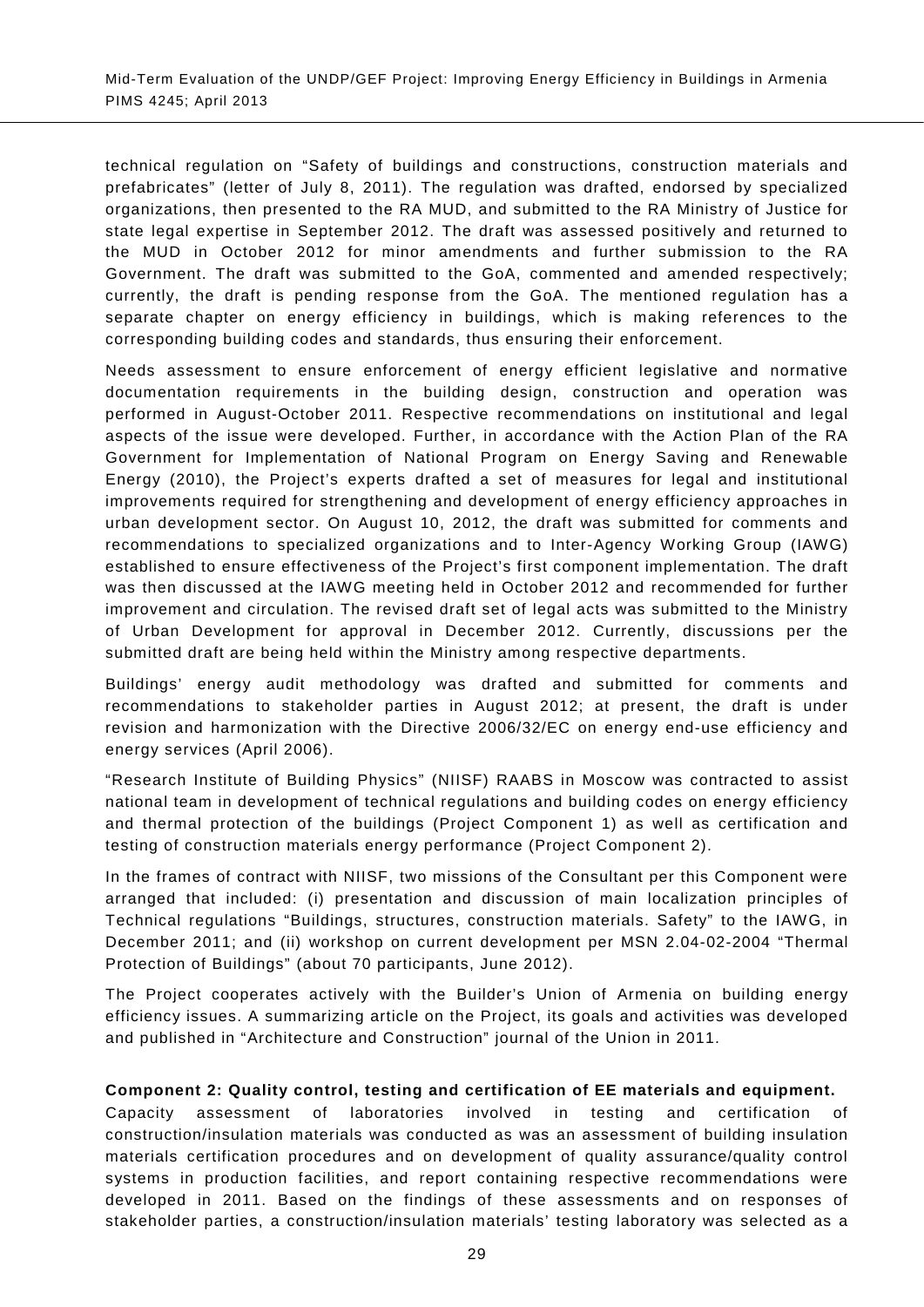technical regulation on “Safety of buildings and constructions, construction materials and prefabricates” (letter of July 8, 2011). The regulation was drafted, endorsed by specialized organizations, then presented to the RA MUD, and submitted to the RA Ministry of Justice for state legal expertise in September 2012. The draft was assessed positively and returned to the MUD in October 2012 for minor amendments and further submission to the RA Government. The draft was submitted to the GoA, commented and amended respectively; currently, the draft is pending response from the GoA. The mentioned regulation has a separate chapter on energy efficiency in buildings, which is making references to the corresponding building codes and standards, thus ensuring their enforcement.

Needs assessment to ensure enforcement of energy efficient legislative and normative documentation requirements in the building design, construction and operation was performed in August-October 2011. Respective recommendations on institutional and legal aspects of the issue were developed. Further, in accordance with the Action Plan of the RA Government for Implementation of National Program on Energy Saving and Renewable Energy (2010), the Project’s experts drafted a set of measures for legal and institutional improvements required for strengthening and development of energy efficiency approaches in urban development sector. On August 10, 2012, the draft was submitted for comments and recommendations to specialized organizations and to Inter-Agency Working Group (IAWG) established to ensure effectiveness of the Project’s first component implementation. The draft was then discussed at the IAWG meeting held in October 2012 and recommended for further improvement and circulation. The revised draft set of legal acts was submitted to the Ministry of Urban Development for approval in December 2012. Currently, discussions per the submitted draft are being held within the Ministry among respective departments.

Buildings’ energy audit methodology was drafted and submitted for comments and recommendations to stakeholder parties in August 2012; at present, the draft is under revision and harmonization with the Directive 2006/32/EC on energy end-use efficiency and energy services (April 2006).

“Research Institute of Building Physics” (NIISF) RAABS in Moscow was contracted to assist national team in development of technical regulations and building codes on energy efficiency and thermal protection of the buildings (Project Component 1) as well as certification and testing of construction materials energy performance (Project Component 2).

In the frames of contract with NIISF, two missions of the Consultant per this Component were arranged that included: (i) presentation and discussion of main localization principles of Technical regulations “Buildings, structures, construction materials. Safety” to the IAWG, in December 2011; and (ii) workshop on current development per MSN 2.04-02-2004 “Thermal Protection of Buildings” (about 70 participants, June 2012).

The Project cooperates actively with the Builder’s Union of Armenia on building energy efficiency issues. A summarizing article on the Project, its goals and activities was developed and published in “Architecture and Construction” journal of the Union in 2011.

**Component 2: Quality control, testing and certification of EE materials and equipment.**

Capacity assessment of laboratories involved in testing and certification of construction/insulation materials was conducted as was an assessment of building insulation materials certification procedures and on development of quality assurance/quality control systems in production facilities, and report containing respective recommendations were developed in 2011. Based on the findings of these assessments and on responses of stakeholder parties, a construction/insulation materials’ testing laboratory was selected as a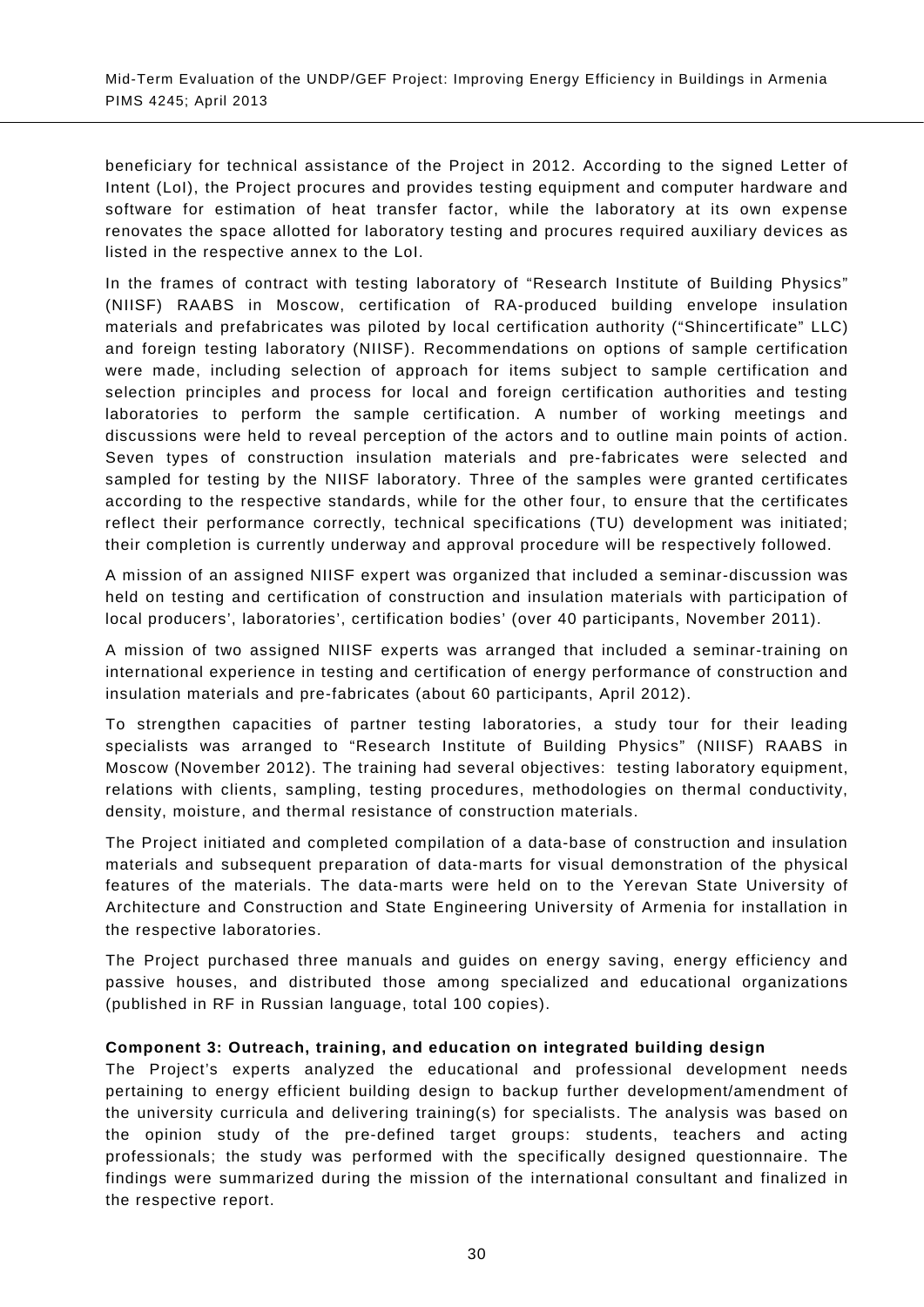beneficiary for technical assistance of the Project in 2012. According to the signed Letter of Intent (LoI), the Project procures and provides testing equipment and computer hardware and software for estimation of heat transfer factor, while the laboratory at its own expense renovates the space allotted for laboratory testing and procures required auxiliary devices as listed in the respective annex to the LoI.

In the frames of contract with testing laboratory of "Research Institute of Building Physics" (NIISF) RAABS in Moscow, certification of RA-produced building envelope insulation materials and prefabricates was piloted by local certification authority ("Shincertificate" LLC) and foreign testing laboratory (NIISF). Recommendations on options of sample certification were made, including selection of approach for items subject to sample certification and selection principles and process for local and foreign certification authorities and testing laboratories to perform the sample certification. A number of working meetings and discussions were held to reveal perception of the actors and to outline main points of action. Seven types of construction insulation materials and pre-fabricates were selected and sampled for testing by the NIISF laboratory. Three of the samples were granted certificates according to the respective standards, while for the other four, to ensure that the certificates reflect their performance correctly, technical specifications (TU) development was initiated; their completion is currently underway and approval procedure will be respectively followed.

A mission of an assigned NIISF expert was organized that included a seminar-discussion was held on testing and certification of construction and insulation materials with participation of local producers', laboratories', certification bodies' (over 40 participants, November 2011).

A mission of two assigned NIISF experts was arranged that included a seminar-training on international experience in testing and certification of energy performance of construction and insulation materials and pre-fabricates (about 60 participants, April 2012).

To strengthen capacities of partner testing laboratories, a study tour for their leading specialists was arranged to "Research Institute of Building Physics" (NIISF) RAABS in Moscow (November 2012). The training had several objectives: testing laboratory equipment, relations with clients, sampling, testing procedures, methodologies on thermal conductivity, density, moisture, and thermal resistance of construction materials.

The Project initiated and completed compilation of a data-base of construction and insulation materials and subsequent preparation of data-marts for visual demonstration of the physical features of the materials. The data-marts were held on to the Yerevan State University of Architecture and Construction and State Engineering University of Armenia for installation in the respective laboratories.

The Project purchased three manuals and guides on energy saving, energy efficiency and passive houses, and distributed those among specialized and educational organizations (published in RF in Russian language, total 100 copies).

**Component 3: Outreach, training, and education on integrated building design**

The Project's experts analyzed the educational and professional development needs pertaining to energy efficient building design to backup further development/amendment of the university curricula and delivering training(s) for specialists. The analysis was based on the opinion study of the pre-defined target groups: students, teachers and acting professionals; the study was performed with the specifically designed questionnaire. The findings were summarized during the mission of the international consultant and finalized in the respective report.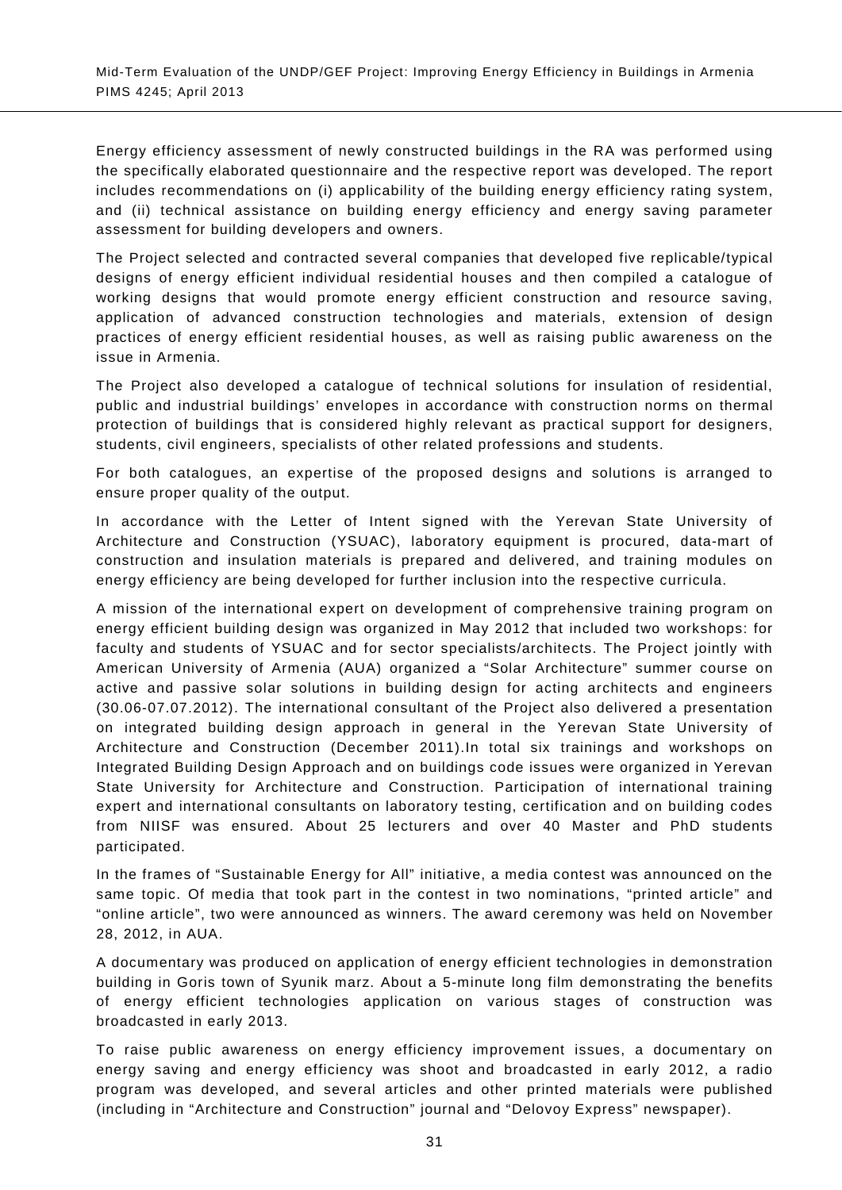Energy efficiency assessment of newly constructed buildings in the RA was performed using the specifically elaborated questionnaire and the respective report was developed. The report includes recommendations on (i) applicability of the building energy efficiency rating system, and (ii) technical assistance on building energy efficiency and energy saving parameter assessment for building developers and owners.

The Project selected and contracted several companies that developed five replicable/typical designs of energy efficient individual residential houses and then compiled a catalogue of working designs that would promote energy efficient construction and resource saving, application of advanced construction technologies and materials, extension of design practices of energy efficient residential houses, as well as raising public awareness on the issue in Armenia.

The Project also developed a catalogue of technical solutions for insulation of residential, public and industrial buildings' envelopes in accordance with construction norms on thermal protection of buildings that is considered highly relevant as practical support for designers, students, civil engineers, specialists of other related professions and students.

For both catalogues, an expertise of the proposed designs and solutions is arranged to ensure proper quality of the output.

In accordance with the Letter of Intent signed with the Yerevan State University of Architecture and Construction (YSUAC), laboratory equipment is procured, data-mart of construction and insulation materials is prepared and delivered, and training modules on energy efficiency are being developed for further inclusion into the respective curricula.

A mission of the international expert on development of comprehensive training program on energy efficient building design was organized in May 2012 that included two workshops: for faculty and students of YSUAC and for sector specialists/architects. The Project jointly with American University of Armenia (AUA) organized a "Solar Architecture" summer course on active and passive solar solutions in building design for acting architects and engineers (30.06-07.07.2012). The international consultant of the Project also delivered a presentation on integrated building design approach in general in the Yerevan State University of Architecture and Construction (December 2011).In total six trainings and workshops on Integrated Building Design Approach and on buildings code issues were organized in Yerevan State University for Architecture and Construction. Participation of international training expert and international consultants on laboratory testing, certification and on building codes from NIISF was ensured. About 25 lecturers and over 40 Master and PhD students participated.

In the frames of "Sustainable Energy for All" initiative, a media contest was announced on the same topic. Of media that took part in the contest in two nominations, "printed article" and "online article", two were announced as winners. The award ceremony was held on November 28, 2012, in AUA.

A documentary was produced on application of energy efficient technologies in demonstration building in Goris town of Syunik marz. About a 5-minute long film demonstrating the benefits of energy efficient technologies application on various stages of construction was broadcasted in early 2013.

To raise public awareness on energy efficiency improvement issues, a documentary on energy saving and energy efficiency was shoot and broadcasted in early 2012, a radio program was developed, and several articles and other printed materials were published (including in "Architecture and Construction" journal and "Delovoy Express" newspaper).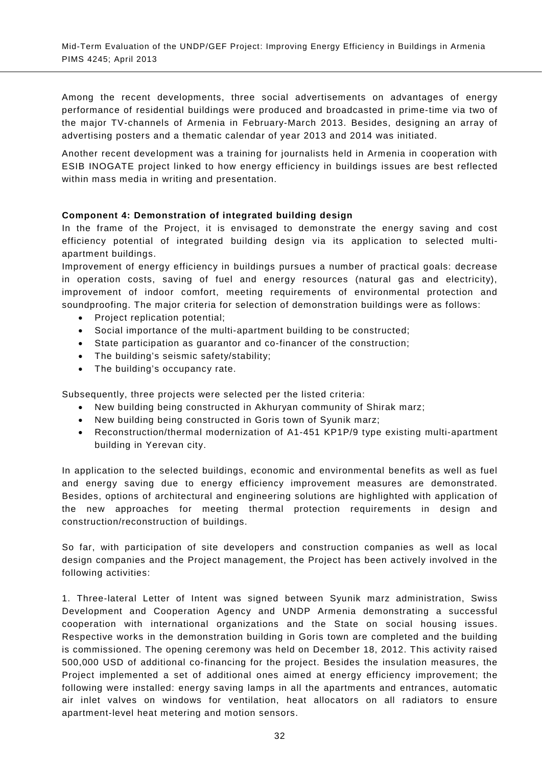Among the recent developments, three social advertisements on advantages of energy performance of residential buildings were produced and broadcasted in prime-time via two of the major TV-channels of Armenia in February-March 2013. Besides, designing an array of advertising posters and a thematic calendar of year 2013 and 2014 was initiated.

Another recent development was a training for journalists held in Armenia in cooperation with ESIB INOGATE project linked to how energy efficiency in buildings issues are best reflected within mass media in writing and presentation.

**Component 4: Demonstration of integrated building design**

In the frame of the Project, it is envisaged to demonstrate the energy saving and cost efficiency potential of integrated building design via its application to selected multi-apartment buildings.

Improvement of energy efficiency in buildings pursues a number of practical goals: decrease in operation costs, saving of fuel and energy resources (natural gas and electricity), improvement of indoor comfort, meeting requirements of environmental protection and soundproofing. The major criteria for selection of demonstration buildings were as follows:

- Project replication potential;
- Social importance of the multi-apartment building to be constructed;
- State participation as guarantor and co-financer of the construction;
- The building's seismic safety/stability;
- The building's occupancy rate.

Subsequently, three projects were selected per the listed criteria:

- New building being constructed in Akhuryan community of Shirak marz;
- New building being constructed in Goris town of Syunik marz;
- Reconstruction/thermal modernization of A1-451 KP1P/9 type existing multi-apartment building in Yerevan city.

In application to the selected buildings, economic and environmental benefits as well as fuel and energy saving due to energy efficiency improvement measures are demonstrated. Besides, options of architectural and engineering solutions are highlighted with application of the new approaches for meeting thermal protection requirements in design and construction/reconstruction of buildings.

So far, with participation of site developers and construction companies as well as local design companies and the Project management, the Project has been actively involved in the following activities:

1. Three-lateral Letter of Intent was signed between Syunik marz administration, Swiss Development and Cooperation Agency and UNDP Armenia demonstrating a successful cooperation with international organizations and the State on social housing issues. Respective works in the demonstration building in Goris town are completed and the building is commissioned. The opening ceremony was held on December 18, 2012. This activity raised 500,000 USD of additional co-financing for the project. Besides the insulation measures, the Project implemented a set of additional ones aimed at energy efficiency improvement; the following were installed: energy saving lamps in all the apartments and entrances, automatic air inlet valves on windows for ventilation, heat allocators on all radiators to ensure apartment-level heat metering and motion sensors.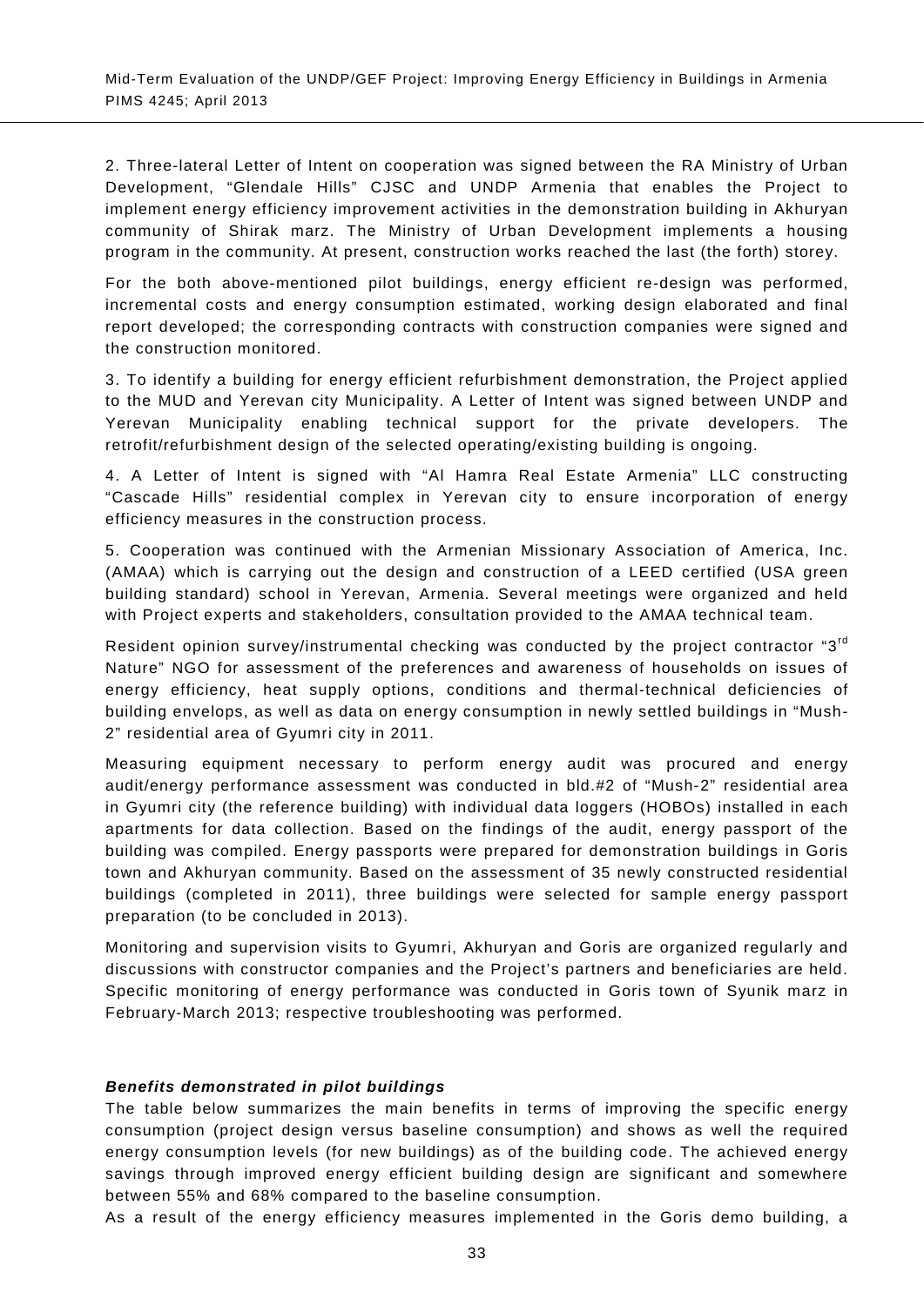2. Three-lateral Letter of Intent on cooperation was signed between the RA Ministry of Urban Development, "Glendale Hills" CJSC and UNDP Armenia that enables the Project to implement energy efficiency improvement activities in the demonstration building in Akhuryan community of Shirak marz. The Ministry of Urban Development implements a housing program in the community. At present, construction works reached the last (the forth) storey.

For the both above-mentioned pilot buildings, energy efficient re-design was performed, incremental costs and energy consumption estimated, working design elaborated and final report developed; the corresponding contracts with construction companies were signed and the construction monitored.

3. To identify a building for energy efficient refurbishment demonstration, the Project applied to the MUD and Yerevan city Municipality. A Letter of Intent was signed between UNDP and Yerevan Municipality enabling technical support for the private developers. The retrofit/refurbishment design of the selected operating/existing building is ongoing.

4. A Letter of Intent is signed with "Al Hamra Real Estate Armenia" LLC constructing "Cascade Hills" residential complex in Yerevan city to ensure incorporation of energy efficiency measures in the construction process.

5. Cooperation was continued with the Armenian Missionary Association of America, Inc. (AMAA) which is carrying out the design and construction of a LEED certified (USA green building standard) school in Yerevan, Armenia. Several meetings were organized and held with Project experts and stakeholders, consultation provided to the AMAA technical team.

Resident opinion survey/instrumental checking was conducted by the project contractor "3rd Nature" NGO for assessment of the preferences and awareness of households on issues of energy efficiency, heat supply options, conditions and thermal-technical deficiencies of building envelops, as well as data on energy consumption in newly settled buildings in "Mush-2" residential area of Gyumri city in 2011.

Measuring equipment necessary to perform energy audit was procured and energy audit/energy performance assessment was conducted in bld.#2 of "Mush-2" residential area in Gyumri city (the reference building) with individual data loggers (HOBOs) installed in each apartments for data collection. Based on the findings of the audit, energy passport of the building was compiled. Energy passports were prepared for demonstration buildings in Goris town and Akhuryan community. Based on the assessment of 35 newly constructed residential buildings (completed in 2011), three buildings were selected for sample energy passport preparation (to be concluded in 2013).

Monitoring and supervision visits to Gyumri, Akhuryan and Goris are organized regularly and discussions with constructor companies and the Project's partners and beneficiaries are held. Specific monitoring of energy performance was conducted in Goris town of Syunik marz in February-March 2013; respective troubleshooting was performed.

***Benefits demonstrated in pilot buildings***

The table below summarizes the main benefits in terms of improving the specific energy consumption (project design versus baseline consumption) and shows as well the required energy consumption levels (for new buildings) as of the building code. The achieved energy savings through improved energy efficient building design are significant and somewhere between 55% and 68% compared to the baseline consumption.

As a result of the energy efficiency measures implemented in the Goris demo building, a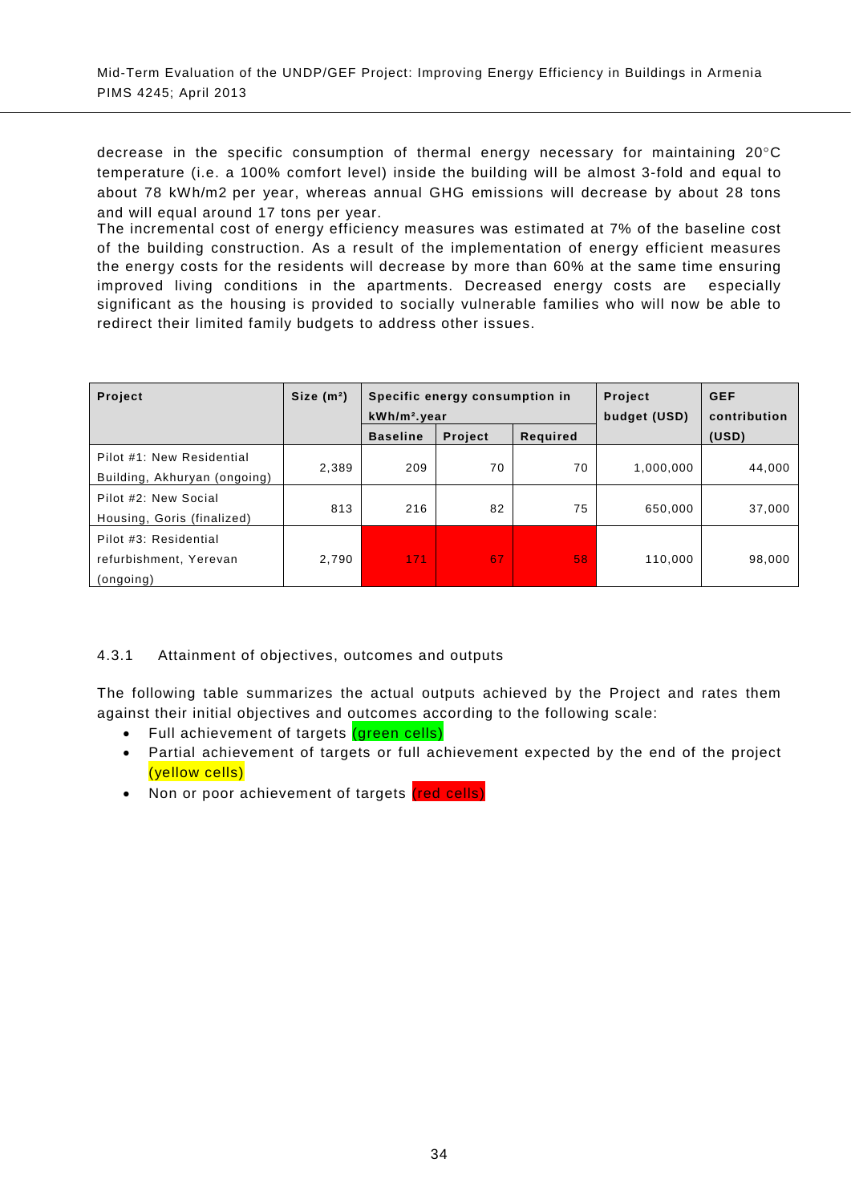decrease in the specific consumption of thermal energy necessary for maintaining 20°C temperature (i.e. a 100% comfort level) inside the building will be almost 3-fold and equal to about 78 kWh/m2 per year, whereas annual GHG emissions will decrease by about 28 tons and will equal around 17 tons per year.
The incremental cost of energy efficiency measures was estimated at 7% of the baseline cost of the building construction. As a result of the implementation of energy efficient measures the energy costs for the residents will decrease by more than 60% at the same time ensuring improved living conditions in the apartments. Decreased energy costs are especially significant as the housing is provided to socially vulnerable families who will now be able to redirect their limited family budgets to address other issues.

| Project | Size (m²) | Specific energy consumption in kWh/m².year | | | Project budget (USD) | GEF contribution (USD) |
|---|---|---|---|---|---|---|
| | | Baseline | Project | Required | | |
| Pilot #1: New Residential Building, Akhuryan (ongoing) | 2,389 | 209 | 70 | 70 | 1,000,000 | 44,000 |
| Pilot #2: New Social Housing, Goris (finalized) | 813 | 216 | 82 | 75 | 650,000 | 37,000 |
| Pilot #3: Residential refurbishment, Yerevan (ongoing) | 2,790 | 171 | 67 | 58 | 110,000 | 98,000 |

4.3.1 Attainment of objectives, outcomes and outputs

The following table summarizes the actual outputs achieved by the Project and rates them against their initial objectives and outcomes according to the following scale:

- Full achievement of targets (green cells)
- Partial achievement of targets or full achievement expected by the end of the project (yellow cells)
- Non or poor achievement of targets (red cells)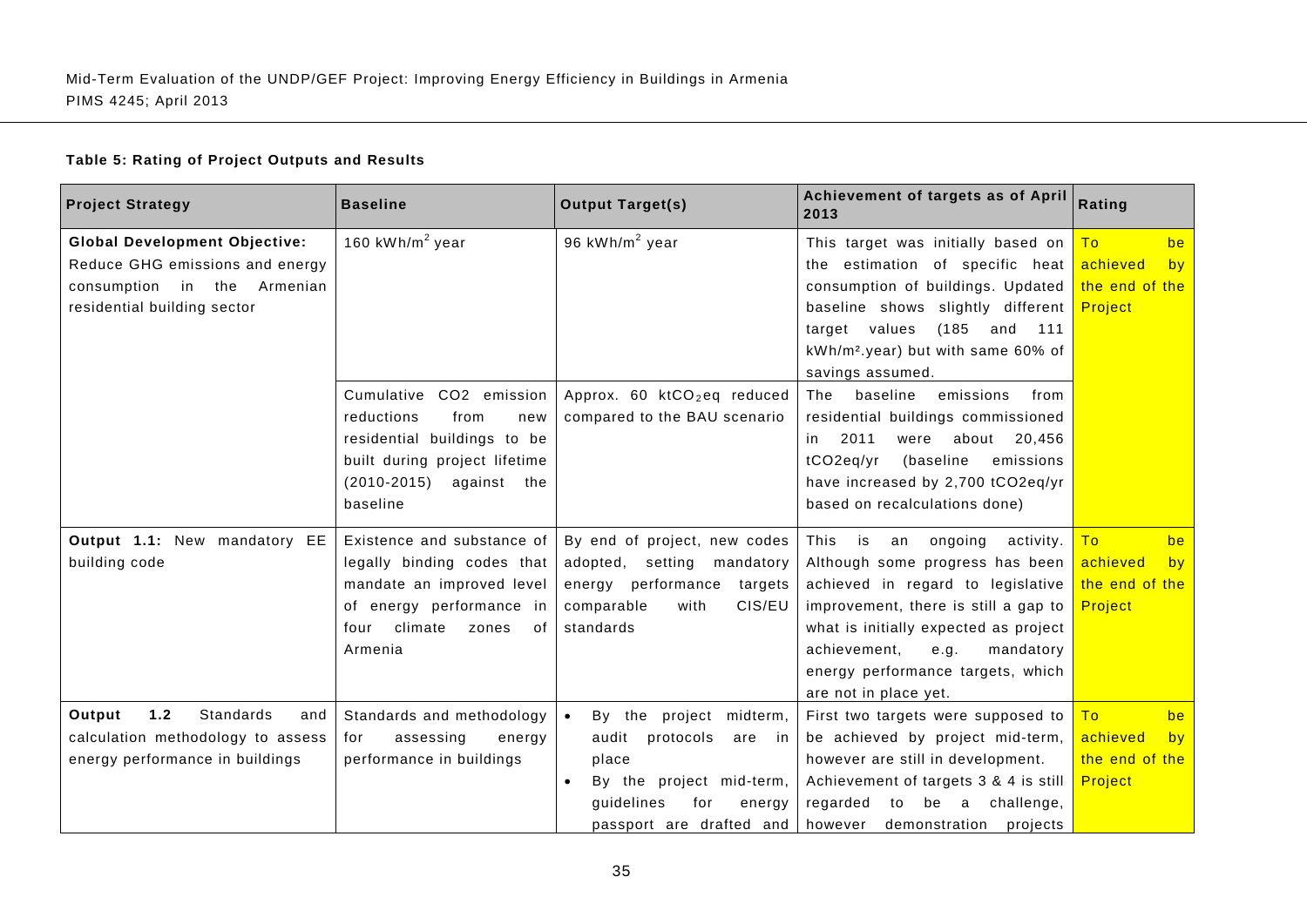**Table 5: Rating of Project Outputs and Results**

| Project Strategy | Baseline | Output Target(s) | Achievement of targets as of April 2013 | Rating |
|---|---|---|---|---|
| **Global Development Objective:** Reduce GHG emissions and energy consumption in the Armenian residential building sector | 160 kWh/m$^2$ year | 96 kWh/m$^2$ year | This target was initially based on the estimation of specific heat consumption of buildings. Updated baseline shows slightly different target values (185 and 111 kWh/m$^2$.year) but with same 60% of savings assumed. | To be achieved by the end of the Project |
| | Cumulative CO2 emission reductions from new residential buildings to be built during project lifetime (2010-2015) against the baseline | Approx. 60 kt$CO_2$eq reduced compared to the BAU scenario | The baseline emissions from residential buildings commissioned in 2011 were about 20,456 tCO2eq/yr (baseline emissions have increased by 2,700 tCO2eq/yr based on recalculations done) | |
| **Output 1.1:** New mandatory EE building code | Existence and substance of legally binding codes that mandate an improved level of energy performance in four climate zones of Armenia | By end of project, new codes adopted, setting mandatory energy performance targets comparable with CIS/EU standards | This is an ongoing activity. Although some progress has been achieved in regard to legislative improvement, there is still a gap to what is initially expected as project achievement, e.g. mandatory energy performance targets, which are not in place yet. | To be achieved by the end of the Project |
| **Output 1.2** Standards and calculation methodology to assess energy performance in buildings | Standards and methodology for assessing energy performance in buildings | • By the project midterm, audit protocols are in place<br>• By the project mid-term, guidelines for energy passport are drafted and | First two targets were supposed to be achieved by project mid-term, however are still in development. Achievement of targets 3 & 4 is still regarded to be a challenge, however demonstration projects | To be achieved by the end of the Project |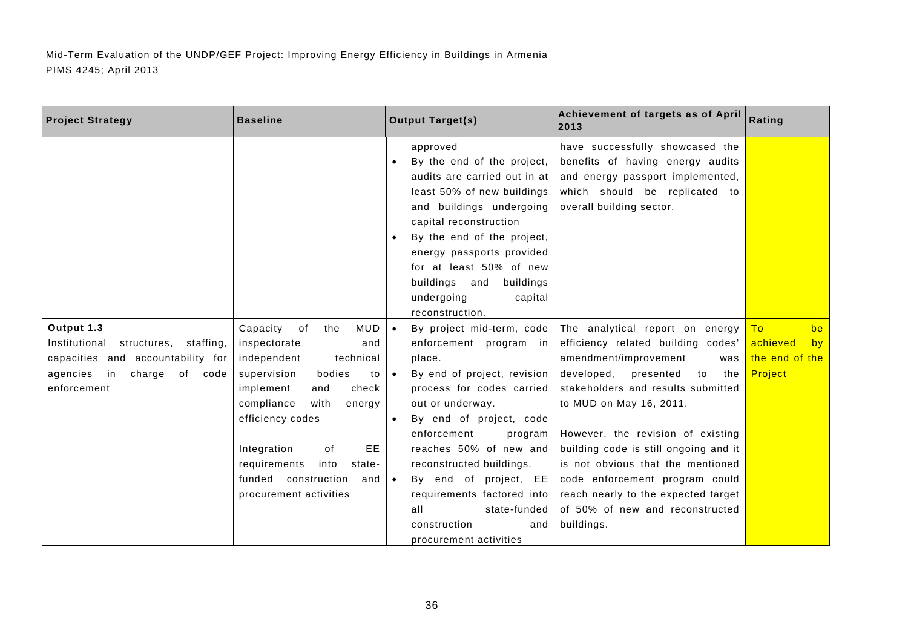| Project Strategy | Baseline | Output Target(s) | Achievement of targets as of April 2013 | Rating |
|---|---|---|---|---|
| | | approved<br>• By the end of the project, audits are carried out in at least 50% of new buildings and buildings undergoing capital reconstruction<br>• By the end of the project, energy passports provided for at least 50% of new buildings and buildings undergoing capital reconstruction. | have successfully showcased the benefits of having energy audits and energy passport implemented, which should be replicated to overall building sector. | |
| **Output 1.3**<br>Institutional structures, staffing, capacities and accountability for agencies in charge of code enforcement | Capacity of the MUD inspectorate and independent technical supervision bodies to implement and check compliance with energy efficiency codes<br><br>Integration of EE requirements into state-funded construction and procurement activities | • By project mid-term, code enforcement program in place.<br>• By end of project, revision process for codes carried out or underway.<br>• By end of project, code enforcement program reaches 50% of new and reconstructed buildings.<br>• By end of project, EE requirements factored into all state-funded construction and procurement activities | The analytical report on energy efficiency related building codes' amendment/improvement was developed, presented to the stakeholders and results submitted to MUD on May 16, 2011.<br><br>However, the revision of existing building code is still ongoing and it is not obvious that the mentioned code enforcement program could reach nearly to the expected target of 50% of new and reconstructed buildings. | To be achieved by the end of the Project |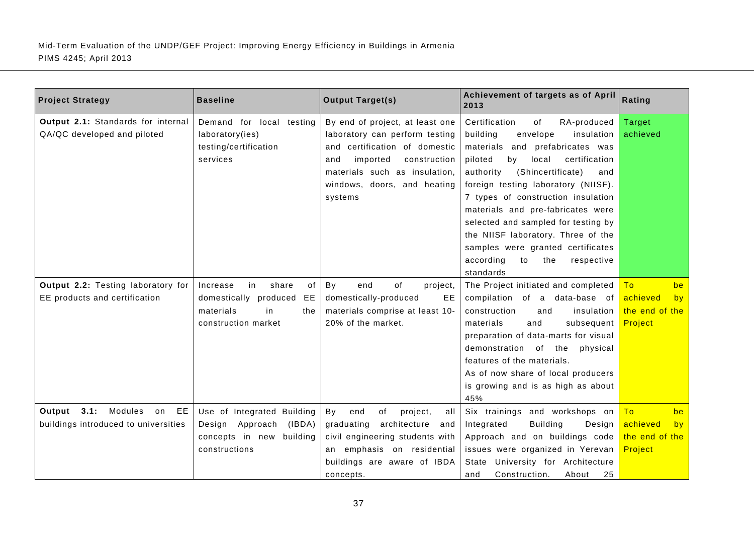| Project Strategy | Baseline | Output Target(s) | Achievement of targets as of April 2013 | Rating |
|---|---|---|---|---|
| **Output 2.1:** Standards for internal QA/QC developed and piloted | Demand for local testing laboratory(ies) testing/certification services | By end of project, at least one laboratory can perform testing and certification of domestic and imported construction materials such as insulation, windows, doors, and heating systems | Certification of RA-produced building envelope insulation materials and prefabricates was piloted by local certification authority (Shincertificate) and foreign testing laboratory (NIISF). 7 types of construction insulation materials and pre-fabricates were selected and sampled for testing by the NIISF laboratory. Three of the samples were granted certificates according to the respective standards | Target achieved |
| **Output 2.2:** Testing laboratory for EE products and certification | Increase in share of domestically produced EE materials in the construction market | By end of project, domestically-produced EE materials comprise at least 10-20% of the market. | The Project initiated and completed compilation of a data-base of construction and insulation materials and subsequent preparation of data-marts for visual demonstration of the physical features of the materials.<br>As of now share of local producers is growing and is as high as about 45% | To be achieved by the end of the Project |
| **Output 3.1:** Modules on EE buildings introduced to universities | Use of Integrated Building Design Approach (IBDA) concepts in new building constructions | By end of project, all graduating architecture and civil engineering students with an emphasis on residential buildings are aware of IBDA concepts. | Six trainings and workshops on Integrated Building Design Approach and on buildings code issues were organized in Yerevan State University for Architecture and Construction. About 25 | To be achieved by the end of the Project |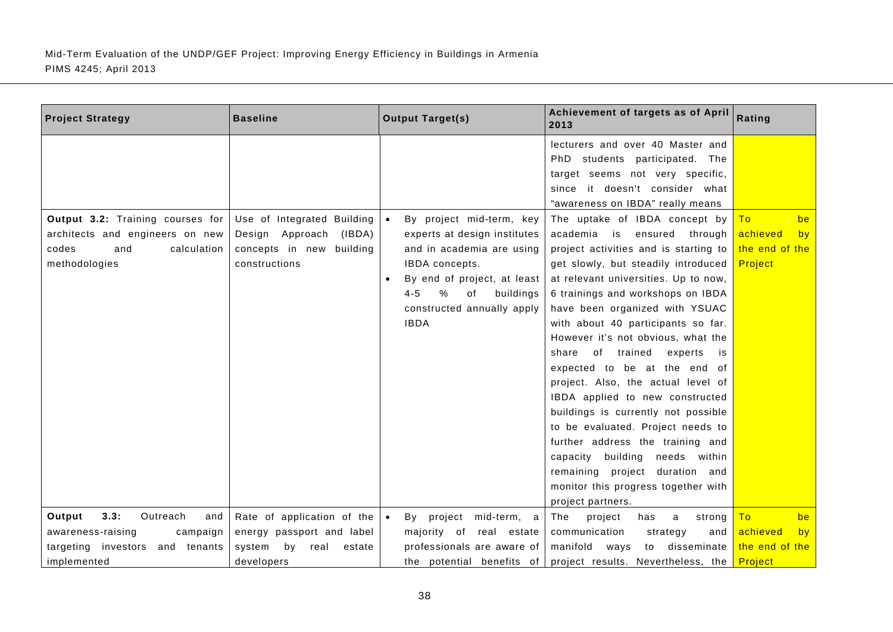| Project Strategy | Baseline | Output Target(s) | Achievement of targets as of April 2013 | Rating |
|---|---|---|---|---|
| | | | lecturers and over 40 Master and PhD students participated. The target seems not very specific, since it doesn't consider what "awareness on IBDA" really means | |
| **Output 3.2:** Training courses for architects and engineers on new codes and calculation methodologies | Use of Integrated Building Design Approach (IBDA) concepts in new building constructions | • By project mid-term, key experts at design institutes and in academia are using IBDA concepts.<br>• By end of project, at least 4-5 % of buildings constructed annually apply IBDA | The uptake of IBDA concept by academia is ensured through project activities and is starting to get slowly, but steadily introduced at relevant universities. Up to now, 6 trainings and workshops on IBDA have been organized with YSUAC with about 40 participants so far. However it's not obvious, what the share of trained experts is expected to be at the end of project. Also, the actual level of IBDA applied to new constructed buildings is currently not possible to be evaluated. Project needs to further address the training and capacity building needs within remaining project duration and monitor this progress together with project partners. | To be achieved by the end of the Project |
| **Output 3.3:** Outreach and awareness-raising campaign targeting investors and tenants implemented | Rate of application of the energy passport and label system by real estate developers | • By project mid-term, a majority of real estate professionals are aware of the potential benefits of | The project has a strong communication strategy and manifold ways to disseminate project results. Nevertheless, the | To be achieved by the end of the Project |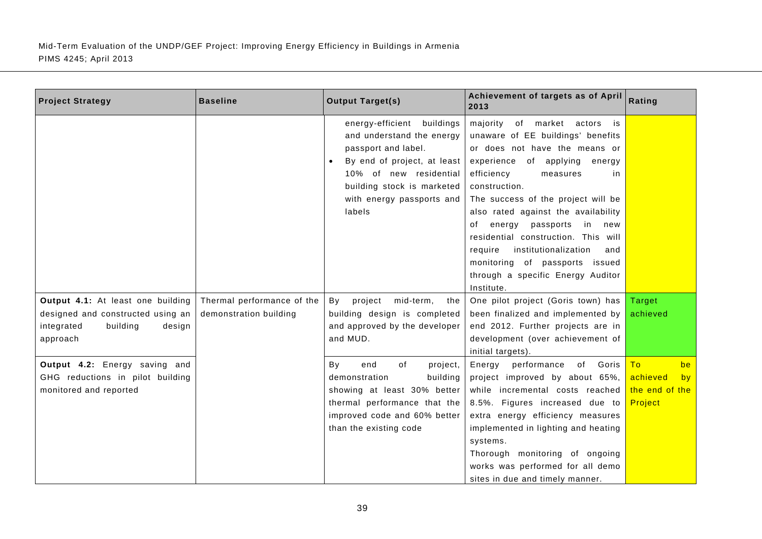| Project Strategy | Baseline | Output Target(s) | Achievement of targets as of April 2013 | Rating |
|---|---|---|---|---|
| | | energy-efficient buildings and understand the energy passport and label.<br>• By end of project, at least 10% of new residential building stock is marketed with energy passports and labels | majority of market actors is unaware of EE buildings' benefits or does not have the means or experience of applying energy efficiency measures in construction.<br>The success of the project will be also rated against the availability of energy passports in new residential construction. This will require institutionalization and monitoring of passports issued through a specific Energy Auditor Institute. | |
| **Output 4.1:** At least one building designed and constructed using an integrated building design approach | Thermal performance of the demonstration building | By project mid-term, the building design is completed and approved by the developer and MUD. | One pilot project (Goris town) has been finalized and implemented by end 2012. Further projects are in development (over achievement of initial targets). | Target achieved |
| **Output 4.2:** Energy saving and GHG reductions in pilot building monitored and reported | | By end of project, demonstration building showing at least 30% better thermal performance that the improved code and 60% better than the existing code | Energy performance of Goris project improved by about 65%, while incremental costs reached 8.5%. Figures increased due to extra energy efficiency measures implemented in lighting and heating systems.<br>Thorough monitoring of ongoing works was performed for all demo sites in due and timely manner. | To be achieved by the end of the Project |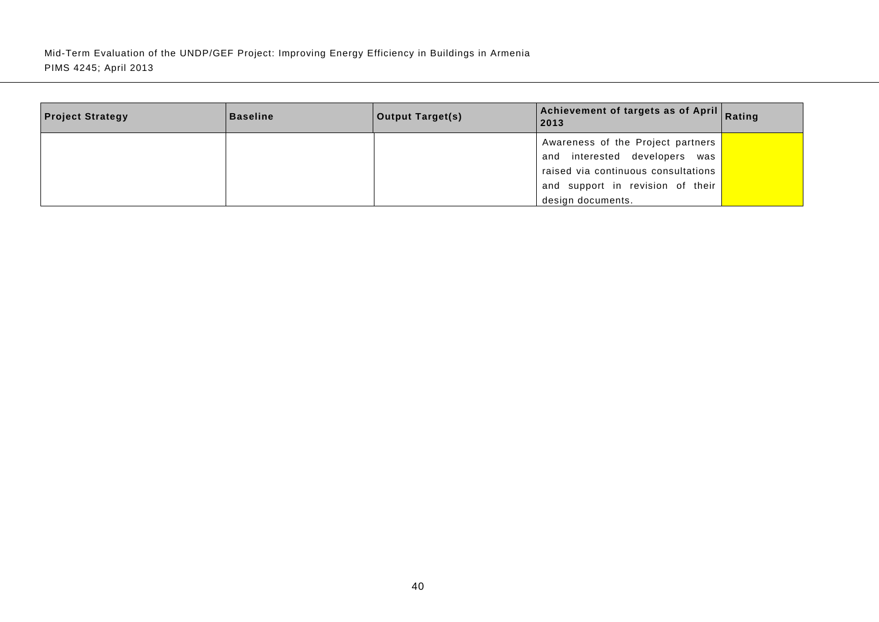| Project Strategy | Baseline | Output Target(s) | Achievement of targets as of April 2013 | Rating |
|---|---|---|---|---|
| | | | Awareness of the Project partners and interested developers was raised via continuous consultations and support in revision of their design documents. | |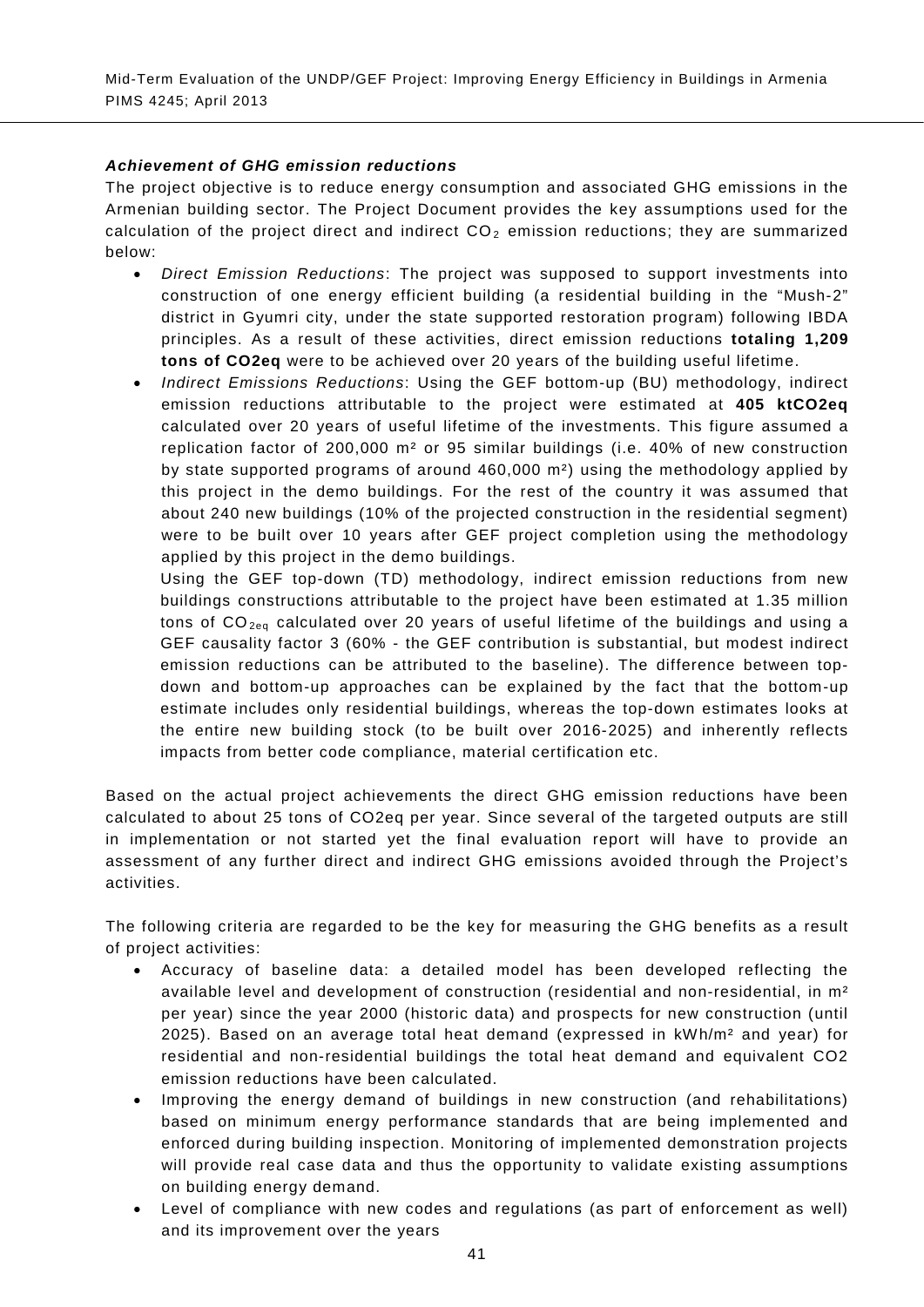***Achievement of GHG emission reductions***

The project objective is to reduce energy consumption and associated GHG emissions in the Armenian building sector. The Project Document provides the key assumptions used for the calculation of the project direct and indirect $CO_2$ emission reductions; they are summarized below:

- *Direct Emission Reductions*: The project was supposed to support investments into construction of one energy efficient building (a residential building in the “Mush-2” district in Gyumri city, under the state supported restoration program) following IBDA principles. As a result of these activities, direct emission reductions **totaling 1,209 tons of CO2eq** were to be achieved over 20 years of the building useful lifetime.
- *Indirect Emissions Reductions*: Using the GEF bottom-up (BU) methodology, indirect emission reductions attributable to the project were estimated at **405 ktCO2eq** calculated over 20 years of useful lifetime of the investments. This figure assumed a replication factor of 200,000 m² or 95 similar buildings (i.e. 40% of new construction by state supported programs of around 460,000 m²) using the methodology applied by this project in the demo buildings. For the rest of the country it was assumed that about 240 new buildings (10% of the projected construction in the residential segment) were to be built over 10 years after GEF project completion using the methodology applied by this project in the demo buildings.

  Using the GEF top-down (TD) methodology, indirect emission reductions from new buildings constructions attributable to the project have been estimated at 1.35 million tons of $CO_{2eq}$ calculated over 20 years of useful lifetime of the buildings and using a GEF causality factor 3 (60% - the GEF contribution is substantial, but modest indirect emission reductions can be attributed to the baseline). The difference between top-down and bottom-up approaches can be explained by the fact that the bottom-up estimate includes only residential buildings, whereas the top-down estimates looks at the entire new building stock (to be built over 2016-2025) and inherently reflects impacts from better code compliance, material certification etc.

Based on the actual project achievements the direct GHG emission reductions have been calculated to about 25 tons of CO2eq per year. Since several of the targeted outputs are still in implementation or not started yet the final evaluation report will have to provide an assessment of any further direct and indirect GHG emissions avoided through the Project’s activities.

The following criteria are regarded to be the key for measuring the GHG benefits as a result of project activities:

- Accuracy of baseline data: a detailed model has been developed reflecting the available level and development of construction (residential and non-residential, in m² per year) since the year 2000 (historic data) and prospects for new construction (until 2025). Based on an average total heat demand (expressed in kWh/m² and year) for residential and non-residential buildings the total heat demand and equivalent CO2 emission reductions have been calculated.
- Improving the energy demand of buildings in new construction (and rehabilitations) based on minimum energy performance standards that are being implemented and enforced during building inspection. Monitoring of implemented demonstration projects will provide real case data and thus the opportunity to validate existing assumptions on building energy demand.
- Level of compliance with new codes and regulations (as part of enforcement as well) and its improvement over the years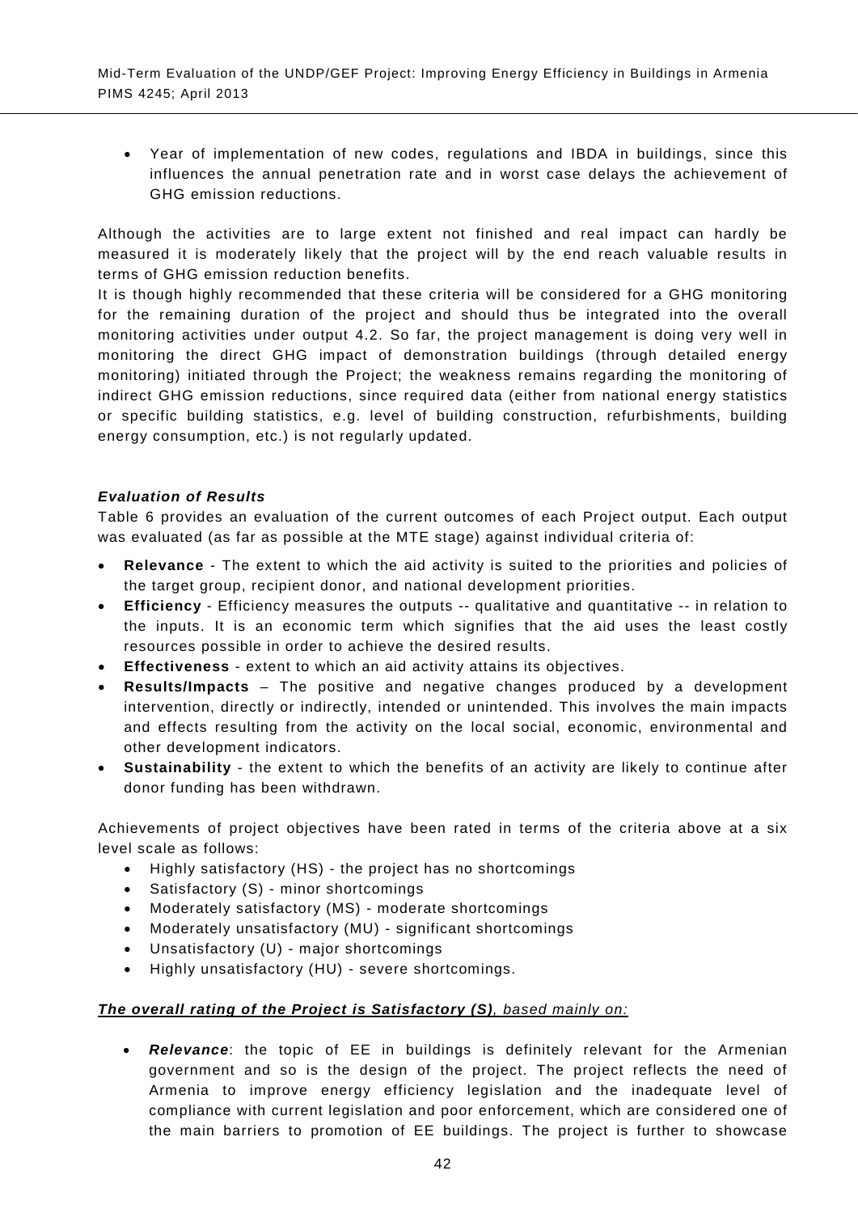- Year of implementation of new codes, regulations and IBDA in buildings, since this influences the annual penetration rate and in worst case delays the achievement of GHG emission reductions.

Although the activities are to large extent not finished and real impact can hardly be measured it is moderately likely that the project will by the end reach valuable results in terms of GHG emission reduction benefits.
It is though highly recommended that these criteria will be considered for a GHG monitoring for the remaining duration of the project and should thus be integrated into the overall monitoring activities under output 4.2. So far, the project management is doing very well in monitoring the direct GHG impact of demonstration buildings (through detailed energy monitoring) initiated through the Project; the weakness remains regarding the monitoring of indirect GHG emission reductions, since required data (either from national energy statistics or specific building statistics, e.g. level of building construction, refurbishments, building energy consumption, etc.) is not regularly updated.

***Evaluation of Results***

Table 6 provides an evaluation of the current outcomes of each Project output. Each output was evaluated (as far as possible at the MTE stage) against individual criteria of:

- **Relevance** - The extent to which the aid activity is suited to the priorities and policies of the target group, recipient donor, and national development priorities.
- **Efficiency** - Efficiency measures the outputs -- qualitative and quantitative -- in relation to the inputs. It is an economic term which signifies that the aid uses the least costly resources possible in order to achieve the desired results.
- **Effectiveness** - extent to which an aid activity attains its objectives.
- **Results/Impacts** – The positive and negative changes produced by a development intervention, directly or indirectly, intended or unintended. This involves the main impacts and effects resulting from the activity on the local social, economic, environmental and other development indicators.
- **Sustainability** - the extent to which the benefits of an activity are likely to continue after donor funding has been withdrawn.

Achievements of project objectives have been rated in terms of the criteria above at a six level scale as follows:

- Highly satisfactory (HS) - the project has no shortcomings
- Satisfactory (S) - minor shortcomings
- Moderately satisfactory (MS) - moderate shortcomings
- Moderately unsatisfactory (MU) - significant shortcomings
- Unsatisfactory (U) - major shortcomings
- Highly unsatisfactory (HU) - severe shortcomings.

***The overall rating of the Project is Satisfactory (S)**, based mainly on:*

- ***Relevance***: the topic of EE in buildings is definitely relevant for the Armenian government and so is the design of the project. The project reflects the need of Armenia to improve energy efficiency legislation and the inadequate level of compliance with current legislation and poor enforcement, which are considered one of the main barriers to promotion of EE buildings. The project is further to showcase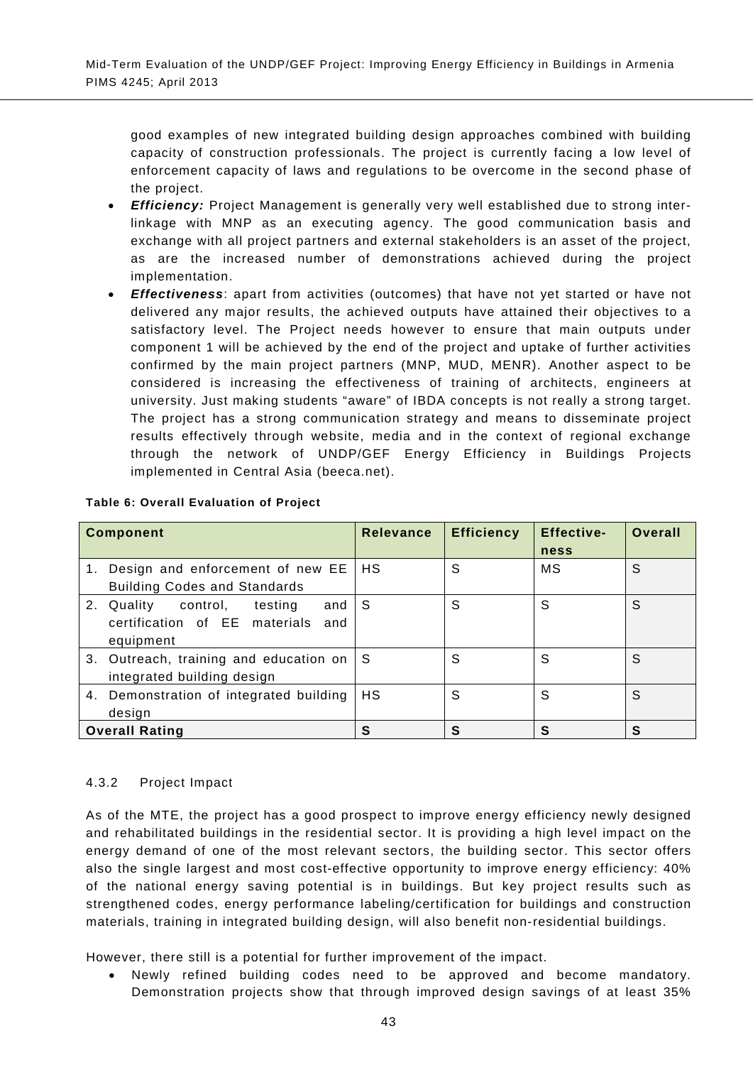good examples of new integrated building design approaches combined with building capacity of construction professionals. The project is currently facing a low level of enforcement capacity of laws and regulations to be overcome in the second phase of the project.

- ***Efficiency:*** Project Management is generally very well established due to strong inter-linkage with MNP as an executing agency. The good communication basis and exchange with all project partners and external stakeholders is an asset of the project, as are the increased number of demonstrations achieved during the project implementation.
- ***Effectiveness***: apart from activities (outcomes) that have not yet started or have not delivered any major results, the achieved outputs have attained their objectives to a satisfactory level. The Project needs however to ensure that main outputs under component 1 will be achieved by the end of the project and uptake of further activities confirmed by the main project partners (MNP, MUD, MENR). Another aspect to be considered is increasing the effectiveness of training of architects, engineers at university. Just making students "aware" of IBDA concepts is not really a strong target. The project has a strong communication strategy and means to disseminate project results effectively through website, media and in the context of regional exchange through the network of UNDP/GEF Energy Efficiency in Buildings Projects implemented in Central Asia (beeca.net).

**Table 6: Overall Evaluation of Project**

| Component | Relevance | Efficiency | Effective-ness | Overall |
|---|---|---|---|---|
| 1. Design and enforcement of new EE Building Codes and Standards | HS | S | MS | S |
| 2. Quality control, testing and certification of EE materials and equipment | S | S | S | S |
| 3. Outreach, training and education on integrated building design | S | S | S | S |
| 4. Demonstration of integrated building design | HS | S | S | S |
| **Overall Rating** | **S** | **S** | **S** | **S** |

#### 4.3.2 Project Impact

As of the MTE, the project has a good prospect to improve energy efficiency newly designed and rehabilitated buildings in the residential sector. It is providing a high level impact on the energy demand of one of the most relevant sectors, the building sector. This sector offers also the single largest and most cost-effective opportunity to improve energy efficiency: 40% of the national energy saving potential is in buildings. But key project results such as strengthened codes, energy performance labeling/certification for buildings and construction materials, training in integrated building design, will also benefit non-residential buildings.

However, there still is a potential for further improvement of the impact.

- Newly refined building codes need to be approved and become mandatory. Demonstration projects show that through improved design savings of at least 35%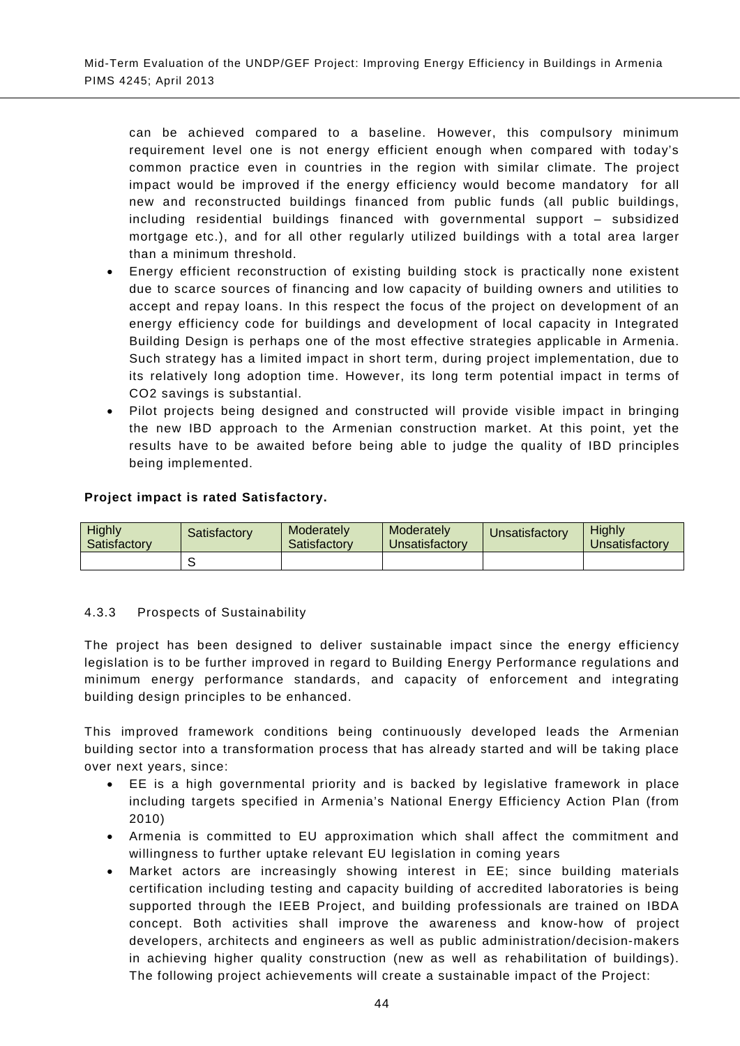can be achieved compared to a baseline. However, this compulsory minimum requirement level one is not energy efficient enough when compared with today's common practice even in countries in the region with similar climate. The project impact would be improved if the energy efficiency would become mandatory for all new and reconstructed buildings financed from public funds (all public buildings, including residential buildings financed with governmental support – subsidized mortgage etc.), and for all other regularly utilized buildings with a total area larger than a minimum threshold.

- Energy efficient reconstruction of existing building stock is practically none existent due to scarce sources of financing and low capacity of building owners and utilities to accept and repay loans. In this respect the focus of the project on development of an energy efficiency code for buildings and development of local capacity in Integrated Building Design is perhaps one of the most effective strategies applicable in Armenia. Such strategy has a limited impact in short term, during project implementation, due to its relatively long adoption time. However, its long term potential impact in terms of $CO_2$ savings is substantial.
- Pilot projects being designed and constructed will provide visible impact in bringing the new IBD approach to the Armenian construction market. At this point, yet the results have to be awaited before being able to judge the quality of IBD principles being implemented.

**Project impact is rated Satisfactory.**

| Highly Satisfactory | Satisfactory | Moderately Satisfactory | Moderately Unsatisfactory | Unsatisfactory | Highly Unsatisfactory |
|---|---|---|---|---|---|
| | S | | | | |

### 4.3.3 Prospects of Sustainability

The project has been designed to deliver sustainable impact since the energy efficiency legislation is to be further improved in regard to Building Energy Performance regulations and minimum energy performance standards, and capacity of enforcement and integrating building design principles to be enhanced.

This improved framework conditions being continuously developed leads the Armenian building sector into a transformation process that has already started and will be taking place over next years, since:

- EE is a high governmental priority and is backed by legislative framework in place including targets specified in Armenia's National Energy Efficiency Action Plan (from 2010)
- Armenia is committed to EU approximation which shall affect the commitment and willingness to further uptake relevant EU legislation in coming years
- Market actors are increasingly showing interest in EE; since building materials certification including testing and capacity building of accredited laboratories is being supported through the IEEB Project, and building professionals are trained on IBDA concept. Both activities shall improve the awareness and know-how of project developers, architects and engineers as well as public administration/decision-makers in achieving higher quality construction (new as well as rehabilitation of buildings). The following project achievements will create a sustainable impact of the Project: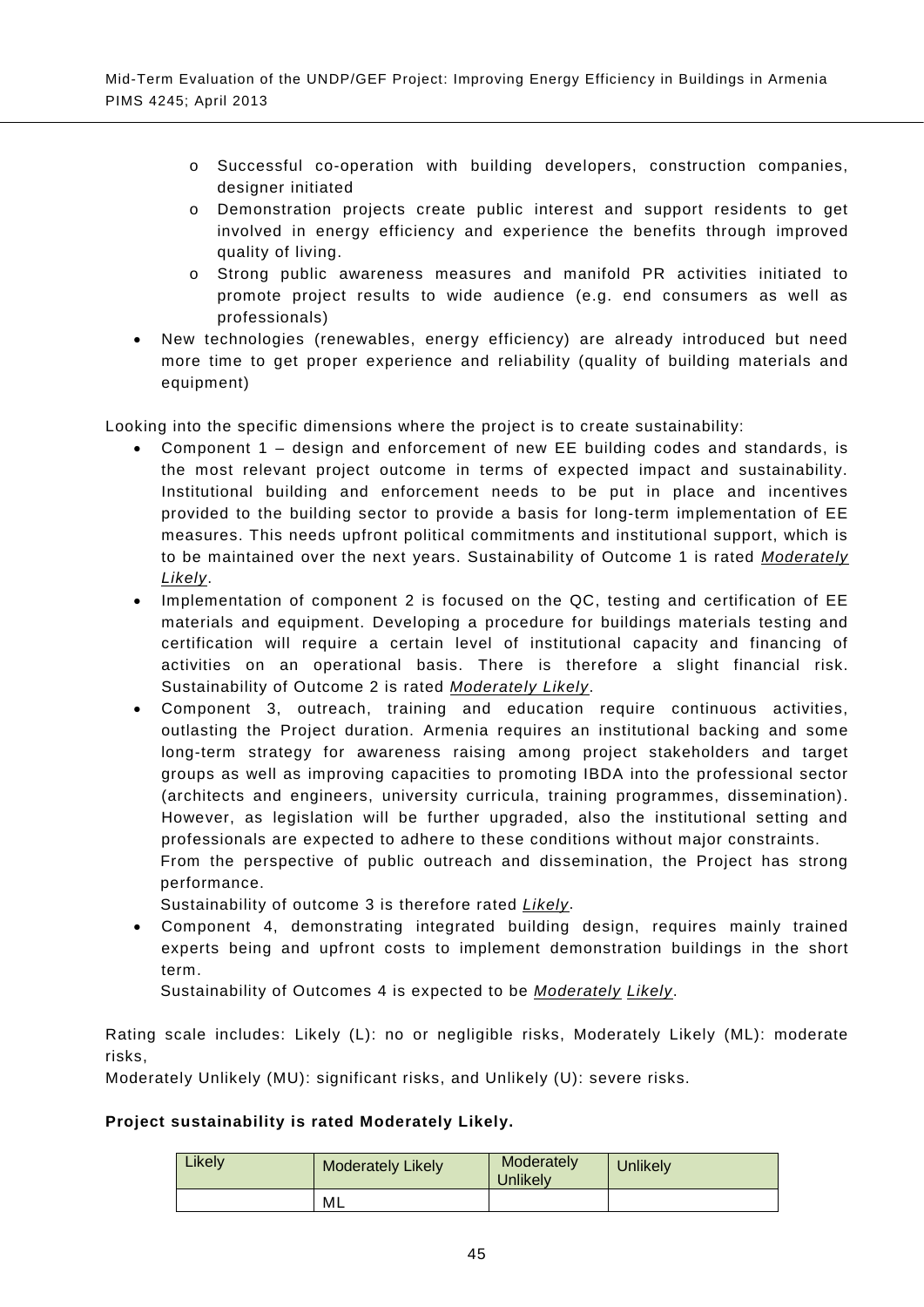- Successful co-operation with building developers, construction companies, designer initiated
  - Demonstration projects create public interest and support residents to get involved in energy efficiency and experience the benefits through improved quality of living.
  - Strong public awareness measures and manifold PR activities initiated to promote project results to wide audience (e.g. end consumers as well as professionals)
- New technologies (renewables, energy efficiency) are already introduced but need more time to get proper experience and reliability (quality of building materials and equipment)

Looking into the specific dimensions where the project is to create sustainability:

- Component 1 – design and enforcement of new EE building codes and standards, is the most relevant project outcome in terms of expected impact and sustainability. Institutional building and enforcement needs to be put in place and incentives provided to the building sector to provide a basis for long-term implementation of EE measures. This needs upfront political commitments and institutional support, which is to be maintained over the next years. Sustainability of Outcome 1 is rated _Moderately Likely_.
- Implementation of component 2 is focused on the QC, testing and certification of EE materials and equipment. Developing a procedure for buildings materials testing and certification will require a certain level of institutional capacity and financing of activities on an operational basis. There is therefore a slight financial risk. Sustainability of Outcome 2 is rated _Moderately Likely_.
- Component 3, outreach, training and education require continuous activities, outlasting the Project duration. Armenia requires an institutional backing and some long-term strategy for awareness raising among project stakeholders and target groups as well as improving capacities to promoting IBDA into the professional sector (architects and engineers, university curricula, training programmes, dissemination). However, as legislation will be further upgraded, also the institutional setting and professionals are expected to adhere to these conditions without major constraints.
  From the perspective of public outreach and dissemination, the Project has strong performance.
  Sustainability of outcome 3 is therefore rated _Likely_.
- Component 4, demonstrating integrated building design, requires mainly trained experts being and upfront costs to implement demonstration buildings in the short term.
  Sustainability of Outcomes 4 is expected to be _Moderately Likely_.

Rating scale includes: Likely (L): no or negligible risks, Moderately Likely (ML): moderate risks,
Moderately Unlikely (MU): significant risks, and Unlikely (U): severe risks.

**Project sustainability is rated Moderately Likely.**

| Likely | Moderately Likely | Moderately Unlikely | Unlikely |
|---|---|---|---|
| | ML | | |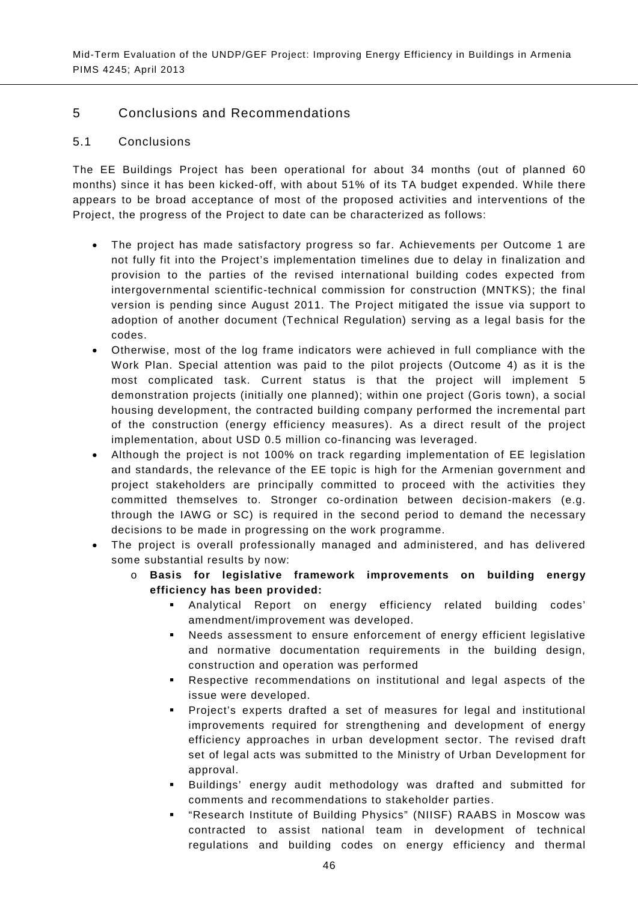## 5 Conclusions and Recommendations

### 5.1 Conclusions

The EE Buildings Project has been operational for about 34 months (out of planned 60 months) since it has been kicked-off, with about 51% of its TA budget expended. While there appears to be broad acceptance of most of the proposed activities and interventions of the Project, the progress of the Project to date can be characterized as follows:

- The project has made satisfactory progress so far. Achievements per Outcome 1 are not fully fit into the Project's implementation timelines due to delay in finalization and provision to the parties of the revised international building codes expected from intergovernmental scientific-technical commission for construction (MNTKS); the final version is pending since August 2011. The Project mitigated the issue via support to adoption of another document (Technical Regulation) serving as a legal basis for the codes.
- Otherwise, most of the log frame indicators were achieved in full compliance with the Work Plan. Special attention was paid to the pilot projects (Outcome 4) as it is the most complicated task. Current status is that the project will implement 5 demonstration projects (initially one planned); within one project (Goris town), a social housing development, the contracted building company performed the incremental part of the construction (energy efficiency measures). As a direct result of the project implementation, about USD 0.5 million co-financing was leveraged.
- Although the project is not 100% on track regarding implementation of EE legislation and standards, the relevance of the EE topic is high for the Armenian government and project stakeholders are principally committed to proceed with the activities they committed themselves to. Stronger co-ordination between decision-makers (e.g. through the IAWG or SC) is required in the second period to demand the necessary decisions to be made in progressing on the work programme.
- The project is overall professionally managed and administered, and has delivered some substantial results by now:
  - **Basis for legislative framework improvements on building energy efficiency has been provided:**
    - Analytical Report on energy efficiency related building codes' amendment/improvement was developed.
    - Needs assessment to ensure enforcement of energy efficient legislative and normative documentation requirements in the building design, construction and operation was performed
    - Respective recommendations on institutional and legal aspects of the issue were developed.
    - Project's experts drafted a set of measures for legal and institutional improvements required for strengthening and development of energy efficiency approaches in urban development sector. The revised draft set of legal acts was submitted to the Ministry of Urban Development for approval.
    - Buildings' energy audit methodology was drafted and submitted for comments and recommendations to stakeholder parties.
    - "Research Institute of Building Physics" (NIISF) RAABS in Moscow was contracted to assist national team in development of technical regulations and building codes on energy efficiency and thermal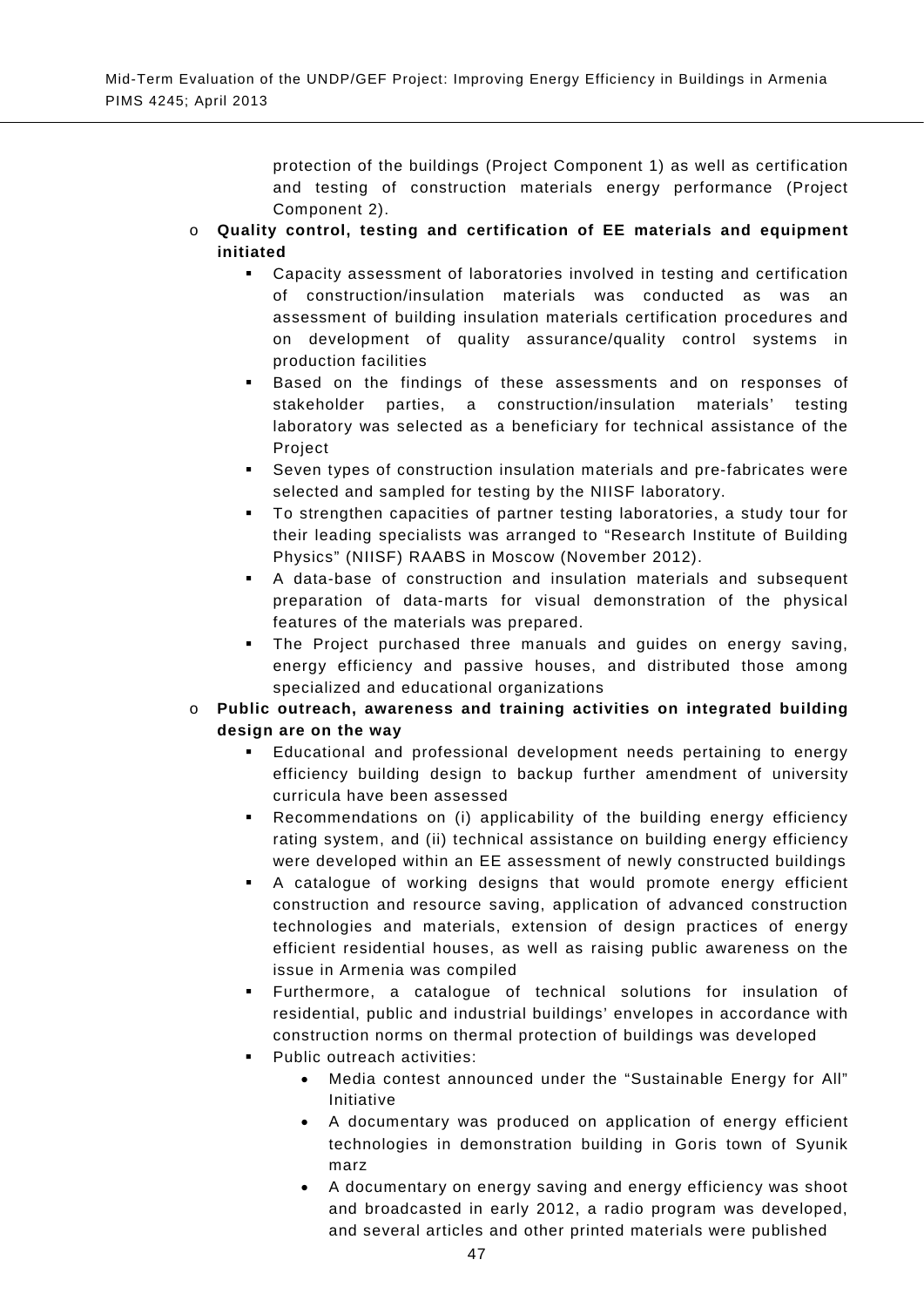protection of the buildings (Project Component 1) as well as certification and testing of construction materials energy performance (Project Component 2).

- **Quality control, testing and certification of EE materials and equipment initiated**
  - Capacity assessment of laboratories involved in testing and certification of construction/insulation materials was conducted as was an assessment of building insulation materials certification procedures and on development of quality assurance/quality control systems in production facilities
  - Based on the findings of these assessments and on responses of stakeholder parties, a construction/insulation materials' testing laboratory was selected as a beneficiary for technical assistance of the Project
  - Seven types of construction insulation materials and pre-fabricates were selected and sampled for testing by the NIISF laboratory.
  - To strengthen capacities of partner testing laboratories, a study tour for their leading specialists was arranged to "Research Institute of Building Physics" (NIISF) RAABS in Moscow (November 2012).
  - A data-base of construction and insulation materials and subsequent preparation of data-marts for visual demonstration of the physical features of the materials was prepared.
  - The Project purchased three manuals and guides on energy saving, energy efficiency and passive houses, and distributed those among specialized and educational organizations
- **Public outreach, awareness and training activities on integrated building design are on the way**
  - Educational and professional development needs pertaining to energy efficiency building design to backup further amendment of university curricula have been assessed
  - Recommendations on (i) applicability of the building energy efficiency rating system, and (ii) technical assistance on building energy efficiency were developed within an EE assessment of newly constructed buildings
  - A catalogue of working designs that would promote energy efficient construction and resource saving, application of advanced construction technologies and materials, extension of design practices of energy efficient residential houses, as well as raising public awareness on the issue in Armenia was compiled
  - Furthermore, a catalogue of technical solutions for insulation of residential, public and industrial buildings' envelopes in accordance with construction norms on thermal protection of buildings was developed
  - Public outreach activities:
    - Media contest announced under the "Sustainable Energy for All" Initiative
    - A documentary was produced on application of energy efficient technologies in demonstration building in Goris town of Syunik marz
    - A documentary on energy saving and energy efficiency was shoot and broadcasted in early 2012, a radio program was developed, and several articles and other printed materials were published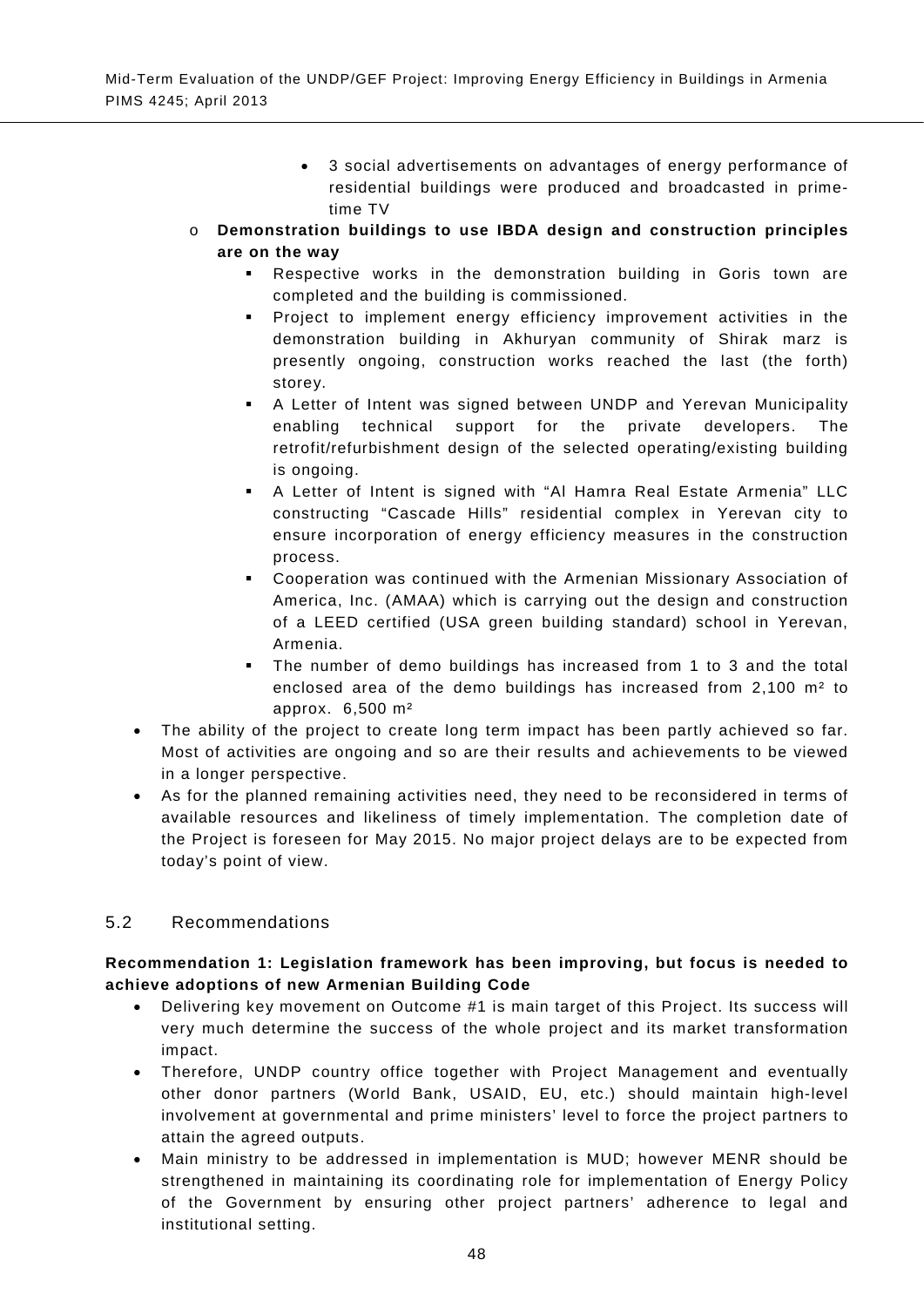- 3 social advertisements on advantages of energy performance of residential buildings were produced and broadcasted in prime-time TV
    - **Demonstration buildings to use IBDA design and construction principles are on the way**
        - Respective works in the demonstration building in Goris town are completed and the building is commissioned.
        - Project to implement energy efficiency improvement activities in the demonstration building in Akhuryan community of Shirak marz is presently ongoing, construction works reached the last (the forth) storey.
        - A Letter of Intent was signed between UNDP and Yerevan Municipality enabling technical support for the private developers. The retrofit/refurbishment design of the selected operating/existing building is ongoing.
        - A Letter of Intent is signed with "Al Hamra Real Estate Armenia" LLC constructing "Cascade Hills" residential complex in Yerevan city to ensure incorporation of energy efficiency measures in the construction process.
        - Cooperation was continued with the Armenian Missionary Association of America, Inc. (AMAA) which is carrying out the design and construction of a LEED certified (USA green building standard) school in Yerevan, Armenia.
        - The number of demo buildings has increased from 1 to 3 and the total enclosed area of the demo buildings has increased from 2,100 m² to approx. 6,500 m²
- The ability of the project to create long term impact has been partly achieved so far. Most of activities are ongoing and so are their results and achievements to be viewed in a longer perspective.
- As for the planned remaining activities need, they need to be reconsidered in terms of available resources and likeliness of timely implementation. The completion date of the Project is foreseen for May 2015. No major project delays are to be expected from today's point of view.

## 5.2 Recommendations

**Recommendation 1: Legislation framework has been improving, but focus is needed to achieve adoptions of new Armenian Building Code**

- Delivering key movement on Outcome #1 is main target of this Project. Its success will very much determine the success of the whole project and its market transformation impact.
- Therefore, UNDP country office together with Project Management and eventually other donor partners (World Bank, USAID, EU, etc.) should maintain high-level involvement at governmental and prime ministers' level to force the project partners to attain the agreed outputs.
- Main ministry to be addressed in implementation is MUD; however MENR should be strengthened in maintaining its coordinating role for implementation of Energy Policy of the Government by ensuring other project partners' adherence to legal and institutional setting.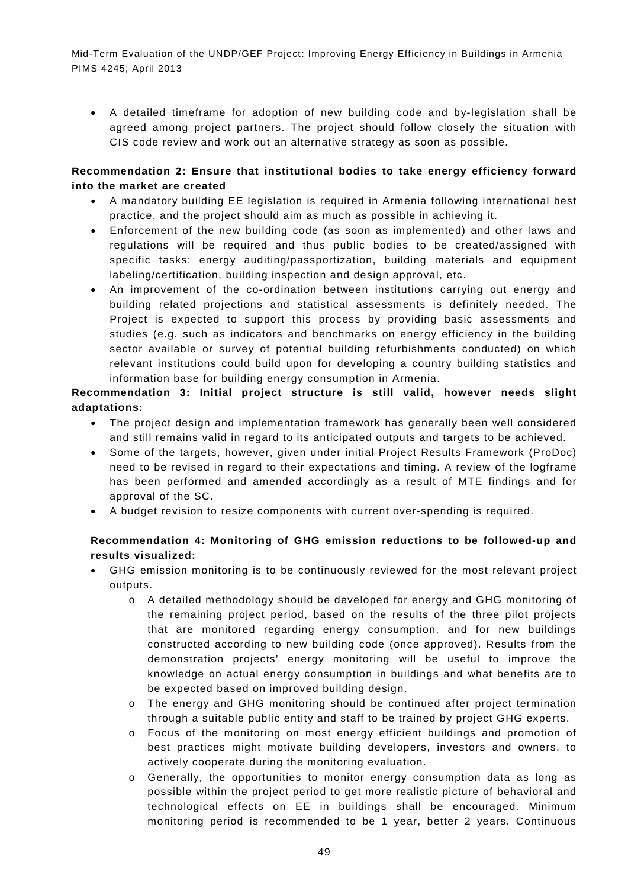- A detailed timeframe for adoption of new building code and by-legislation shall be agreed among project partners. The project should follow closely the situation with CIS code review and work out an alternative strategy as soon as possible.

**Recommendation 2: Ensure that institutional bodies to take energy efficiency forward into the market are created**

- A mandatory building EE legislation is required in Armenia following international best practice, and the project should aim as much as possible in achieving it.
- Enforcement of the new building code (as soon as implemented) and other laws and regulations will be required and thus public bodies to be created/assigned with specific tasks: energy auditing/passportization, building materials and equipment labeling/certification, building inspection and design approval, etc.
- An improvement of the co-ordination between institutions carrying out energy and building related projections and statistical assessments is definitely needed. The Project is expected to support this process by providing basic assessments and studies (e.g. such as indicators and benchmarks on energy efficiency in the building sector available or survey of potential building refurbishments conducted) on which relevant institutions could build upon for developing a country building statistics and information base for building energy consumption in Armenia.

**Recommendation 3: Initial project structure is still valid, however needs slight adaptations:**

- The project design and implementation framework has generally been well considered and still remains valid in regard to its anticipated outputs and targets to be achieved.
- Some of the targets, however, given under initial Project Results Framework (ProDoc) need to be revised in regard to their expectations and timing. A review of the logframe has been performed and amended accordingly as a result of MTE findings and for approval of the SC.
- A budget revision to resize components with current over-spending is required.

**Recommendation 4: Monitoring of GHG emission reductions to be followed-up and results visualized:**

- GHG emission monitoring is to be continuously reviewed for the most relevant project outputs.
  - A detailed methodology should be developed for energy and GHG monitoring of the remaining project period, based on the results of the three pilot projects that are monitored regarding energy consumption, and for new buildings constructed according to new building code (once approved). Results from the demonstration projects' energy monitoring will be useful to improve the knowledge on actual energy consumption in buildings and what benefits are to be expected based on improved building design.
  - The energy and GHG monitoring should be continued after project termination through a suitable public entity and staff to be trained by project GHG experts.
  - Focus of the monitoring on most energy efficient buildings and promotion of best practices might motivate building developers, investors and owners, to actively cooperate during the monitoring evaluation.
  - Generally, the opportunities to monitor energy consumption data as long as possible within the project period to get more realistic picture of behavioral and technological effects on EE in buildings shall be encouraged. Minimum monitoring period is recommended to be 1 year, better 2 years. Continuous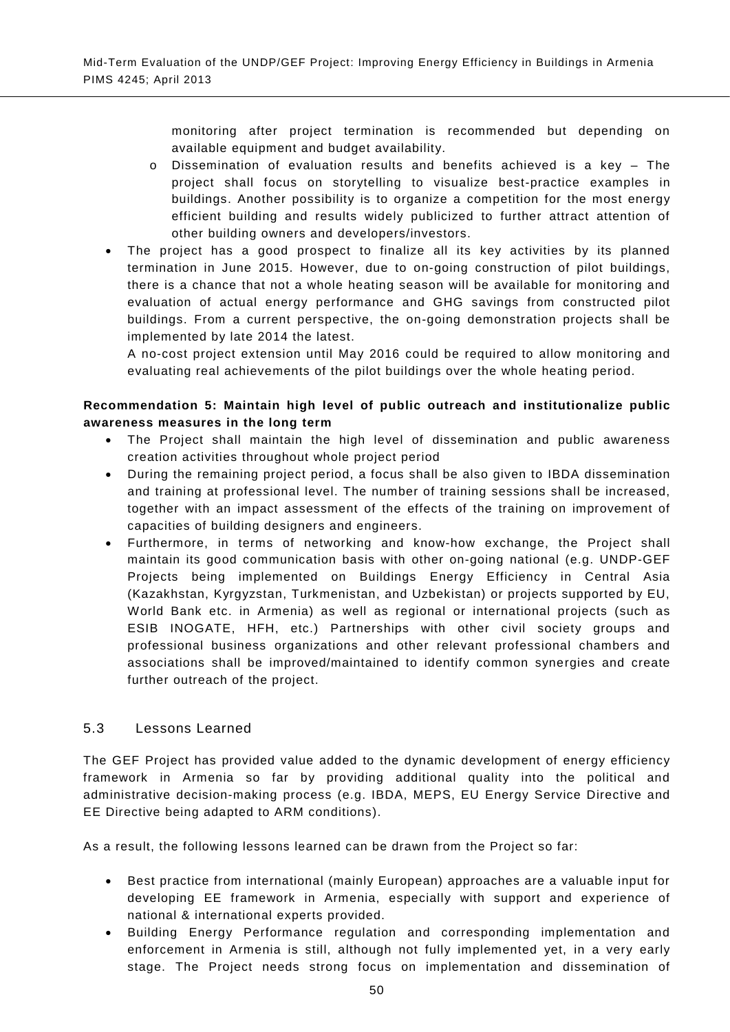monitoring after project termination is recommended but depending on available equipment and budget availability.

  - o Dissemination of evaluation results and benefits achieved is a key – The project shall focus on storytelling to visualize best-practice examples in buildings. Another possibility is to organize a competition for the most energy efficient building and results widely publicized to further attract attention of other building owners and developers/investors.

- The project has a good prospect to finalize all its key activities by its planned termination in June 2015. However, due to on-going construction of pilot buildings, there is a chance that not a whole heating season will be available for monitoring and evaluation of actual energy performance and GHG savings from constructed pilot buildings. From a current perspective, the on-going demonstration projects shall be implemented by late 2014 the latest.

  A no-cost project extension until May 2016 could be required to allow monitoring and evaluating real achievements of the pilot buildings over the whole heating period.

**Recommendation 5: Maintain high level of public outreach and institutionalize public awareness measures in the long term**

- The Project shall maintain the high level of dissemination and public awareness creation activities throughout whole project period
- During the remaining project period, a focus shall be also given to IBDA dissemination and training at professional level. The number of training sessions shall be increased, together with an impact assessment of the effects of the training on improvement of capacities of building designers and engineers.
- Furthermore, in terms of networking and know-how exchange, the Project shall maintain its good communication basis with other on-going national (e.g. UNDP-GEF Projects being implemented on Buildings Energy Efficiency in Central Asia (Kazakhstan, Kyrgyzstan, Turkmenistan, and Uzbekistan) or projects supported by EU, World Bank etc. in Armenia) as well as regional or international projects (such as ESIB INOGATE, HFH, etc.) Partnerships with other civil society groups and professional business organizations and other relevant professional chambers and associations shall be improved/maintained to identify common synergies and create further outreach of the project.

## 5.3 Lessons Learned

The GEF Project has provided value added to the dynamic development of energy efficiency framework in Armenia so far by providing additional quality into the political and administrative decision-making process (e.g. IBDA, MEPS, EU Energy Service Directive and EE Directive being adapted to ARM conditions).

As a result, the following lessons learned can be drawn from the Project so far:

- Best practice from international (mainly European) approaches are a valuable input for developing EE framework in Armenia, especially with support and experience of national & international experts provided.
- Building Energy Performance regulation and corresponding implementation and enforcement in Armenia is still, although not fully implemented yet, in a very early stage. The Project needs strong focus on implementation and dissemination of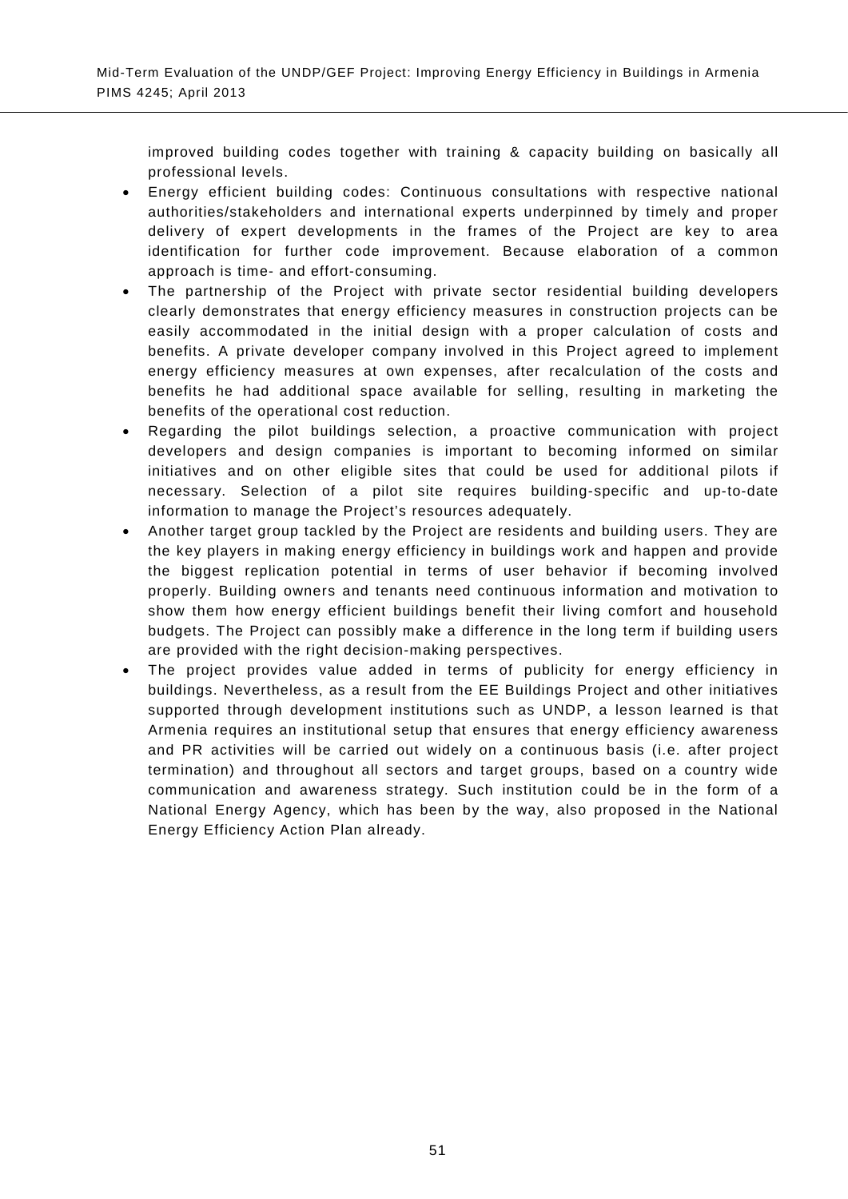improved building codes together with training & capacity building on basically all professional levels.

- Energy efficient building codes: Continuous consultations with respective national authorities/stakeholders and international experts underpinned by timely and proper delivery of expert developments in the frames of the Project are key to area identification for further code improvement. Because elaboration of a common approach is time- and effort-consuming.
- The partnership of the Project with private sector residential building developers clearly demonstrates that energy efficiency measures in construction projects can be easily accommodated in the initial design with a proper calculation of costs and benefits. A private developer company involved in this Project agreed to implement energy efficiency measures at own expenses, after recalculation of the costs and benefits he had additional space available for selling, resulting in marketing the benefits of the operational cost reduction.
- Regarding the pilot buildings selection, a proactive communication with project developers and design companies is important to becoming informed on similar initiatives and on other eligible sites that could be used for additional pilots if necessary. Selection of a pilot site requires building-specific and up-to-date information to manage the Project's resources adequately.
- Another target group tackled by the Project are residents and building users. They are the key players in making energy efficiency in buildings work and happen and provide the biggest replication potential in terms of user behavior if becoming involved properly. Building owners and tenants need continuous information and motivation to show them how energy efficient buildings benefit their living comfort and household budgets. The Project can possibly make a difference in the long term if building users are provided with the right decision-making perspectives.
- The project provides value added in terms of publicity for energy efficiency in buildings. Nevertheless, as a result from the EE Buildings Project and other initiatives supported through development institutions such as UNDP, a lesson learned is that Armenia requires an institutional setup that ensures that energy efficiency awareness and PR activities will be carried out widely on a continuous basis (i.e. after project termination) and throughout all sectors and target groups, based on a country wide communication and awareness strategy. Such institution could be in the form of a National Energy Agency, which has been by the way, also proposed in the National Energy Efficiency Action Plan already.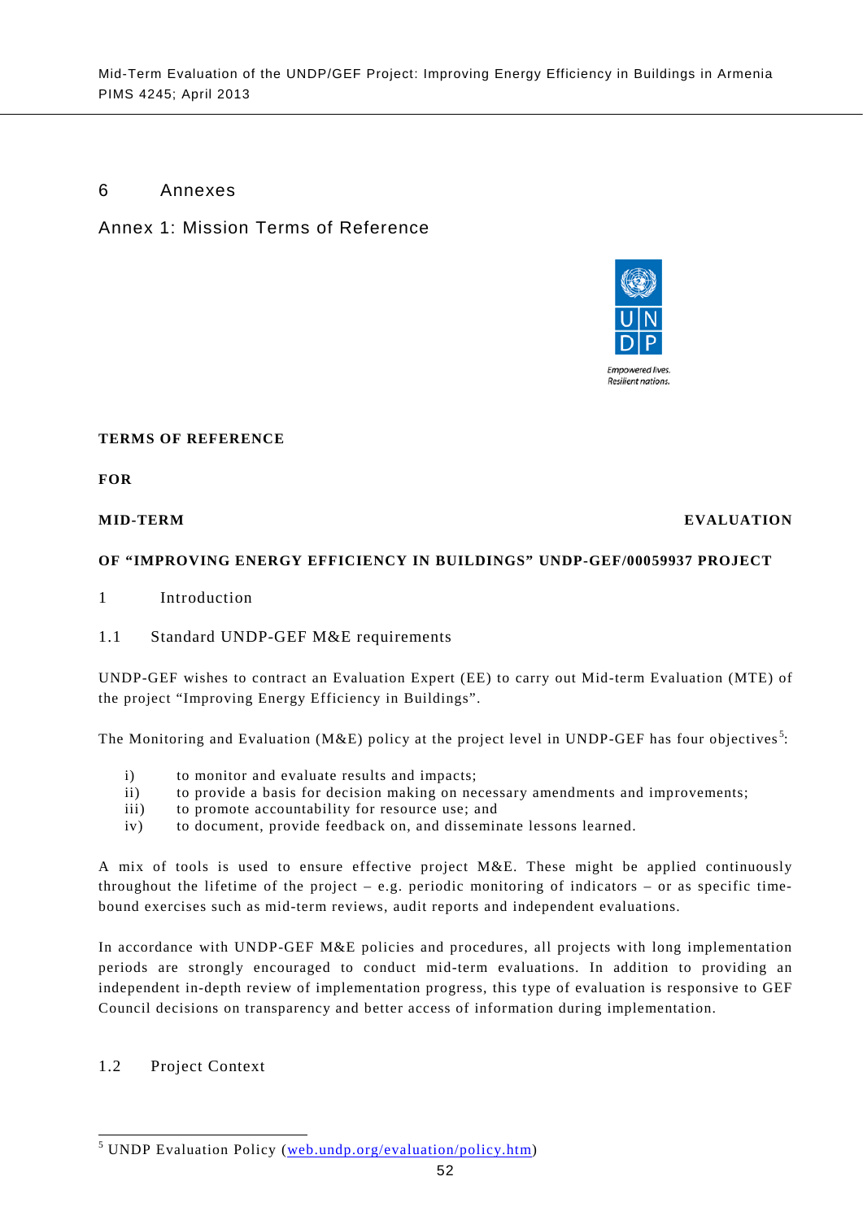# 6 Annexes

## Annex 1: Mission Terms of Reference

Empowered lives.
Resilient nations.

**TERMS OF REFERENCE**

**FOR**

**MID-TERM EVALUATION**

**OF "IMPROVING ENERGY EFFICIENCY IN BUILDINGS" UNDP-GEF/00059937 PROJECT**

### 1 Introduction

#### 1.1 Standard UNDP-GEF M&E requirements

UNDP-GEF wishes to contract an Evaluation Expert (EE) to carry out Mid-term Evaluation (MTE) of the project "Improving Energy Efficiency in Buildings".

The Monitoring and Evaluation (M&E) policy at the project level in UNDP-GEF has four objectives[5]:

i) to monitor and evaluate results and impacts;
ii) to provide a basis for decision making on necessary amendments and improvements;
iii) to promote accountability for resource use; and
iv) to document, provide feedback on, and disseminate lessons learned.

A mix of tools is used to ensure effective project M&E. These might be applied continuously throughout the lifetime of the project – e.g. periodic monitoring of indicators – or as specific time-bound exercises such as mid-term reviews, audit reports and independent evaluations.

In accordance with UNDP-GEF M&E policies and procedures, all projects with long implementation periods are strongly encouraged to conduct mid-term evaluations. In addition to providing an independent in-depth review of implementation progress, this type of evaluation is responsive to GEF Council decisions on transparency and better access of information during implementation.

#### 1.2 Project Context

[5] UNDP Evaluation Policy (web.undp.org/evaluation/policy.htm)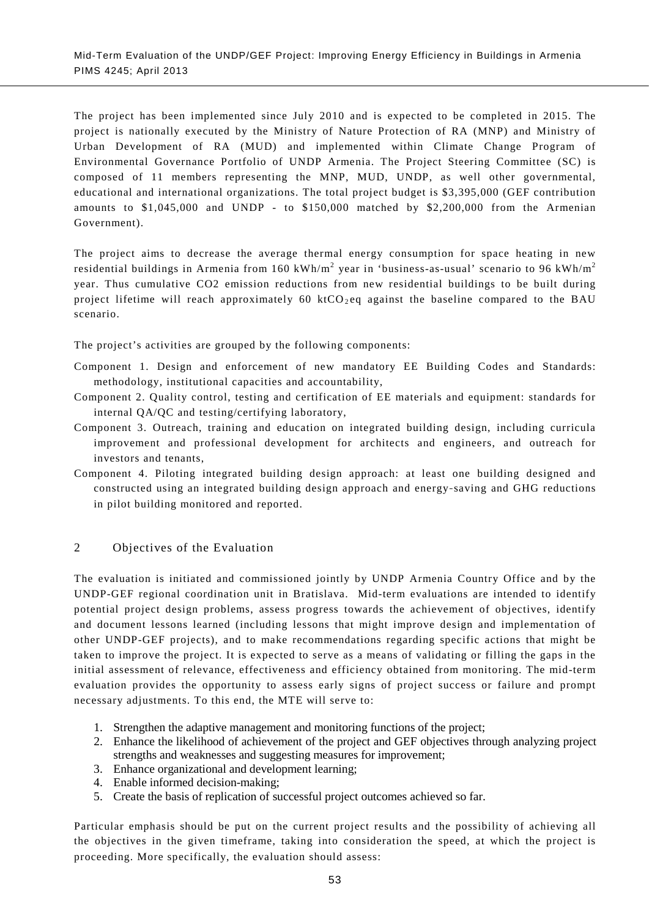The project has been implemented since July 2010 and is expected to be completed in 2015. The project is nationally executed by the Ministry of Nature Protection of RA (MNP) and Ministry of Urban Development of RA (MUD) and implemented within Climate Change Program of Environmental Governance Portfolio of UNDP Armenia. The Project Steering Committee (SC) is composed of 11 members representing the MNP, MUD, UNDP, as well other governmental, educational and international organizations. The total project budget is $3,395,000 (GEF contribution amounts to $1,045,000 and UNDP - to $150,000 matched by $2,200,000 from the Armenian Government).

The project aims to decrease the average thermal energy consumption for space heating in new residential buildings in Armenia from 160 kWh/m$^2$ year in 'business-as-usual' scenario to 96 kWh/m$^2$ year. Thus cumulative CO2 emission reductions from new residential buildings to be built during project lifetime will reach approximately 60 kt$CO_2$eq against the baseline compared to the BAU scenario.

The project's activities are grouped by the following components:

Component 1. Design and enforcement of new mandatory EE Building Codes and Standards: methodology, institutional capacities and accountability,

Component 2. Quality control, testing and certification of EE materials and equipment: standards for internal QA/QC and testing/certifying laboratory,

Component 3. Outreach, training and education on integrated building design, including curricula improvement and professional development for architects and engineers, and outreach for investors and tenants,

Component 4. Piloting integrated building design approach: at least one building designed and constructed using an integrated building design approach and energy-saving and GHG reductions in pilot building monitored and reported.

## 2 Objectives of the Evaluation

The evaluation is initiated and commissioned jointly by UNDP Armenia Country Office and by the UNDP-GEF regional coordination unit in Bratislava. Mid-term evaluations are intended to identify potential project design problems, assess progress towards the achievement of objectives, identify and document lessons learned (including lessons that might improve design and implementation of other UNDP-GEF projects), and to make recommendations regarding specific actions that might be taken to improve the project. It is expected to serve as a means of validating or filling the gaps in the initial assessment of relevance, effectiveness and efficiency obtained from monitoring. The mid-term evaluation provides the opportunity to assess early signs of project success or failure and prompt necessary adjustments. To this end, the MTE will serve to:

1. Strengthen the adaptive management and monitoring functions of the project;
2. Enhance the likelihood of achievement of the project and GEF objectives through analyzing project strengths and weaknesses and suggesting measures for improvement;
3. Enhance organizational and development learning;
4. Enable informed decision-making;
5. Create the basis of replication of successful project outcomes achieved so far.

Particular emphasis should be put on the current project results and the possibility of achieving all the objectives in the given timeframe, taking into consideration the speed, at which the project is proceeding. More specifically, the evaluation should assess: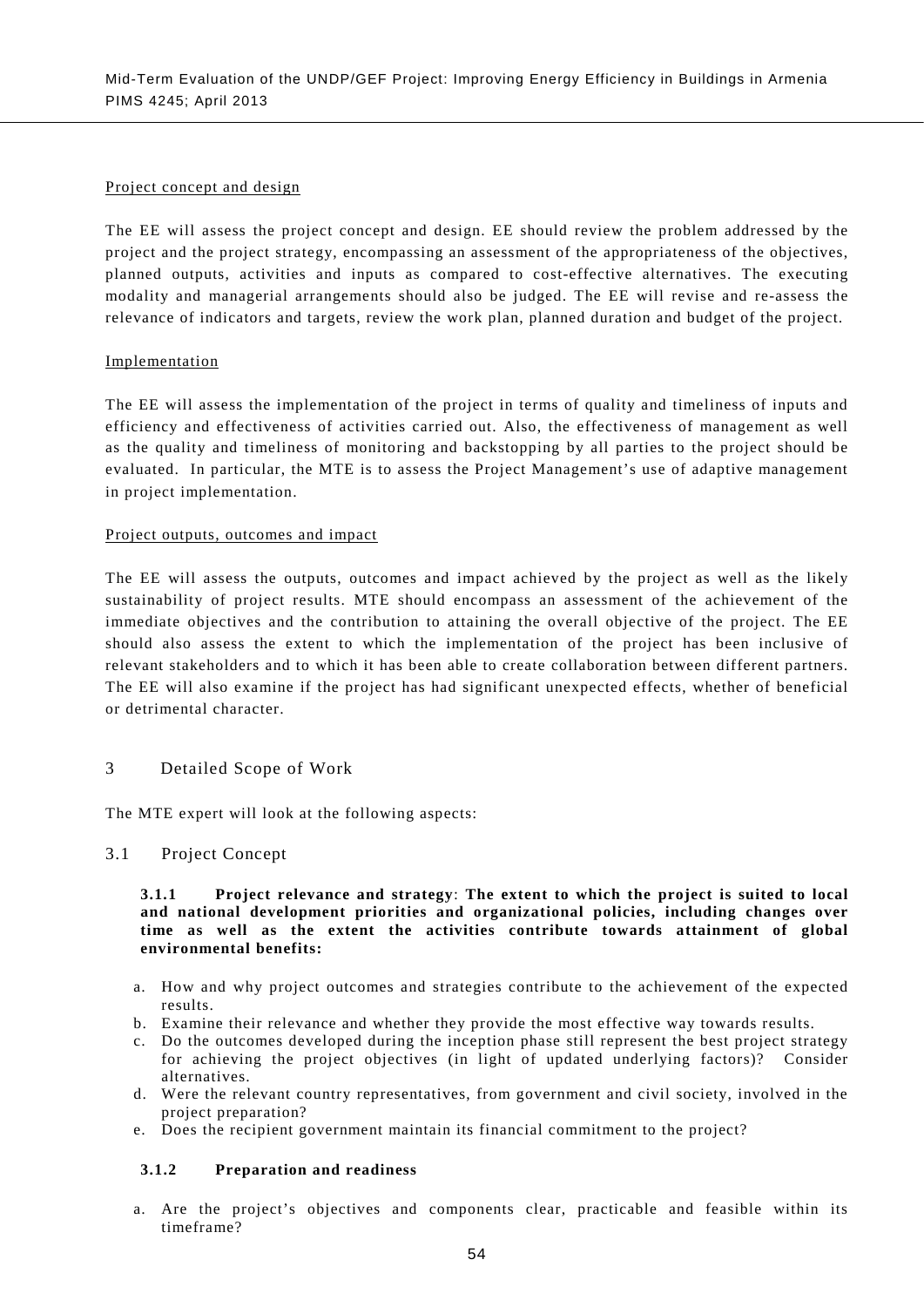Project concept and design

The EE will assess the project concept and design. EE should review the problem addressed by the project and the project strategy, encompassing an assessment of the appropriateness of the objectives, planned outputs, activities and inputs as compared to cost-effective alternatives. The executing modality and managerial arrangements should also be judged. The EE will revise and re-assess the relevance of indicators and targets, review the work plan, planned duration and budget of the project.

Implementation

The EE will assess the implementation of the project in terms of quality and timeliness of inputs and efficiency and effectiveness of activities carried out. Also, the effectiveness of management as well as the quality and timeliness of monitoring and backstopping by all parties to the project should be evaluated. In particular, the MTE is to assess the Project Management's use of adaptive management in project implementation.

Project outputs, outcomes and impact

The EE will assess the outputs, outcomes and impact achieved by the project as well as the likely sustainability of project results. MTE should encompass an assessment of the achievement of the immediate objectives and the contribution to attaining the overall objective of the project. The EE should also assess the extent to which the implementation of the project has been inclusive of relevant stakeholders and to which it has been able to create collaboration between different partners. The EE will also examine if the project has had significant unexpected effects, whether of beneficial or detrimental character.

## 3 Detailed Scope of Work

The MTE expert will look at the following aspects:

### 3.1 Project Concept

**3.1.1 Project relevance and strategy**: **The extent to which the project is suited to local and national development priorities and organizational policies, including changes over time as well as the extent the activities contribute towards attainment of global environmental benefits:**

a. How and why project outcomes and strategies contribute to the achievement of the expected results.
b. Examine their relevance and whether they provide the most effective way towards results.
c. Do the outcomes developed during the inception phase still represent the best project strategy for achieving the project objectives (in light of updated underlying factors)? Consider alternatives.
d. Were the relevant country representatives, from government and civil society, involved in the project preparation?
e. Does the recipient government maintain its financial commitment to the project?

**3.1.2 Preparation and readiness**

a. Are the project's objectives and components clear, practicable and feasible within its timeframe?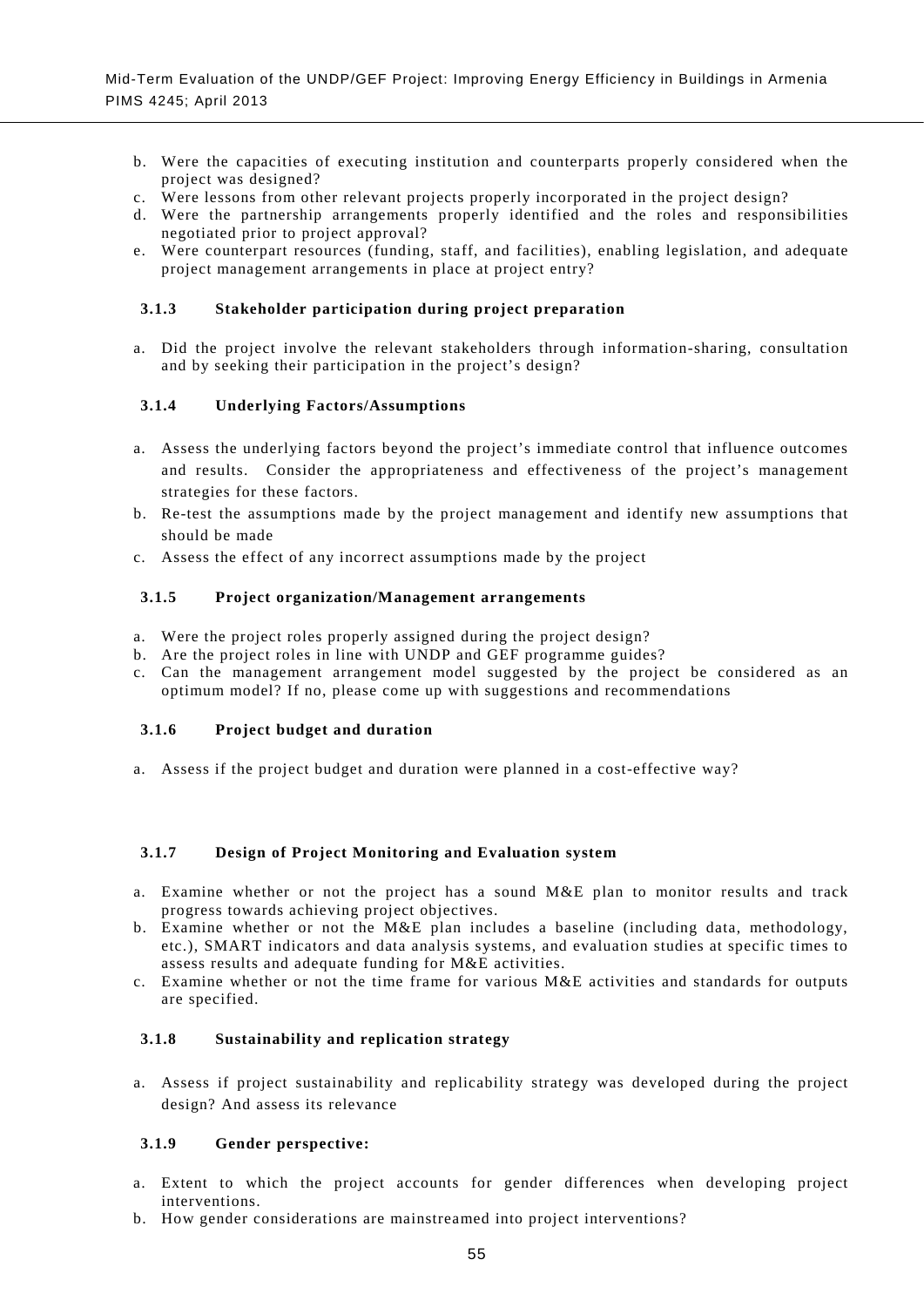b. Were the capacities of executing institution and counterparts properly considered when the project was designed?
c. Were lessons from other relevant projects properly incorporated in the project design?
d. Were the partnership arrangements properly identified and the roles and responsibilities negotiated prior to project approval?
e. Were counterpart resources (funding, staff, and facilities), enabling legislation, and adequate project management arrangements in place at project entry?

#### 3.1.3 Stakeholder participation during project preparation

a. Did the project involve the relevant stakeholders through information-sharing, consultation and by seeking their participation in the project's design?

#### 3.1.4 Underlying Factors/Assumptions

a. Assess the underlying factors beyond the project's immediate control that influence outcomes and results. Consider the appropriateness and effectiveness of the project's management strategies for these factors.
b. Re-test the assumptions made by the project management and identify new assumptions that should be made
c. Assess the effect of any incorrect assumptions made by the project

#### 3.1.5 Project organization/Management arrangements

a. Were the project roles properly assigned during the project design?
b. Are the project roles in line with UNDP and GEF programme guides?
c. Can the management arrangement model suggested by the project be considered as an optimum model? If no, please come up with suggestions and recommendations

#### 3.1.6 Project budget and duration

a. Assess if the project budget and duration were planned in a cost-effective way?

#### 3.1.7 Design of Project Monitoring and Evaluation system

a. Examine whether or not the project has a sound M&E plan to monitor results and track progress towards achieving project objectives.
b. Examine whether or not the M&E plan includes a baseline (including data, methodology, etc.), SMART indicators and data analysis systems, and evaluation studies at specific times to assess results and adequate funding for M&E activities.
c. Examine whether or not the time frame for various M&E activities and standards for outputs are specified.

#### 3.1.8 Sustainability and replication strategy

a. Assess if project sustainability and replicability strategy was developed during the project design? And assess its relevance

#### 3.1.9 Gender perspective:

a. Extent to which the project accounts for gender differences when developing project interventions.
b. How gender considerations are mainstreamed into project interventions?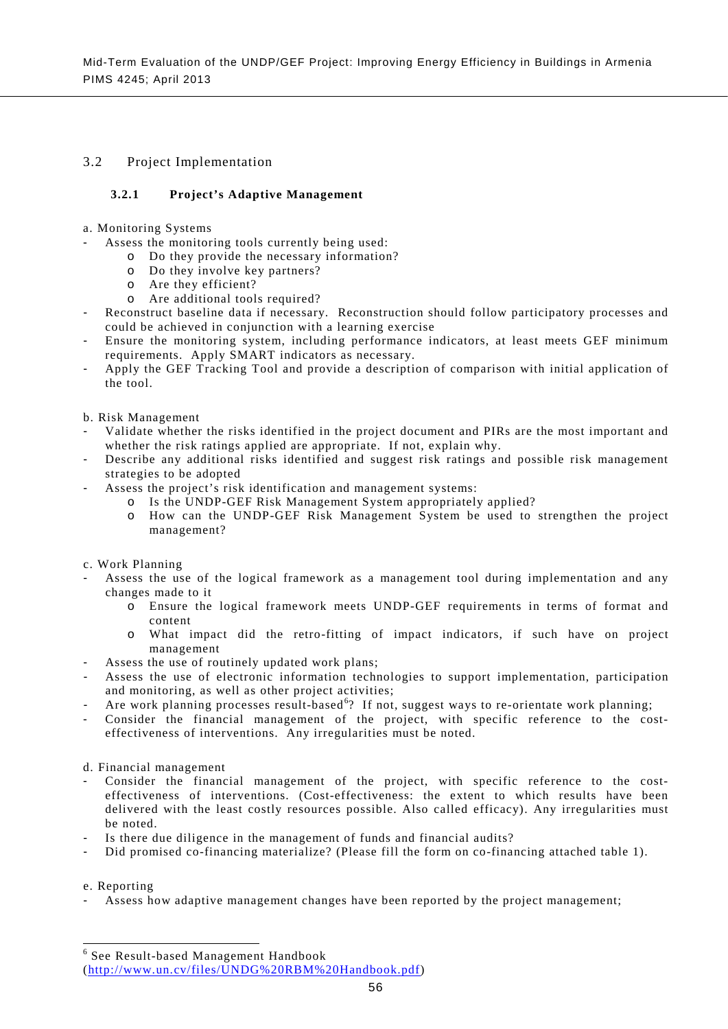## 3.2 Project Implementation

### 3.2.1 Project's Adaptive Management

a. Monitoring Systems

- Assess the monitoring tools currently being used:
  - Do they provide the necessary information?
  - Do they involve key partners?
  - Are they efficient?
  - Are additional tools required?
- Reconstruct baseline data if necessary. Reconstruction should follow participatory processes and could be achieved in conjunction with a learning exercise
- Ensure the monitoring system, including performance indicators, at least meets GEF minimum requirements. Apply SMART indicators as necessary.
- Apply the GEF Tracking Tool and provide a description of comparison with initial application of the tool.

b. Risk Management

- Validate whether the risks identified in the project document and PIRs are the most important and whether the risk ratings applied are appropriate. If not, explain why.
- Describe any additional risks identified and suggest risk ratings and possible risk management strategies to be adopted
- Assess the project's risk identification and management systems:
  - Is the UNDP-GEF Risk Management System appropriately applied?
  - How can the UNDP-GEF Risk Management System be used to strengthen the project management?

c. Work Planning

- Assess the use of the logical framework as a management tool during implementation and any changes made to it
  - Ensure the logical framework meets UNDP-GEF requirements in terms of format and content
  - What impact did the retro-fitting of impact indicators, if such have on project management
- Assess the use of routinely updated work plans;
- Assess the use of electronic information technologies to support implementation, participation and monitoring, as well as other project activities;
- Are work planning processes result-based[6]? If not, suggest ways to re-orientate work planning;
- Consider the financial management of the project, with specific reference to the cost-effectiveness of interventions. Any irregularities must be noted.

d. Financial management

- Consider the financial management of the project, with specific reference to the cost-effectiveness of interventions. (Cost-effectiveness: the extent to which results have been delivered with the least costly resources possible. Also called efficacy). Any irregularities must be noted.
- Is there due diligence in the management of funds and financial audits?
- Did promised co-financing materialize? (Please fill the form on co-financing attached table 1).

e. Reporting

- Assess how adaptive management changes have been reported by the project management;

---

[6] See Result-based Management Handbook (http://www.un.cv/files/UNDG%20RBM%20Handbook.pdf)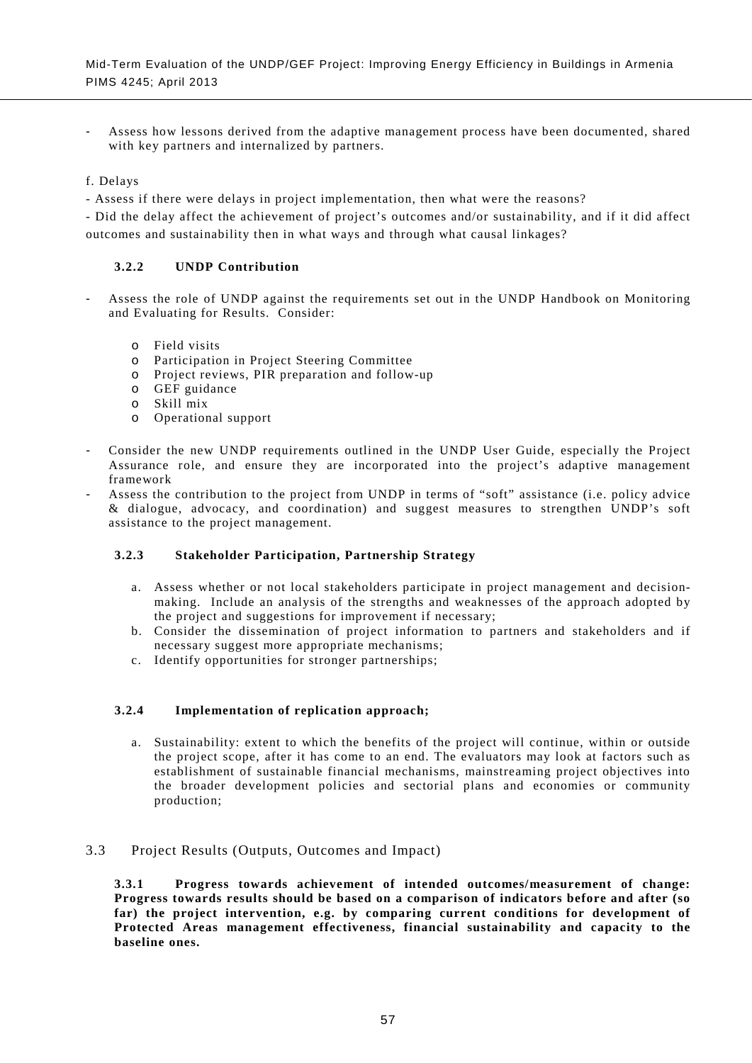- Assess how lessons derived from the adaptive management process have been documented, shared with key partners and internalized by partners.

f. Delays

- Assess if there were delays in project implementation, then what were the reasons?
- Did the delay affect the achievement of project's outcomes and/or sustainability, and if it did affect outcomes and sustainability then in what ways and through what causal linkages?

#### 3.2.2 UNDP Contribution

- Assess the role of UNDP against the requirements set out in the UNDP Handbook on Monitoring and Evaluating for Results. Consider:
  - Field visits
  - Participation in Project Steering Committee
  - Project reviews, PIR preparation and follow-up
  - GEF guidance
  - Skill mix
  - Operational support
- Consider the new UNDP requirements outlined in the UNDP User Guide, especially the Project Assurance role, and ensure they are incorporated into the project's adaptive management framework
- Assess the contribution to the project from UNDP in terms of "soft" assistance (i.e. policy advice & dialogue, advocacy, and coordination) and suggest measures to strengthen UNDP's soft assistance to the project management.

#### 3.2.3 Stakeholder Participation, Partnership Strategy

a. Assess whether or not local stakeholders participate in project management and decision-making. Include an analysis of the strengths and weaknesses of the approach adopted by the project and suggestions for improvement if necessary;
b. Consider the dissemination of project information to partners and stakeholders and if necessary suggest more appropriate mechanisms;
c. Identify opportunities for stronger partnerships;

#### 3.2.4 Implementation of replication approach;

a. Sustainability: extent to which the benefits of the project will continue, within or outside the project scope, after it has come to an end. The evaluators may look at factors such as establishment of sustainable financial mechanisms, mainstreaming project objectives into the broader development policies and sectorial plans and economies or community production;

### 3.3 Project Results (Outputs, Outcomes and Impact)

**3.3.1 Progress towards achievement of intended outcomes/measurement of change: Progress towards results should be based on a comparison of indicators before and after (so far) the project intervention, e.g. by comparing current conditions for development of Protected Areas management effectiveness, financial sustainability and capacity to the baseline ones.**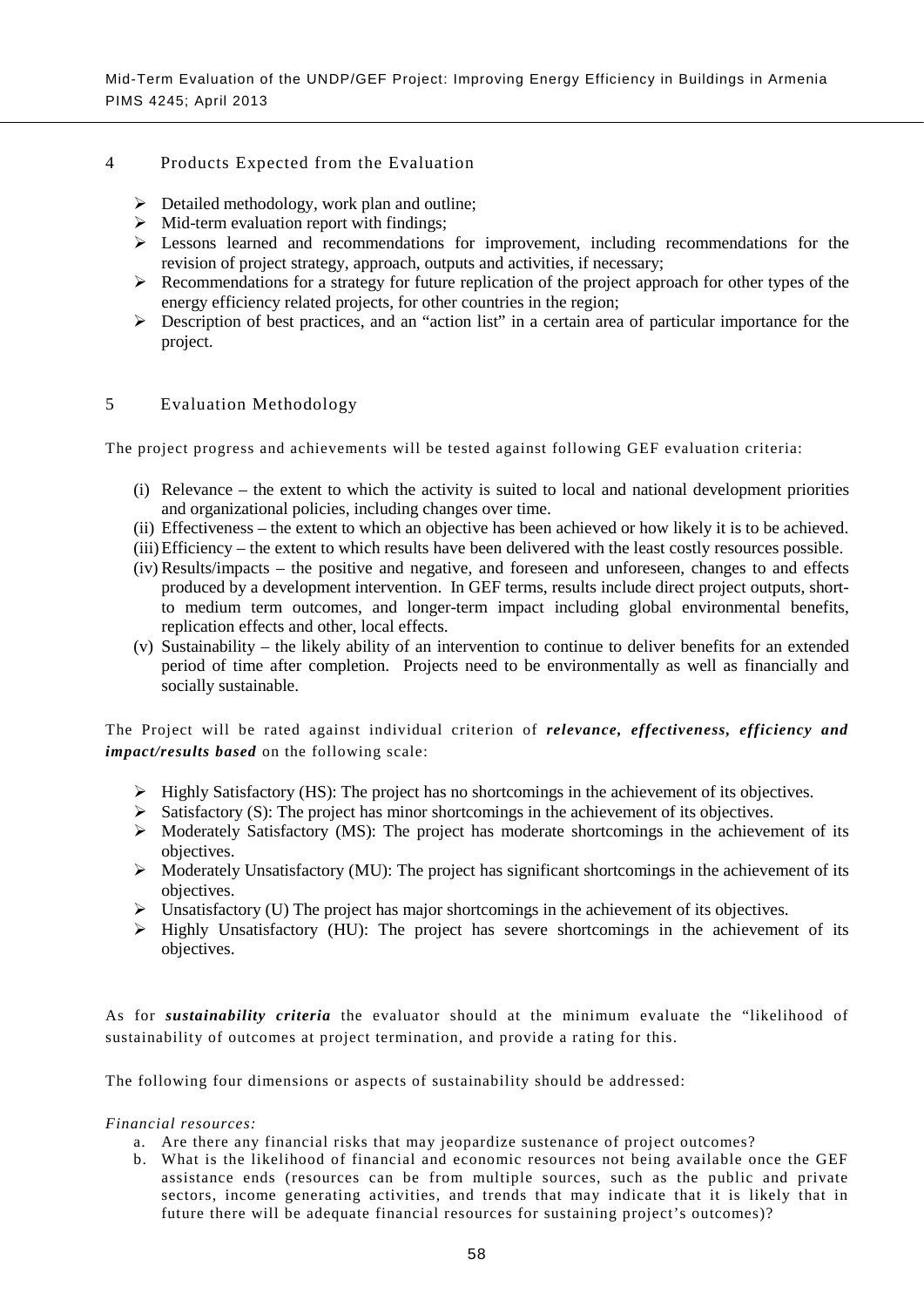## 4 Products Expected from the Evaluation

- Detailed methodology, work plan and outline;
- Mid-term evaluation report with findings;
- Lessons learned and recommendations for improvement, including recommendations for the revision of project strategy, approach, outputs and activities, if necessary;
- Recommendations for a strategy for future replication of the project approach for other types of the energy efficiency related projects, for other countries in the region;
- Description of best practices, and an "action list" in a certain area of particular importance for the project.

## 5 Evaluation Methodology

The project progress and achievements will be tested against following GEF evaluation criteria:

(i) Relevance – the extent to which the activity is suited to local and national development priorities and organizational policies, including changes over time.
(ii) Effectiveness – the extent to which an objective has been achieved or how likely it is to be achieved.
(iii) Efficiency – the extent to which results have been delivered with the least costly resources possible.
(iv) Results/impacts – the positive and negative, and foreseen and unforeseen, changes to and effects produced by a development intervention. In GEF terms, results include direct project outputs, short- to medium term outcomes, and longer-term impact including global environmental benefits, replication effects and other, local effects.
(v) Sustainability – the likely ability of an intervention to continue to deliver benefits for an extended period of time after completion. Projects need to be environmentally as well as financially and socially sustainable.

The Project will be rated against individual criterion of ***relevance, effectiveness, efficiency and impact/results based*** on the following scale:

- Highly Satisfactory (HS): The project has no shortcomings in the achievement of its objectives.
- Satisfactory (S): The project has minor shortcomings in the achievement of its objectives.
- Moderately Satisfactory (MS): The project has moderate shortcomings in the achievement of its objectives.
- Moderately Unsatisfactory (MU): The project has significant shortcomings in the achievement of its objectives.
- Unsatisfactory (U) The project has major shortcomings in the achievement of its objectives.
- Highly Unsatisfactory (HU): The project has severe shortcomings in the achievement of its objectives.

As for ***sustainability criteria*** the evaluator should at the minimum evaluate the "likelihood of sustainability of outcomes at project termination, and provide a rating for this.

The following four dimensions or aspects of sustainability should be addressed:

*Financial resources:*

a. Are there any financial risks that may jeopardize sustenance of project outcomes?
b. What is the likelihood of financial and economic resources not being available once the GEF assistance ends (resources can be from multiple sources, such as the public and private sectors, income generating activities, and trends that may indicate that it is likely that in future there will be adequate financial resources for sustaining project's outcomes)?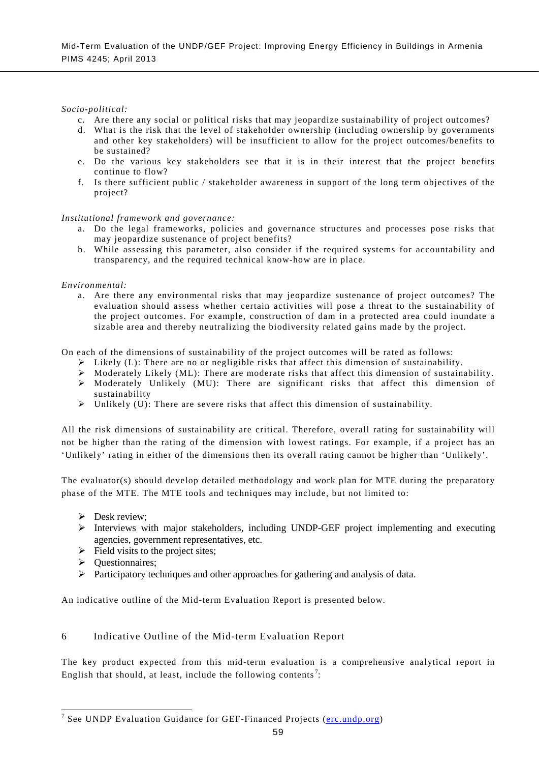*Socio-political:*

c. Are there any social or political risks that may jeopardize sustainability of project outcomes?
d. What is the risk that the level of stakeholder ownership (including ownership by governments and other key stakeholders) will be insufficient to allow for the project outcomes/benefits to be sustained?
e. Do the various key stakeholders see that it is in their interest that the project benefits continue to flow?
f. Is there sufficient public / stakeholder awareness in support of the long term objectives of the project?

*Institutional framework and governance:*

a. Do the legal frameworks, policies and governance structures and processes pose risks that may jeopardize sustenance of project benefits?
b. While assessing this parameter, also consider if the required systems for accountability and transparency, and the required technical know-how are in place.

*Environmental:*

a. Are there any environmental risks that may jeopardize sustenance of project outcomes? The evaluation should assess whether certain activities will pose a threat to the sustainability of the project outcomes. For example, construction of dam in a protected area could inundate a sizable area and thereby neutralizing the biodiversity related gains made by the project.

On each of the dimensions of sustainability of the project outcomes will be rated as follows:

- Likely (L): There are no or negligible risks that affect this dimension of sustainability.
- Moderately Likely (ML): There are moderate risks that affect this dimension of sustainability.
- Moderately Unlikely (MU): There are significant risks that affect this dimension of sustainability
- Unlikely (U): There are severe risks that affect this dimension of sustainability.

All the risk dimensions of sustainability are critical. Therefore, overall rating for sustainability will not be higher than the rating of the dimension with lowest ratings. For example, if a project has an 'Unlikely' rating in either of the dimensions then its overall rating cannot be higher than 'Unlikely'.

The evaluator(s) should develop detailed methodology and work plan for MTE during the preparatory phase of the MTE. The MTE tools and techniques may include, but not limited to:

- Desk review;
- Interviews with major stakeholders, including UNDP-GEF project implementing and executing agencies, government representatives, etc.
- Field visits to the project sites;
- Questionnaires;
- Participatory techniques and other approaches for gathering and analysis of data.

An indicative outline of the Mid-term Evaluation Report is presented below.

## 6 Indicative Outline of the Mid-term Evaluation Report

The key product expected from this mid-term evaluation is a comprehensive analytical report in English that should, at least, include the following contents[7]:

[7] See UNDP Evaluation Guidance for GEF-Financed Projects (erc.undp.org)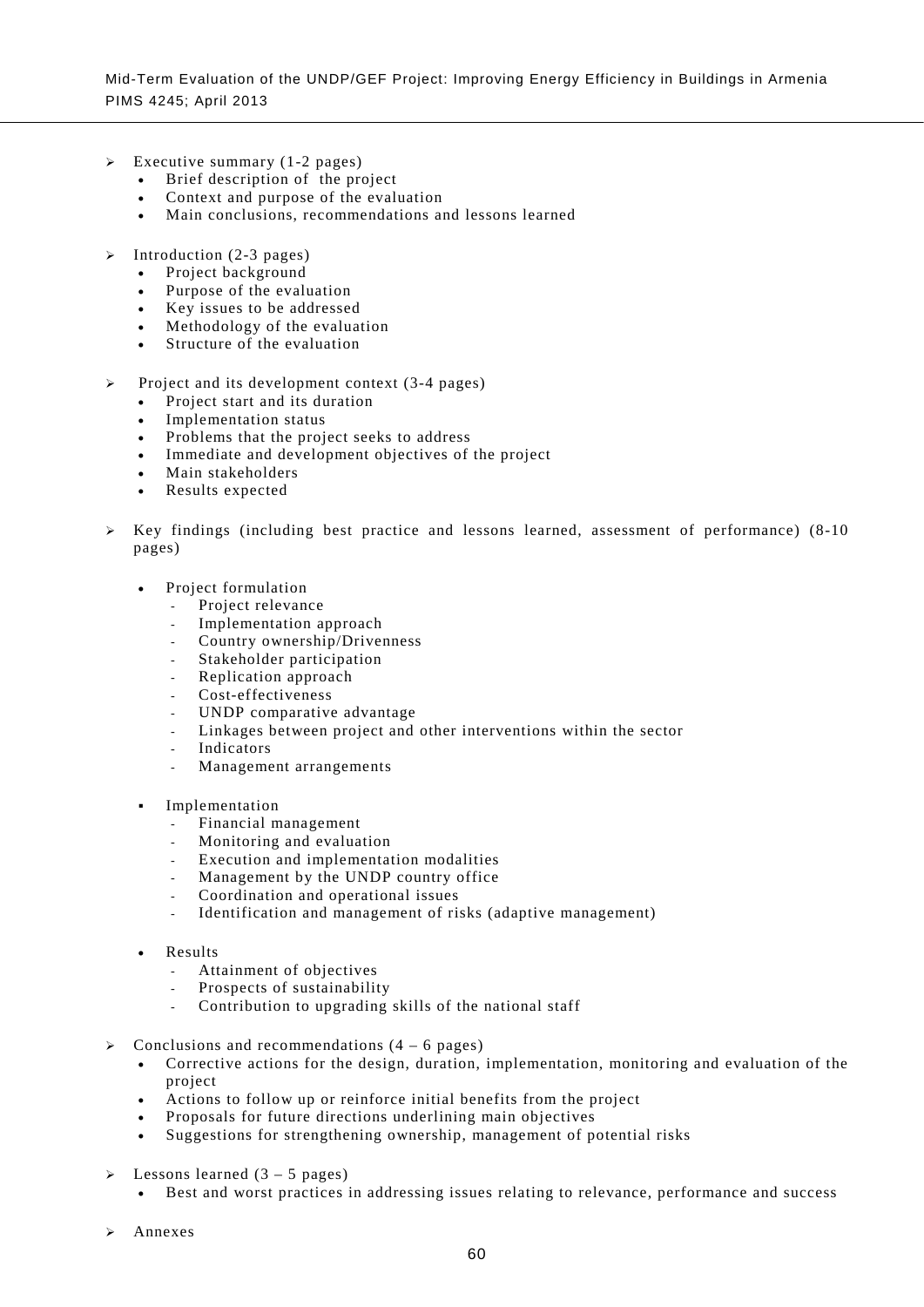- Executive summary (1-2 pages)
  - Brief description of the project
  - Context and purpose of the evaluation
  - Main conclusions, recommendations and lessons learned

- Introduction (2-3 pages)
  - Project background
  - Purpose of the evaluation
  - Key issues to be addressed
  - Methodology of the evaluation
  - Structure of the evaluation

- Project and its development context (3-4 pages)
  - Project start and its duration
  - Implementation status
  - Problems that the project seeks to address
  - Immediate and development objectives of the project
  - Main stakeholders
  - Results expected

- Key findings (including best practice and lessons learned, assessment of performance) (8-10 pages)

  - Project formulation
    - Project relevance
    - Implementation approach
    - Country ownership/Drivenness
    - Stakeholder participation
    - Replication approach
    - Cost-effectiveness
    - UNDP comparative advantage
    - Linkages between project and other interventions within the sector
    - Indicators
    - Management arrangements

  - Implementation
    - Financial management
    - Monitoring and evaluation
    - Execution and implementation modalities
    - Management by the UNDP country office
    - Coordination and operational issues
    - Identification and management of risks (adaptive management)

  - Results
    - Attainment of objectives
    - Prospects of sustainability
    - Contribution to upgrading skills of the national staff

- Conclusions and recommendations (4 – 6 pages)
  - Corrective actions for the design, duration, implementation, monitoring and evaluation of the project
  - Actions to follow up or reinforce initial benefits from the project
  - Proposals for future directions underlining main objectives
  - Suggestions for strengthening ownership, management of potential risks

- Lessons learned (3 – 5 pages)
  - Best and worst practices in addressing issues relating to relevance, performance and success

- Annexes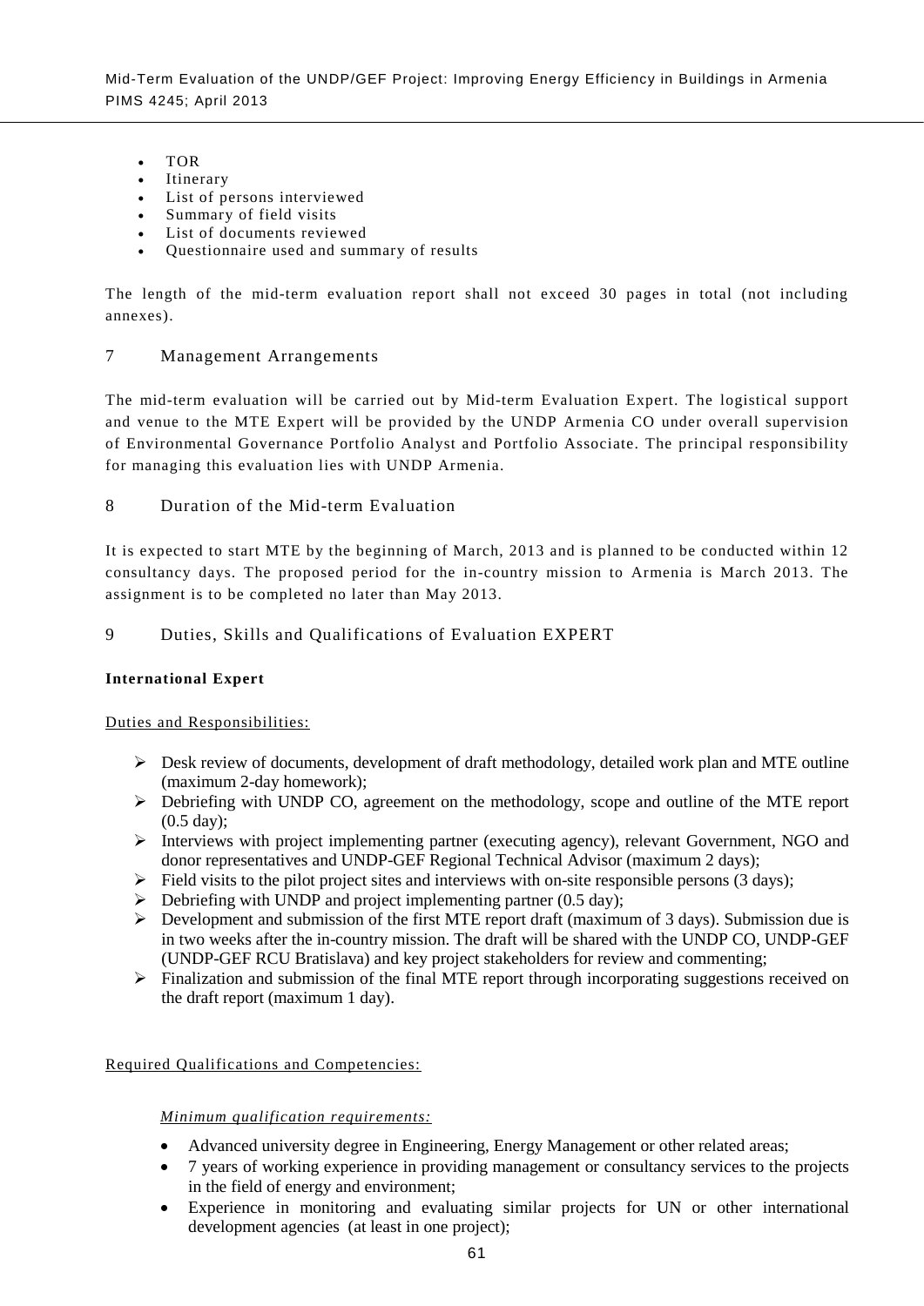- TOR
- Itinerary
- List of persons interviewed
- Summary of field visits
- List of documents reviewed
- Questionnaire used and summary of results

The length of the mid-term evaluation report shall not exceed 30 pages in total (not including annexes).

## 7 Management Arrangements

The mid-term evaluation will be carried out by Mid-term Evaluation Expert. The logistical support and venue to the MTE Expert will be provided by the UNDP Armenia CO under overall supervision of Environmental Governance Portfolio Analyst and Portfolio Associate. The principal responsibility for managing this evaluation lies with UNDP Armenia.

## 8 Duration of the Mid-term Evaluation

It is expected to start MTE by the beginning of March, 2013 and is planned to be conducted within 12 consultancy days. The proposed period for the in-country mission to Armenia is March 2013. The assignment is to be completed no later than May 2013.

## 9 Duties, Skills and Qualifications of Evaluation EXPERT

**International Expert**

Duties and Responsibilities:

- Desk review of documents, development of draft methodology, detailed work plan and MTE outline (maximum 2-day homework);
- Debriefing with UNDP CO, agreement on the methodology, scope and outline of the MTE report (0.5 day);
- Interviews with project implementing partner (executing agency), relevant Government, NGO and donor representatives and UNDP-GEF Regional Technical Advisor (maximum 2 days);
- Field visits to the pilot project sites and interviews with on-site responsible persons (3 days);
- Debriefing with UNDP and project implementing partner (0.5 day);
- Development and submission of the first MTE report draft (maximum of 3 days). Submission due is in two weeks after the in-country mission. The draft will be shared with the UNDP CO, UNDP-GEF (UNDP-GEF RCU Bratislava) and key project stakeholders for review and commenting;
- Finalization and submission of the final MTE report through incorporating suggestions received on the draft report (maximum 1 day).

Required Qualifications and Competencies:

*Minimum qualification requirements:*

- Advanced university degree in Engineering, Energy Management or other related areas;
- 7 years of working experience in providing management or consultancy services to the projects in the field of energy and environment;
- Experience in monitoring and evaluating similar projects for UN or other international development agencies (at least in one project);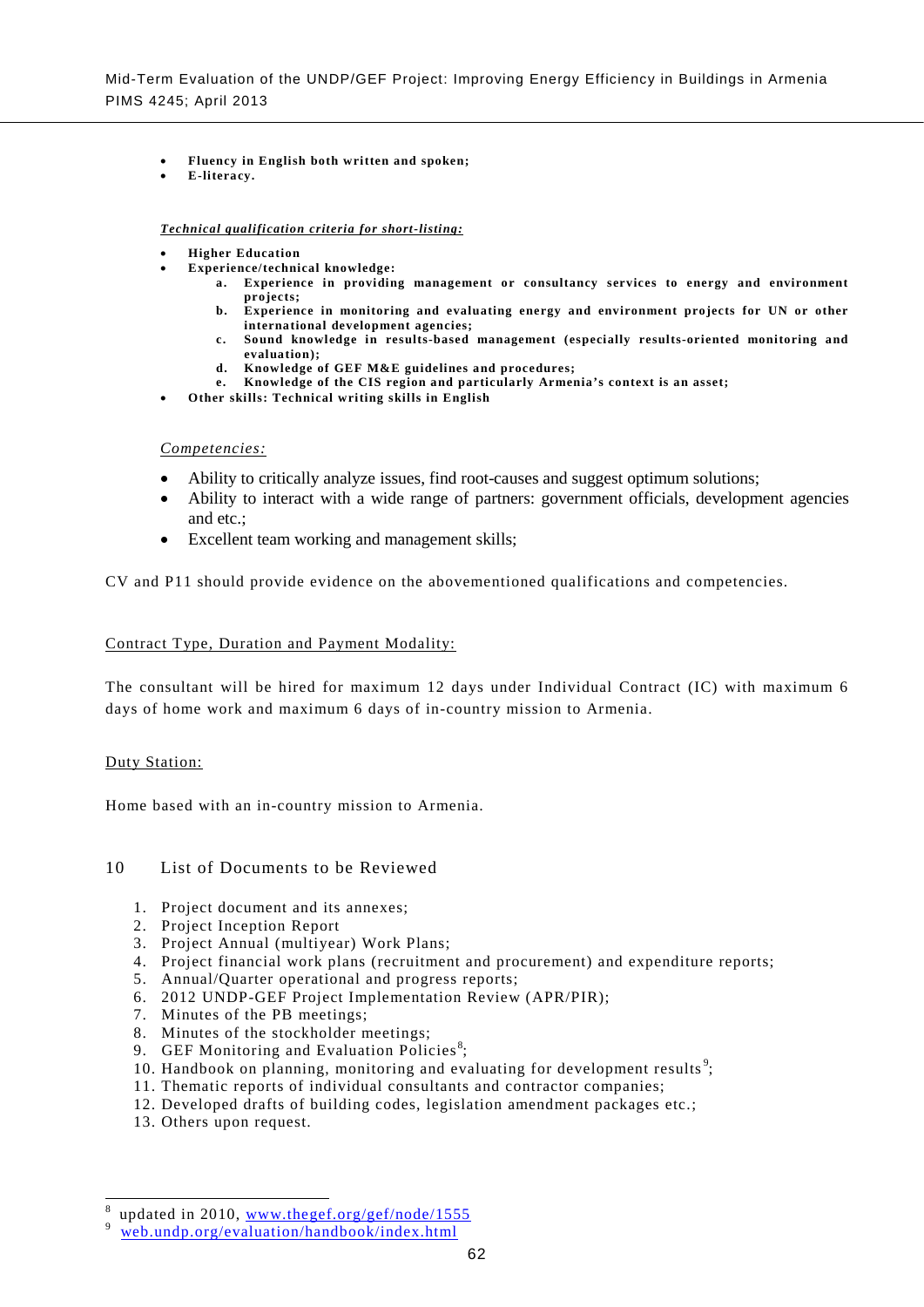- **Fluency in English both written and spoken;**
- **E-literacy.**

***Technical qualification criteria for short-listing:***

- **Higher Education**
- **Experience/technical knowledge:**
    - **a. Experience in providing management or consultancy services to energy and environment projects;**
    - **b. Experience in monitoring and evaluating energy and environment projects for UN or other international development agencies;**
    - **c. Sound knowledge in results-based management (especially results-oriented monitoring and evaluation);**
    - **d. Knowledge of GEF M&E guidelines and procedures;**
    - **e. Knowledge of the CIS region and particularly Armenia's context is an asset;**
- **Other skills: Technical writing skills in English**

*Competencies:*

- Ability to critically analyze issues, find root-causes and suggest optimum solutions;
- Ability to interact with a wide range of partners: government officials, development agencies and etc.;
- Excellent team working and management skills;

CV and P11 should provide evidence on the abovementioned qualifications and competencies.

Contract Type, Duration and Payment Modality:

The consultant will be hired for maximum 12 days under Individual Contract (IC) with maximum 6 days of home work and maximum 6 days of in-country mission to Armenia.

Duty Station:

Home based with an in-country mission to Armenia.

## 10 List of Documents to be Reviewed

1. Project document and its annexes;
2. Project Inception Report
3. Project Annual (multiyear) Work Plans;
4. Project financial work plans (recruitment and procurement) and expenditure reports;
5. Annual/Quarter operational and progress reports;
6. 2012 UNDP-GEF Project Implementation Review (APR/PIR);
7. Minutes of the PB meetings;
8. Minutes of the stockholder meetings;
9. GEF Monitoring and Evaluation Policies[8];
10. Handbook on planning, monitoring and evaluating for development results[9];
11. Thematic reports of individual consultants and contractor companies;
12. Developed drafts of building codes, legislation amendment packages etc.;
13. Others upon request.

[8] updated in 2010, www.thegef.org/gef/node/1555

[9] web.undp.org/evaluation/handbook/index.html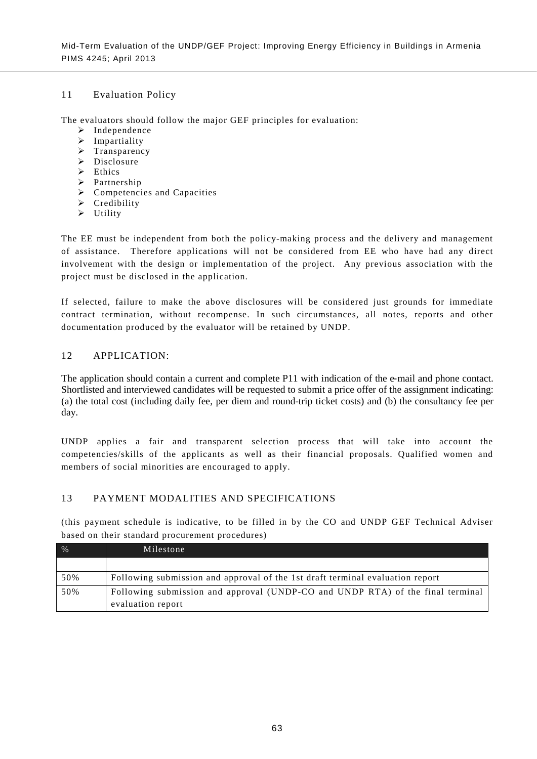## 11 Evaluation Policy

The evaluators should follow the major GEF principles for evaluation:

- Independence
- Impartiality
- Transparency
- Disclosure
- Ethics
- Partnership
- Competencies and Capacities
- Credibility
- Utility

The EE must be independent from both the policy-making process and the delivery and management of assistance. Therefore applications will not be considered from EE who have had any direct involvement with the design or implementation of the project. Any previous association with the project must be disclosed in the application.

If selected, failure to make the above disclosures will be considered just grounds for immediate contract termination, without recompense. In such circumstances, all notes, reports and other documentation produced by the evaluator will be retained by UNDP.

## 12 APPLICATION:

The application should contain a current and complete P11 with indication of the e-mail and phone contact. Shortlisted and interviewed candidates will be requested to submit a price offer of the assignment indicating: (a) the total cost (including daily fee, per diem and round-trip ticket costs) and (b) the consultancy fee per day.

UNDP applies a fair and transparent selection process that will take into account the competencies/skills of the applicants as well as their financial proposals. Qualified women and members of social minorities are encouraged to apply.

## 13 PAYMENT MODALITIES AND SPECIFICATIONS

(this payment schedule is indicative, to be filled in by the CO and UNDP GEF Technical Adviser based on their standard procurement procedures)

| % | Milestone |
|---|---|
| | |
| 50% | Following submission and approval of the 1st draft terminal evaluation report |
| 50% | Following submission and approval (UNDP-CO and UNDP RTA) of the final terminal evaluation report |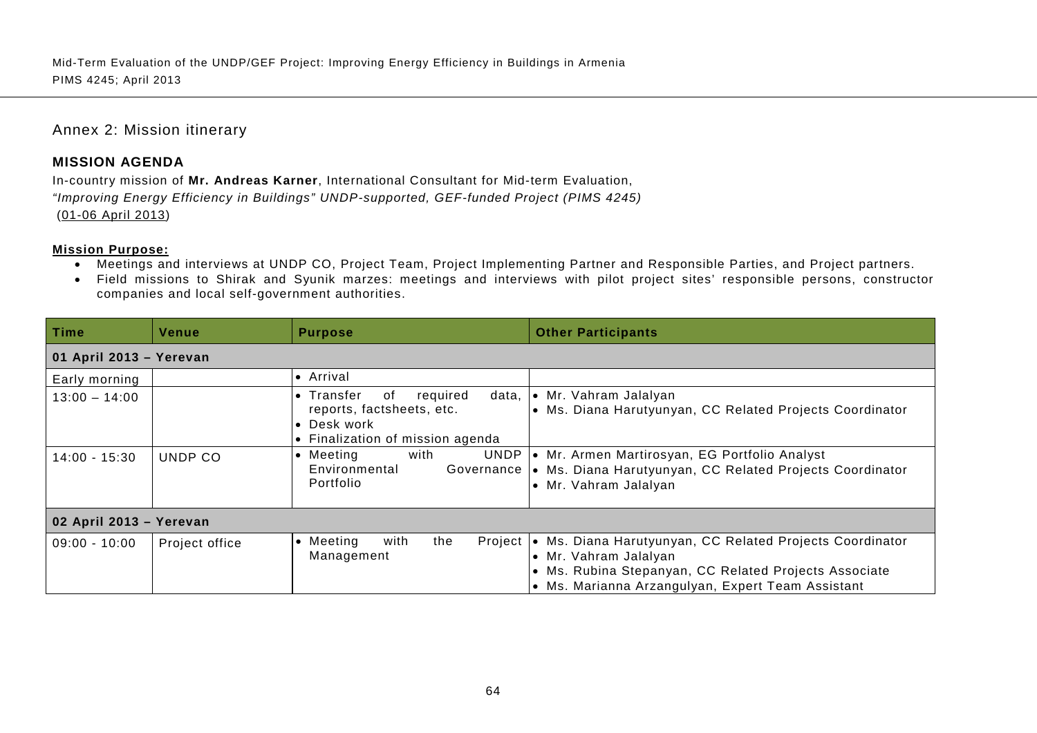## Annex 2: Mission itinerary

### MISSION AGENDA

In-country mission of **Mr. Andreas Karner**, International Consultant for Mid-term Evaluation,
*"Improving Energy Efficiency in Buildings" UNDP-supported, GEF-funded Project (PIMS 4245)*
(01-06 April 2013)

**Mission Purpose:**

- Meetings and interviews at UNDP CO, Project Team, Project Implementing Partner and Responsible Parties, and Project partners.
- Field missions to Shirak and Syunik marzes: meetings and interviews with pilot project sites' responsible persons, constructor companies and local self-government authorities.

| Time | Venue | Purpose | Other Participants |
|---|---|---|---|
| **01 April 2013 – Yerevan** | | | |
| Early morning | | • Arrival | |
| 13:00 – 14:00 | | • Transfer of required data, reports, factsheets, etc.<br>• Desk work<br>• Finalization of mission agenda | • Mr. Vahram Jalalyan<br>• Ms. Diana Harutyunyan, CC Related Projects Coordinator |
| 14:00 - 15:30 | UNDP CO | • Meeting with UNDP Environmental Governance Portfolio | • Mr. Armen Martirosyan, EG Portfolio Analyst<br>• Ms. Diana Harutyunyan, CC Related Projects Coordinator<br>• Mr. Vahram Jalalyan |
| **02 April 2013 – Yerevan** | | | |
| 09:00 - 10:00 | Project office | • Meeting with the Project Management | • Ms. Diana Harutyunyan, CC Related Projects Coordinator<br>• Mr. Vahram Jalalyan<br>• Ms. Rubina Stepanyan, CC Related Projects Associate<br>• Ms. Marianna Arzangulyan, Expert Team Assistant |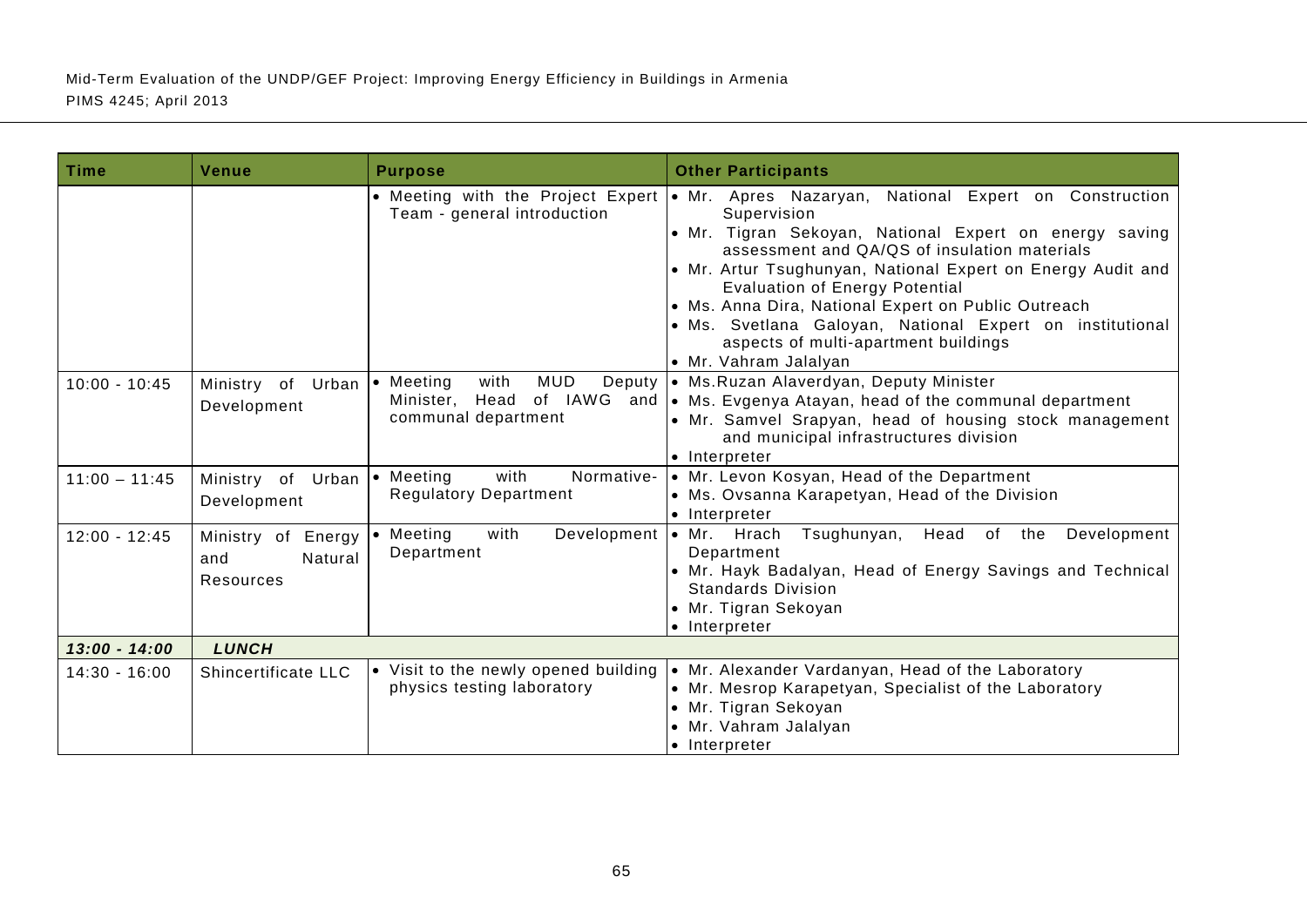| Time | Venue | Purpose | Other Participants |
|---|---|---|---|
| | | • Meeting with the Project Expert Team - general introduction | • Mr. Apres Nazaryan, National Expert on Construction Supervision<br>• Mr. Tigran Sekoyan, National Expert on energy saving assessment and QA/QS of insulation materials<br>• Mr. Artur Tsughunyan, National Expert on Energy Audit and Evaluation of Energy Potential<br>• Ms. Anna Dira, National Expert on Public Outreach<br>• Ms. Svetlana Galoyan, National Expert on institutional aspects of multi-apartment buildings<br>• Mr. Vahram Jalalyan |
| 10:00 - 10:45 | Ministry of Urban Development | • Meeting with MUD Deputy Minister, Head of IAWG and communal department | • Ms.Ruzan Alaverdyan, Deputy Minister<br>• Ms. Evgenya Atayan, head of the communal department<br>• Mr. Samvel Srapyan, head of housing stock management and municipal infrastructures division<br>• Interpreter |
| 11:00 – 11:45 | Ministry of Urban Development | • Meeting with Normative-Regulatory Department | • Mr. Levon Kosyan, Head of the Department<br>• Ms. Ovsanna Karapetyan, Head of the Division<br>• Interpreter |
| 12:00 - 12:45 | Ministry of Energy and Natural Resources | • Meeting with Development Department | • Mr. Hrach Tsughunyan, Head of the Development Department<br>• Mr. Hayk Badalyan, Head of Energy Savings and Technical Standards Division<br>• Mr. Tigran Sekoyan<br>• Interpreter |
| ***13:00 - 14:00*** | ***LUNCH*** | | |
| 14:30 - 16:00 | Shincertificate LLC | • Visit to the newly opened building physics testing laboratory | • Mr. Alexander Vardanyan, Head of the Laboratory<br>• Mr. Mesrop Karapetyan, Specialist of the Laboratory<br>• Mr. Tigran Sekoyan<br>• Mr. Vahram Jalalyan<br>• Interpreter |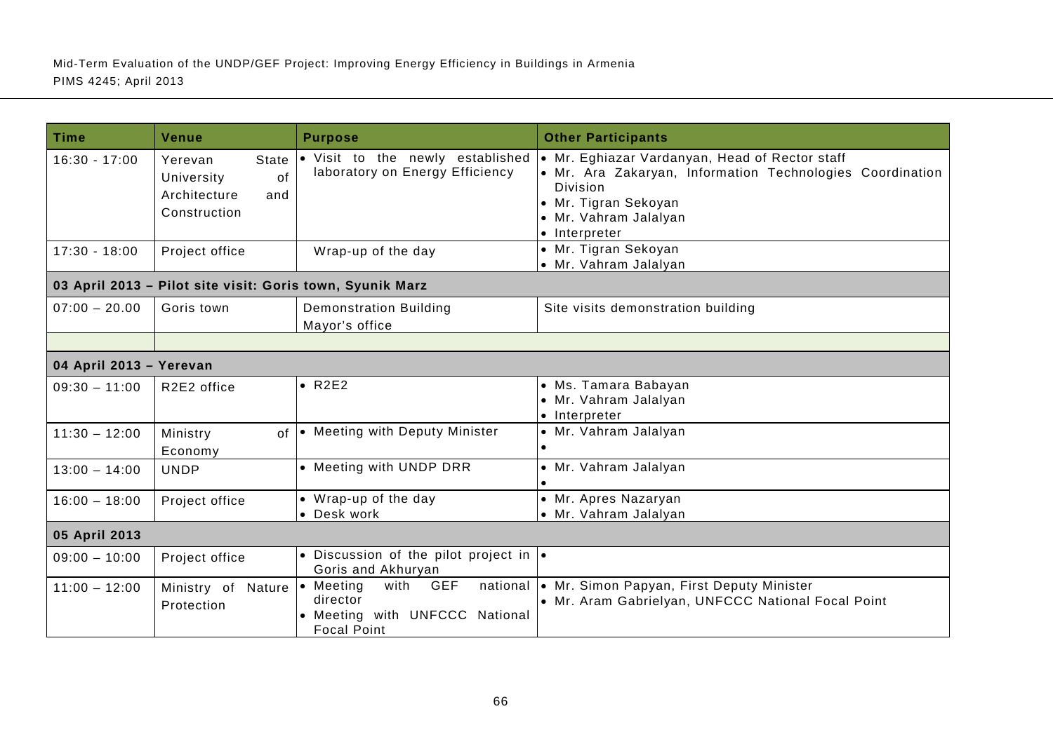| Time | Venue | Purpose | Other Participants |
|---|---|---|---|
| 16:30 - 17:00 | Yerevan State University of Architecture and Construction | • Visit to the newly established laboratory on Energy Efficiency | • Mr. Eghiazar Vardanyan, Head of Rector staff<br>• Mr. Ara Zakaryan, Information Technologies Coordination Division<br>• Mr. Tigran Sekoyan<br>• Mr. Vahram Jalalyan<br>• Interpreter |
| 17:30 - 18:00 | Project office | Wrap-up of the day | • Mr. Tigran Sekoyan<br>• Mr. Vahram Jalalyan |
| **03 April 2013 – Pilot site visit: Goris town, Syunik Marz** | | | |
| 07:00 – 20.00 | Goris town | Demonstration Building<br>Mayor's office | Site visits demonstration building |
| | | | |
| **04 April 2013 – Yerevan** | | | |
| 09:30 – 11:00 | R2E2 office | • R2E2 | • Ms. Tamara Babayan<br>• Mr. Vahram Jalalyan<br>• Interpreter |
| 11:30 – 12:00 | Ministry of Economy | • Meeting with Deputy Minister | • Mr. Vahram Jalalyan<br>• |
| 13:00 – 14:00 | UNDP | • Meeting with UNDP DRR | • Mr. Vahram Jalalyan<br>• |
| 16:00 – 18:00 | Project office | • Wrap-up of the day<br>• Desk work | • Mr. Apres Nazaryan<br>• Mr. Vahram Jalalyan |
| **05 April 2013** | | | |
| 09:00 – 10:00 | Project office | • Discussion of the pilot project in Goris and Akhuryan | • |
| 11:00 – 12:00 | Ministry of Nature Protection | • Meeting with GEF national director<br>• Meeting with UNFCCC National Focal Point | • Mr. Simon Papyan, First Deputy Minister<br>• Mr. Aram Gabrielyan, UNFCCC National Focal Point |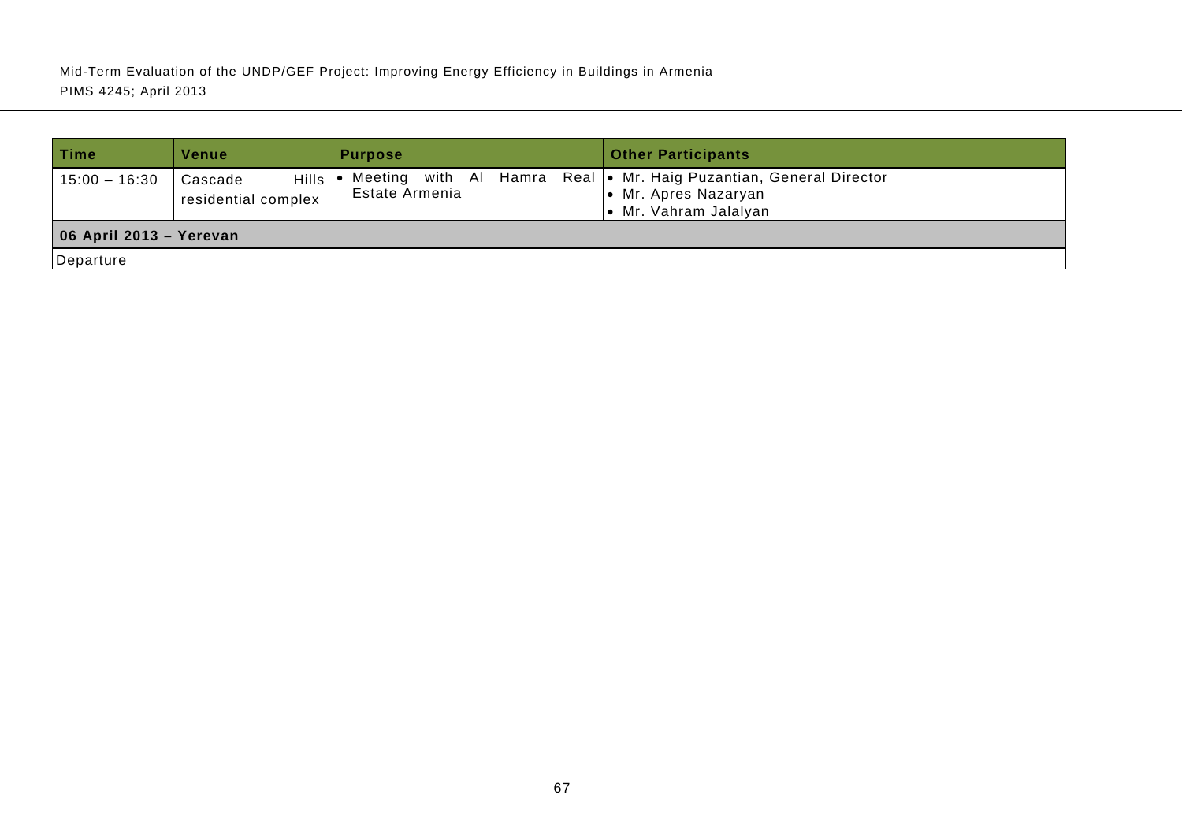| Time | Venue | Purpose | Other Participants |
|---|---|---|---|
| 15:00 – 16:30 | Cascade Hills residential complex | • Meeting with Al Hamra Real Estate Armenia | • Mr. Haig Puzantian, General Director<br>• Mr. Apres Nazaryan<br>• Mr. Vahram Jalalyan |
| **06 April 2013 – Yerevan** | | | |
| Departure | | | |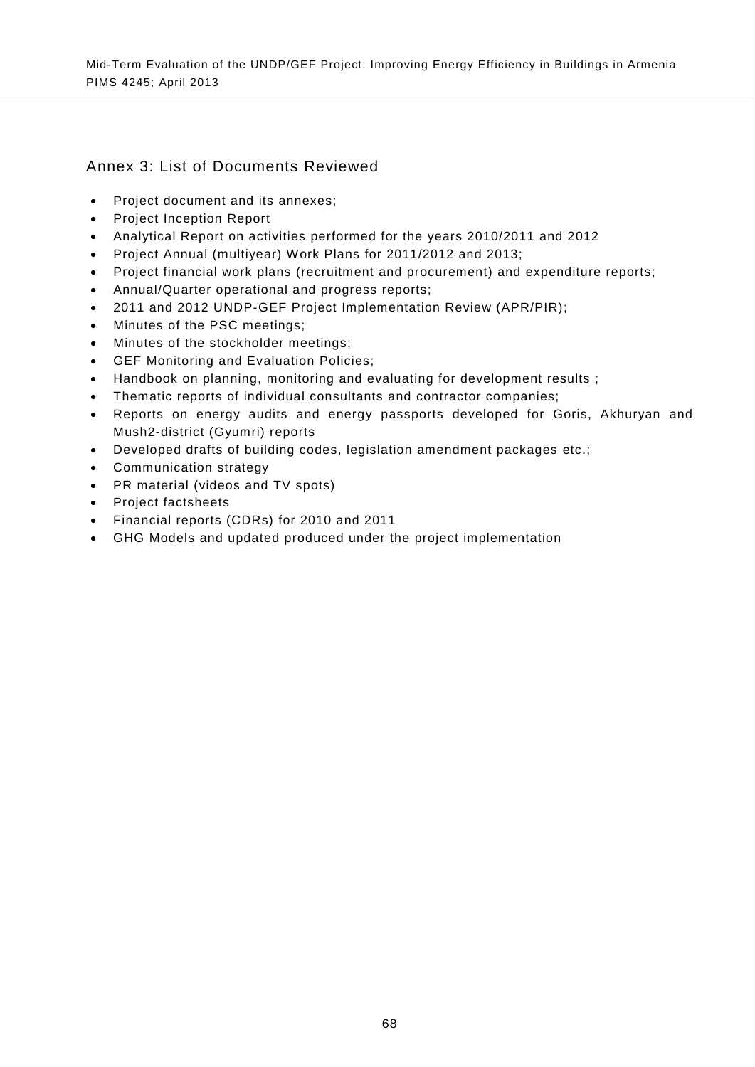## Annex 3: List of Documents Reviewed

- Project document and its annexes;
- Project Inception Report
- Analytical Report on activities performed for the years 2010/2011 and 2012
- Project Annual (multiyear) Work Plans for 2011/2012 and 2013;
- Project financial work plans (recruitment and procurement) and expenditure reports;
- Annual/Quarter operational and progress reports;
- 2011 and 2012 UNDP-GEF Project Implementation Review (APR/PIR);
- Minutes of the PSC meetings;
- Minutes of the stockholder meetings;
- GEF Monitoring and Evaluation Policies;
- Handbook on planning, monitoring and evaluating for development results ;
- Thematic reports of individual consultants and contractor companies;
- Reports on energy audits and energy passports developed for Goris, Akhuryan and Mush2-district (Gyumri) reports
- Developed drafts of building codes, legislation amendment packages etc.;
- Communication strategy
- PR material (videos and TV spots)
- Project factsheets
- Financial reports (CDRs) for 2010 and 2011
- GHG Models and updated produced under the project implementation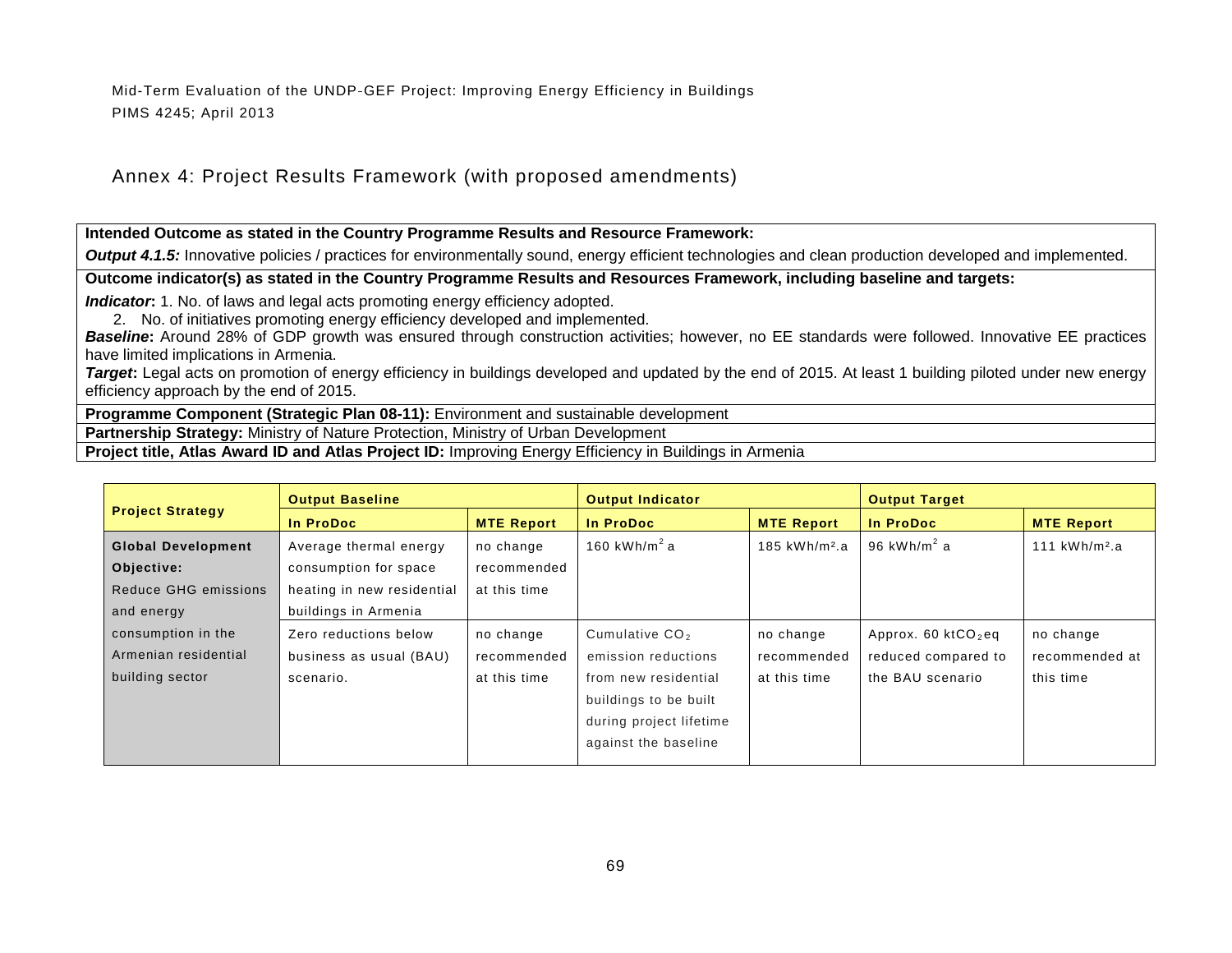## Annex 4: Project Results Framework (with proposed amendments)

| |
|---|
| **Intended Outcome as stated in the Country Programme Results and Resource Framework:** |
| ***Output 4.1.5:*** Innovative policies / practices for environmentally sound, energy efficient technologies and clean production developed and implemented. |
| **Outcome indicator(s) as stated in the Country Programme Results and Resources Framework, including baseline and targets:** |
| ***Indicator*:** 1. No. of laws and legal acts promoting energy efficiency adopted. 2. No. of initiatives promoting energy efficiency developed and implemented. ***Baseline*:** Around 28% of GDP growth was ensured through construction activities; however, no EE standards were followed. Innovative EE practices have limited implications in Armenia. ***Target*:** Legal acts on promotion of energy efficiency in buildings developed and updated by the end of 2015. At least 1 building piloted under new energy efficiency approach by the end of 2015. |
| **Programme Component (Strategic Plan 08-11):** Environment and sustainable development |
| **Partnership Strategy:** Ministry of Nature Protection, Ministry of Urban Development |
| **Project title, Atlas Award ID and Atlas Project ID:** Improving Energy Efficiency in Buildings in Armenia |

| Project Strategy | Output Baseline | | Output Indicator | | Output Target | |
|---|---|---|---|---|---|---|
| | **In ProDoc** | **MTE Report** | **In ProDoc** | **MTE Report** | **In ProDoc** | **MTE Report** |
| **Global Development Objective:** Reduce GHG emissions and energy consumption in the Armenian residential building sector | Average thermal energy consumption for space heating in new residential buildings in Armenia | no change recommended at this time | 160 kWh/m$^2$ a | 185 kWh/m$^2$.a | 96 kWh/m$^2$ a | 111 kWh/m$^2$.a |
| | Zero reductions below business as usual (BAU) scenario. | no change recommended at this time | Cumulative $CO_2$ emission reductions from new residential buildings to be built during project lifetime against the baseline | no change recommended at this time | Approx. 60 kt$CO_2$eq reduced compared to the BAU scenario | no change recommended at this time |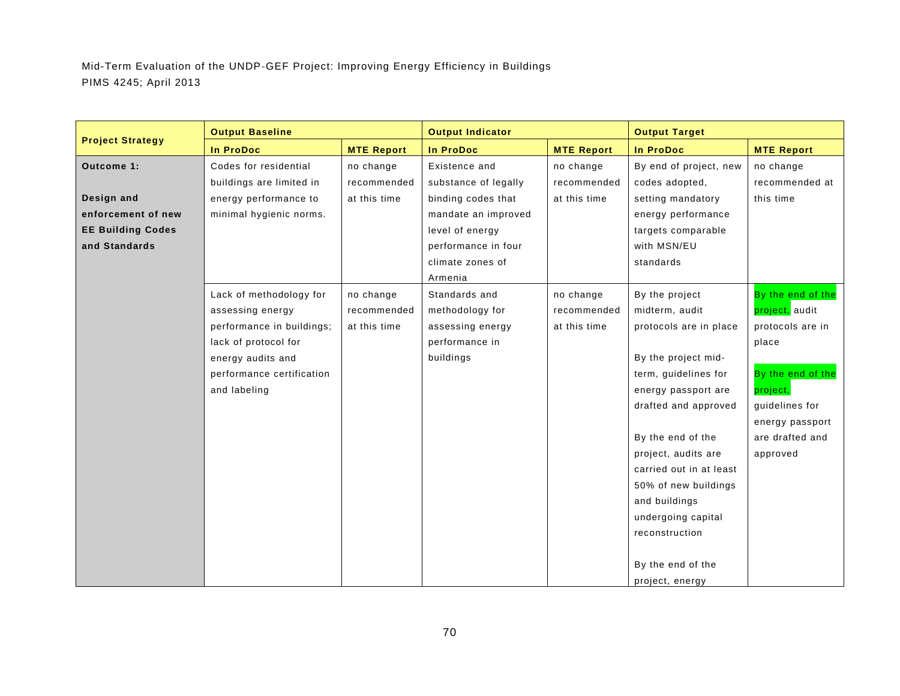| Project Strategy | Output Baseline | | Output Indicator | | Output Target | |
|---|---|---|---|---|---|---|
| | In ProDoc | MTE Report | In ProDoc | MTE Report | In ProDoc | MTE Report |
| **Outcome 1:** **Design and enforcement of new EE Building Codes and Standards** | Codes for residential buildings are limited in energy performance to minimal hygienic norms. | no change recommended at this time | Existence and substance of legally binding codes that mandate an improved level of energy performance in four climate zones of Armenia | no change recommended at this time | By end of project, new codes adopted, setting mandatory energy performance targets comparable with MSN/EU standards | no change recommended at this time |
| | Lack of methodology for assessing energy performance in buildings; lack of protocol for energy audits and performance certification and labeling | no change recommended at this time | Standards and methodology for assessing energy performance in buildings | no change recommended at this time | By the project midterm, audit protocols are in place<br><br>By the project mid-term, guidelines for energy passport are drafted and approved<br><br>By the end of the project, audits are carried out in at least 50% of new buildings and buildings undergoing capital reconstruction<br><br>By the end of the project, energy | By the end of the project, audit protocols are in place<br><br>By the end of the project, guidelines for energy passport are drafted and approved |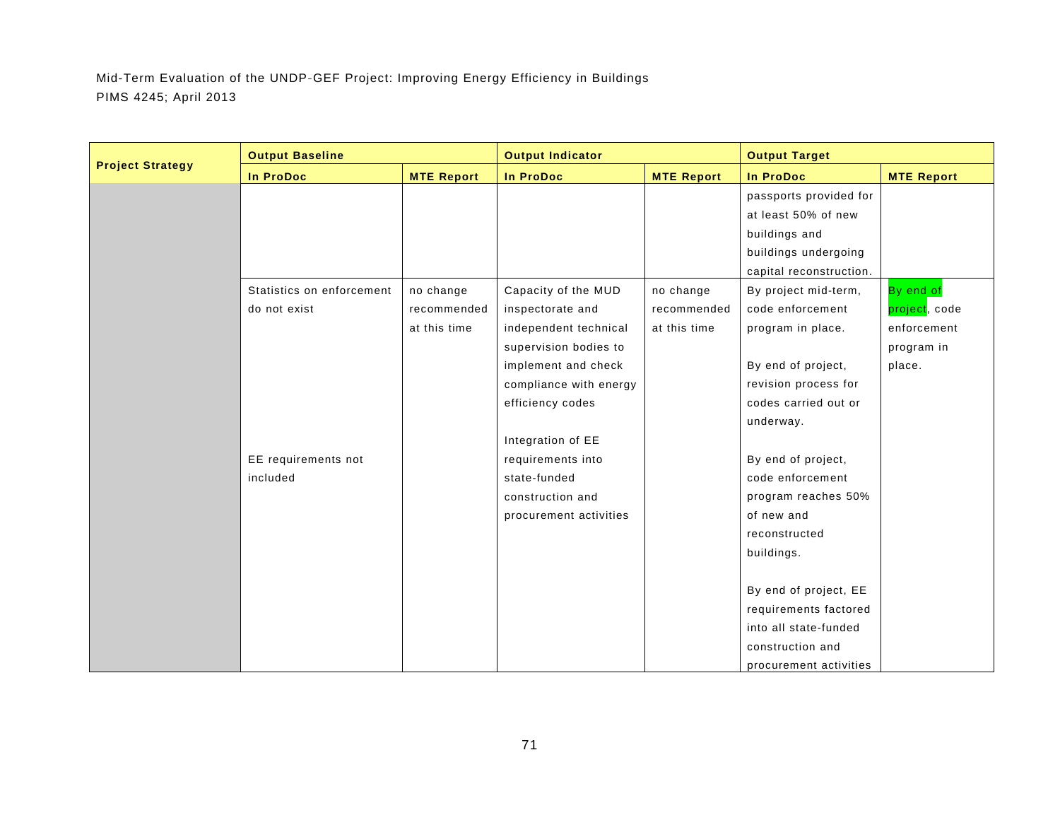| Project Strategy | Output Baseline | | Output Indicator | | Output Target | |
|---|---|---|---|---|---|---|
| | In ProDoc | MTE Report | In ProDoc | MTE Report | In ProDoc | MTE Report |
| | | | | | passports provided for at least 50% of new buildings and buildings undergoing capital reconstruction. | |
| | Statistics on enforcement do not exist<br><br>EE requirements not included | no change recommended at this time | Capacity of the MUD inspectorate and independent technical supervision bodies to implement and check compliance with energy efficiency codes<br><br>Integration of EE requirements into state-funded construction and procurement activities | no change recommended at this time | By project mid-term, code enforcement program in place.<br><br>By end of project, revision process for codes carried out or underway.<br><br>By end of project, code enforcement program reaches 50% of new and reconstructed buildings.<br><br>By end of project, EE requirements factored into all state-funded construction and procurement activities | By end of project, code enforcement program in place. |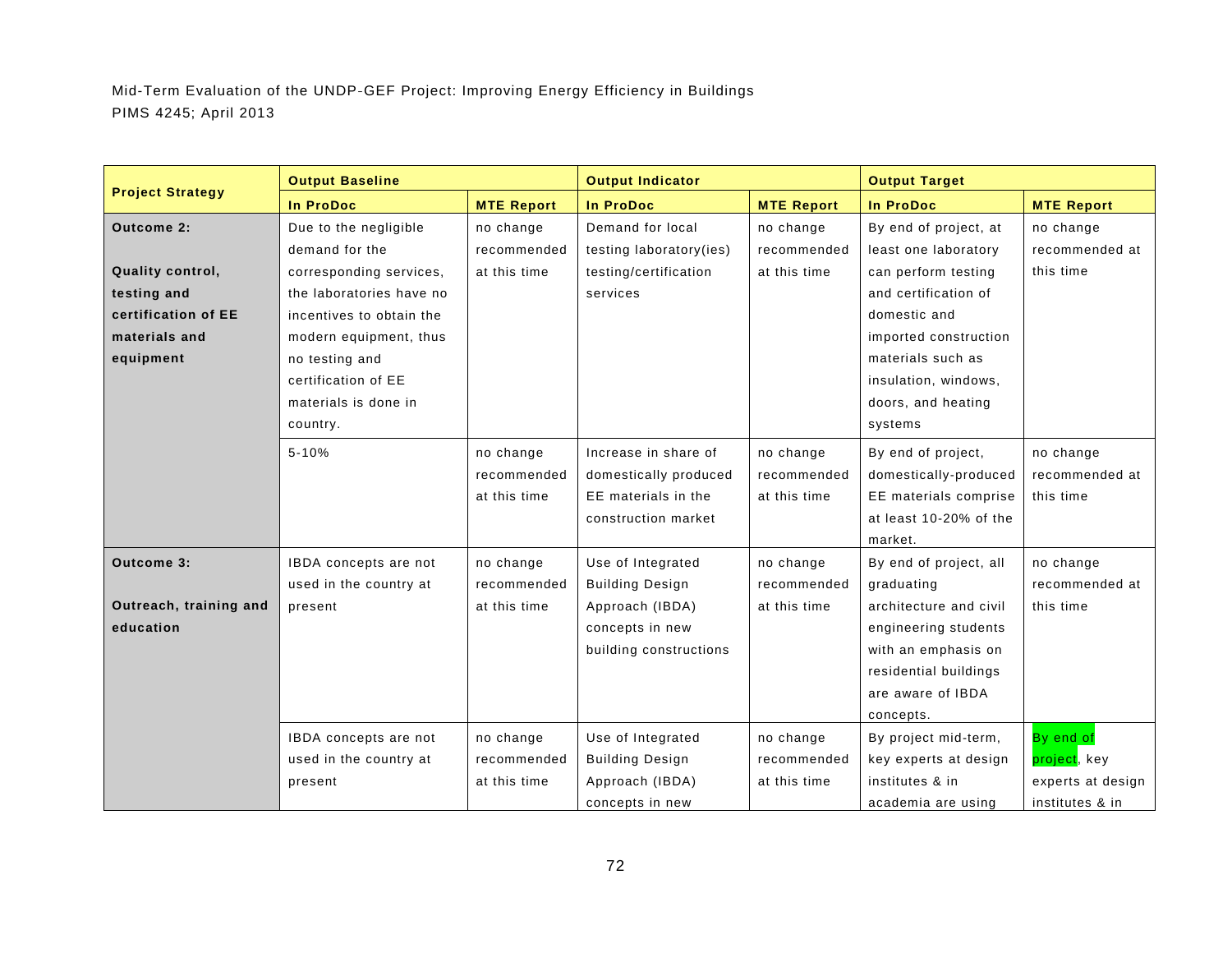| Project Strategy | Output Baseline | | Output Indicator | | Output Target | |
|---|---|---|---|---|---|---|
| | In ProDoc | MTE Report | In ProDoc | MTE Report | In ProDoc | MTE Report |
| **Outcome 2:** **Quality control, testing and certification of EE materials and equipment** | Due to the negligible demand for the corresponding services, the laboratories have no incentives to obtain the modern equipment, thus no testing and certification of EE materials is done in country. | no change recommended at this time | Demand for local testing laboratory(ies) testing/certification services | no change recommended at this time | By end of project, at least one laboratory can perform testing and certification of domestic and imported construction materials such as insulation, windows, doors, and heating systems | no change recommended at this time |
| | 5-10% | no change recommended at this time | Increase in share of domestically produced EE materials in the construction market | no change recommended at this time | By end of project, domestically-produced EE materials comprise at least 10-20% of the market. | no change recommended at this time |
| **Outcome 3:** **Outreach, training and education** | IBDA concepts are not used in the country at present | no change recommended at this time | Use of Integrated Building Design Approach (IBDA) concepts in new building constructions | no change recommended at this time | By end of project, all graduating architecture and civil engineering students with an emphasis on residential buildings are aware of IBDA concepts. | no change recommended at this time |
| | IBDA concepts are not used in the country at present | no change recommended at this time | Use of Integrated Building Design Approach (IBDA) concepts in new | no change recommended at this time | By project mid-term, key experts at design institutes & in academia are using | By end of project, key experts at design institutes & in |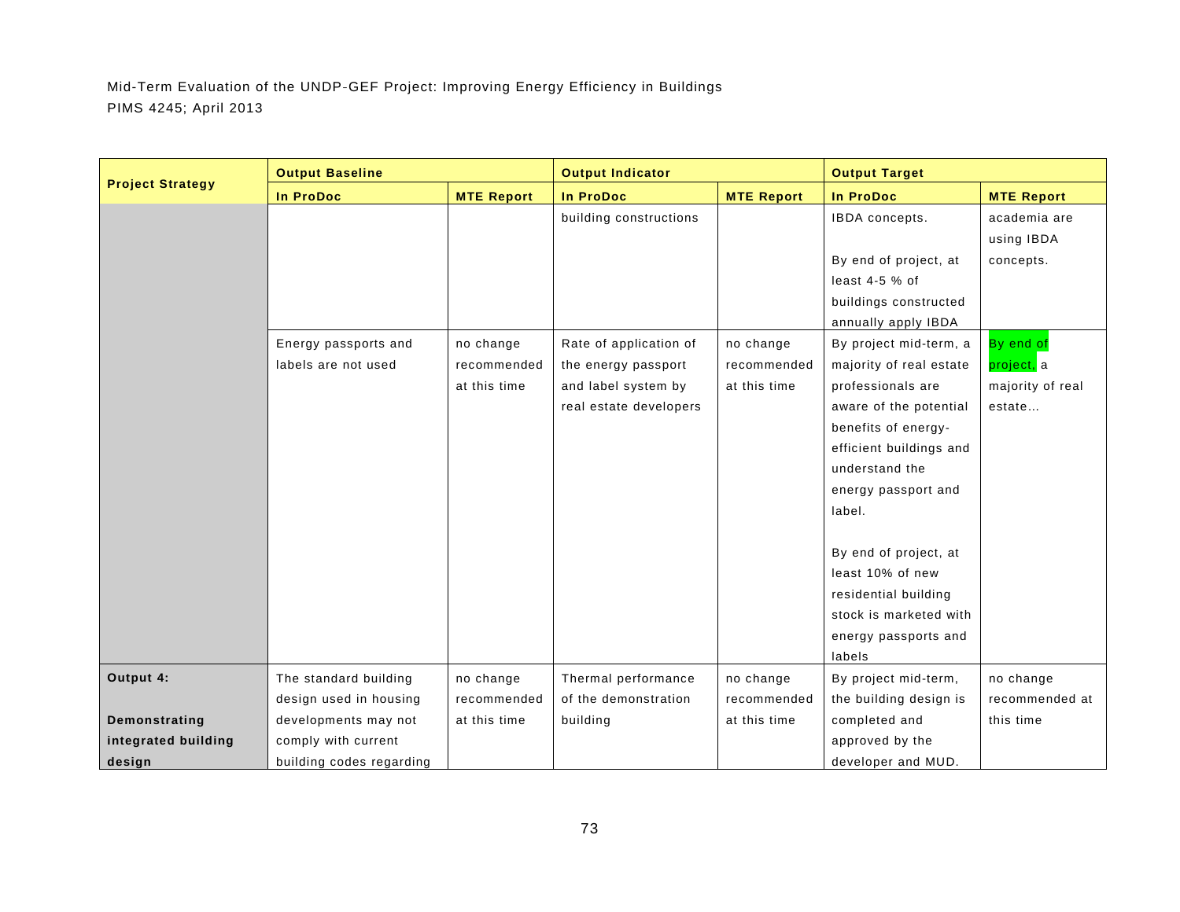| Project Strategy | Output Baseline | | Output Indicator | | Output Target | |
|---|---|---|---|---|---|---|
| | In ProDoc | MTE Report | In ProDoc | MTE Report | In ProDoc | MTE Report |
| | | | building constructions | | IBDA concepts.<br><br>By end of project, at least 4-5 % of buildings constructed annually apply IBDA | academia are using IBDA concepts. |
| | Energy passports and labels are not used | no change recommended at this time | Rate of application of the energy passport and label system by real estate developers | no change recommended at this time | By project mid-term, a majority of real estate professionals are aware of the potential benefits of energy-efficient buildings and understand the energy passport and label.<br><br>By end of project, at least 10% of new residential building stock is marketed with energy passports and labels | By end of project, a majority of real estate… |
| **Output 4:**<br><br>**Demonstrating integrated building design** | The standard building design used in housing developments may not comply with current building codes regarding | no change recommended at this time | Thermal performance of the demonstration building | no change recommended at this time | By project mid-term, the building design is completed and approved by the developer and MUD. | no change recommended at this time |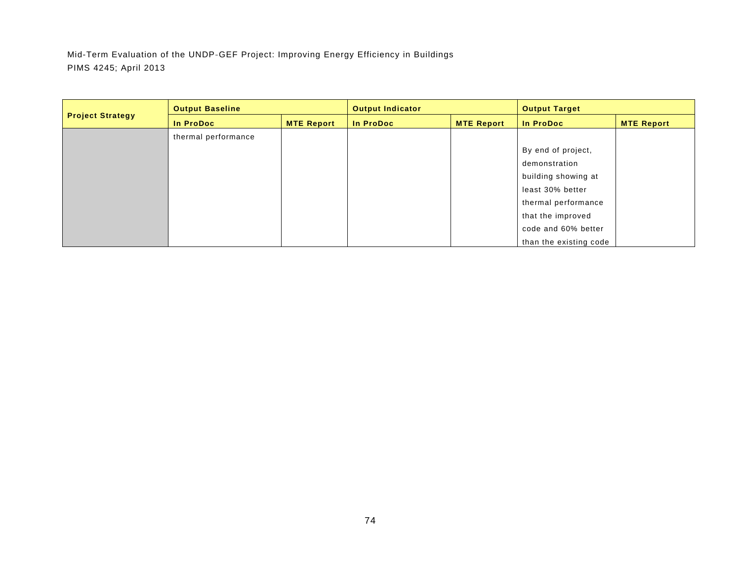| Project Strategy | Output Baseline | | Output Indicator | | Output Target | |
|---|---|---|---|---|---|---|
| | In ProDoc | MTE Report | In ProDoc | MTE Report | In ProDoc | MTE Report |
| | thermal performance | | | | By end of project, demonstration building showing at least 30% better thermal performance that the improved code and 60% better than the existing code | |